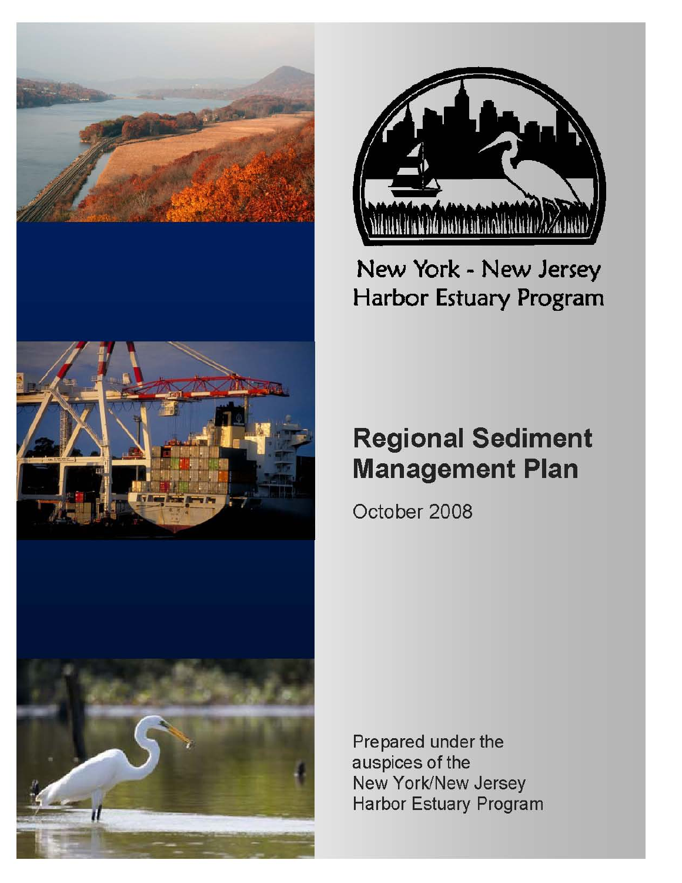New York - New Jersey
Harbor Estuary Program

# Regional Sediment Management Plan

October 2008

Prepared under the auspices of the New York/New Jersey Harbor Estuary Program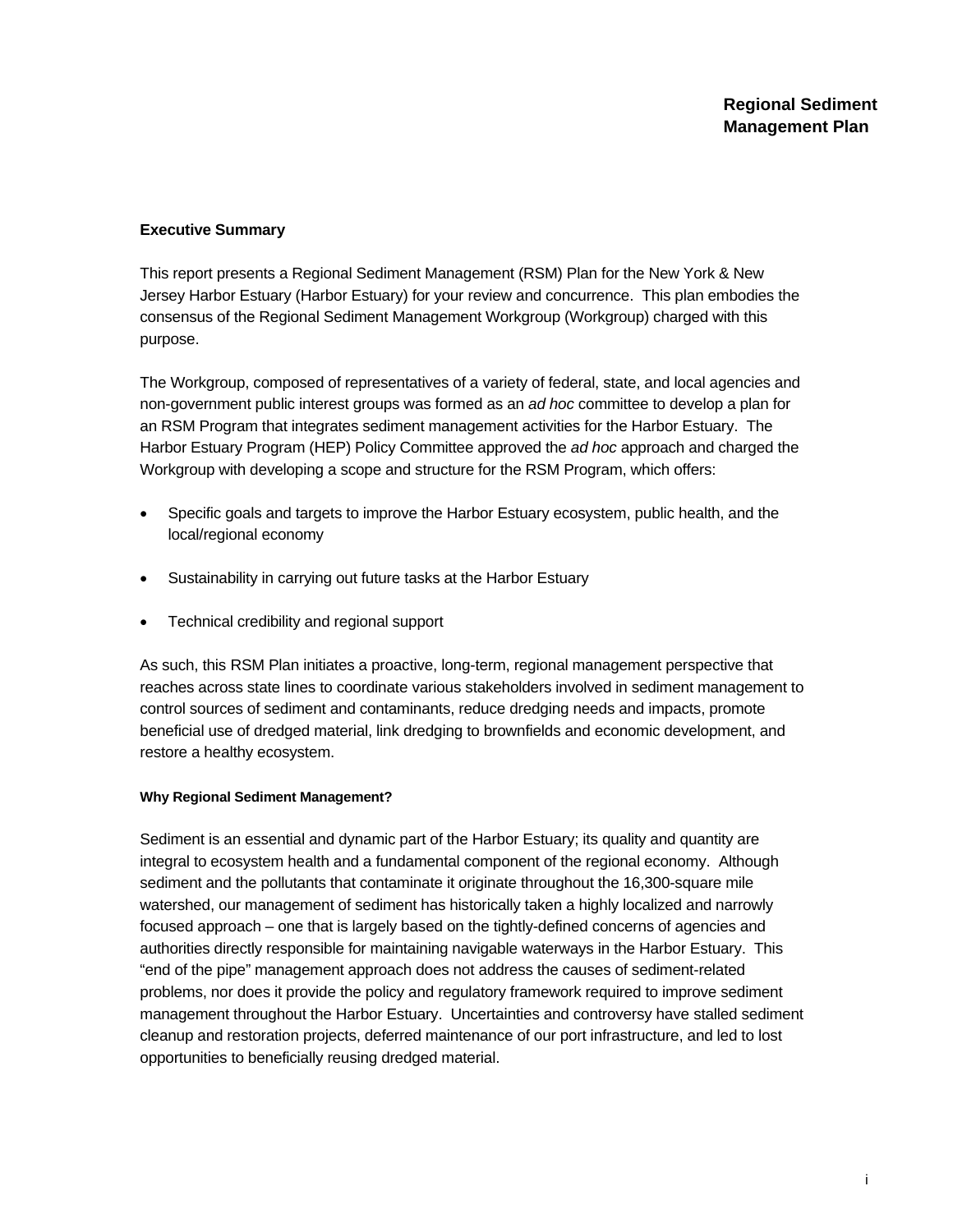# Regional Sediment Management Plan

## Executive Summary

This report presents a Regional Sediment Management (RSM) Plan for the New York & New Jersey Harbor Estuary (Harbor Estuary) for your review and concurrence. This plan embodies the consensus of the Regional Sediment Management Workgroup (Workgroup) charged with this purpose.

The Workgroup, composed of representatives of a variety of federal, state, and local agencies and non-government public interest groups was formed as an *ad hoc* committee to develop a plan for an RSM Program that integrates sediment management activities for the Harbor Estuary. The Harbor Estuary Program (HEP) Policy Committee approved the *ad hoc* approach and charged the Workgroup with developing a scope and structure for the RSM Program, which offers:

- Specific goals and targets to improve the Harbor Estuary ecosystem, public health, and the local/regional economy
- Sustainability in carrying out future tasks at the Harbor Estuary
- Technical credibility and regional support

As such, this RSM Plan initiates a proactive, long-term, regional management perspective that reaches across state lines to coordinate various stakeholders involved in sediment management to control sources of sediment and contaminants, reduce dredging needs and impacts, promote beneficial use of dredged material, link dredging to brownfields and economic development, and restore a healthy ecosystem.

#### Why Regional Sediment Management?

Sediment is an essential and dynamic part of the Harbor Estuary; its quality and quantity are integral to ecosystem health and a fundamental component of the regional economy. Although sediment and the pollutants that contaminate it originate throughout the 16,300-square mile watershed, our management of sediment has historically taken a highly localized and narrowly focused approach – one that is largely based on the tightly-defined concerns of agencies and authorities directly responsible for maintaining navigable waterways in the Harbor Estuary. This "end of the pipe" management approach does not address the causes of sediment-related problems, nor does it provide the policy and regulatory framework required to improve sediment management throughout the Harbor Estuary. Uncertainties and controversy have stalled sediment cleanup and restoration projects, deferred maintenance of our port infrastructure, and led to lost opportunities to beneficially reusing dredged material.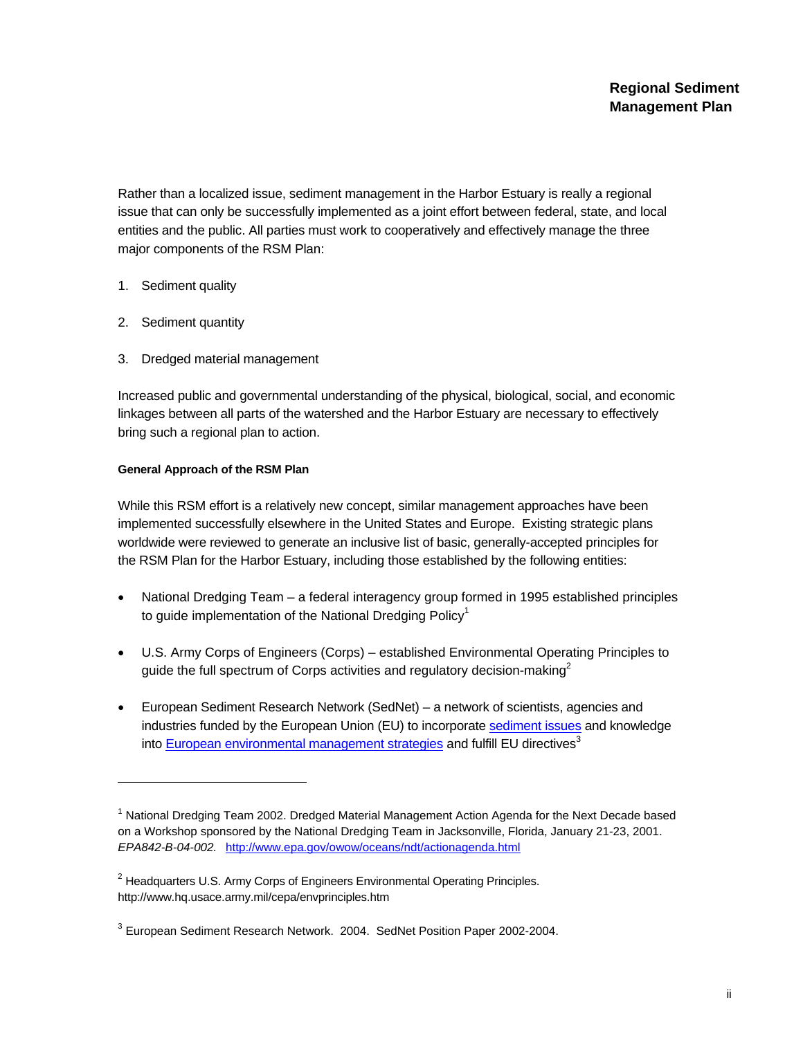Rather than a localized issue, sediment management in the Harbor Estuary is really a regional issue that can only be successfully implemented as a joint effort between federal, state, and local entities and the public. All parties must work to cooperatively and effectively manage the three major components of the RSM Plan:

1. Sediment quality
2. Sediment quantity
3. Dredged material management

Increased public and governmental understanding of the physical, biological, social, and economic linkages between all parts of the watershed and the Harbor Estuary are necessary to effectively bring such a regional plan to action.

#### General Approach of the RSM Plan

While this RSM effort is a relatively new concept, similar management approaches have been implemented successfully elsewhere in the United States and Europe. Existing strategic plans worldwide were reviewed to generate an inclusive list of basic, generally-accepted principles for the RSM Plan for the Harbor Estuary, including those established by the following entities:

- National Dredging Team – a federal interagency group formed in 1995 established principles to guide implementation of the National Dredging Policy[1]
- U.S. Army Corps of Engineers (Corps) – established Environmental Operating Principles to guide the full spectrum of Corps activities and regulatory decision-making[2]
- European Sediment Research Network (SedNet) – a network of scientists, agencies and industries funded by the European Union (EU) to incorporate sediment issues and knowledge into European environmental management strategies and fulfill EU directives[3]

---

[1] National Dredging Team 2002. Dredged Material Management Action Agenda for the Next Decade based on a Workshop sponsored by the National Dredging Team in Jacksonville, Florida, January 21-23, 2001. *EPA842-B-04-002.* http://www.epa.gov/owow/oceans/ndt/actionagenda.html

[2] Headquarters U.S. Army Corps of Engineers Environmental Operating Principles. http://www.hq.usace.army.mil/cepa/envprinciples.htm

[3] European Sediment Research Network. 2004. SedNet Position Paper 2002-2004.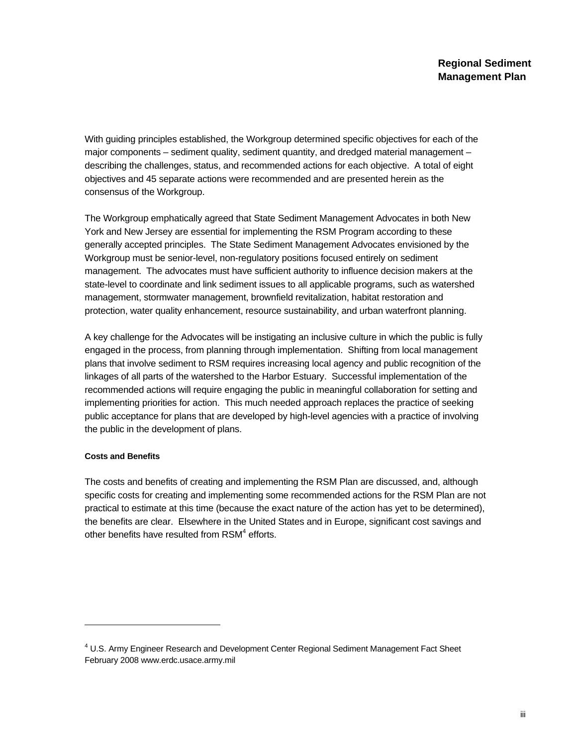With guiding principles established, the Workgroup determined specific objectives for each of the major components – sediment quality, sediment quantity, and dredged material management – describing the challenges, status, and recommended actions for each objective. A total of eight objectives and 45 separate actions were recommended and are presented herein as the consensus of the Workgroup.

The Workgroup emphatically agreed that State Sediment Management Advocates in both New York and New Jersey are essential for implementing the RSM Program according to these generally accepted principles. The State Sediment Management Advocates envisioned by the Workgroup must be senior-level, non-regulatory positions focused entirely on sediment management. The advocates must have sufficient authority to influence decision makers at the state-level to coordinate and link sediment issues to all applicable programs, such as watershed management, stormwater management, brownfield revitalization, habitat restoration and protection, water quality enhancement, resource sustainability, and urban waterfront planning.

A key challenge for the Advocates will be instigating an inclusive culture in which the public is fully engaged in the process, from planning through implementation. Shifting from local management plans that involve sediment to RSM requires increasing local agency and public recognition of the linkages of all parts of the watershed to the Harbor Estuary. Successful implementation of the recommended actions will require engaging the public in meaningful collaboration for setting and implementing priorities for action. This much needed approach replaces the practice of seeking public acceptance for plans that are developed by high-level agencies with a practice of involving the public in the development of plans.

#### Costs and Benefits

The costs and benefits of creating and implementing the RSM Plan are discussed, and, although specific costs for creating and implementing some recommended actions for the RSM Plan are not practical to estimate at this time (because the exact nature of the action has yet to be determined), the benefits are clear. Elsewhere in the United States and in Europe, significant cost savings and other benefits have resulted from RSM[4] efforts.

---

[4] U.S. Army Engineer Research and Development Center Regional Sediment Management Fact Sheet February 2008 www.erdc.usace.army.mil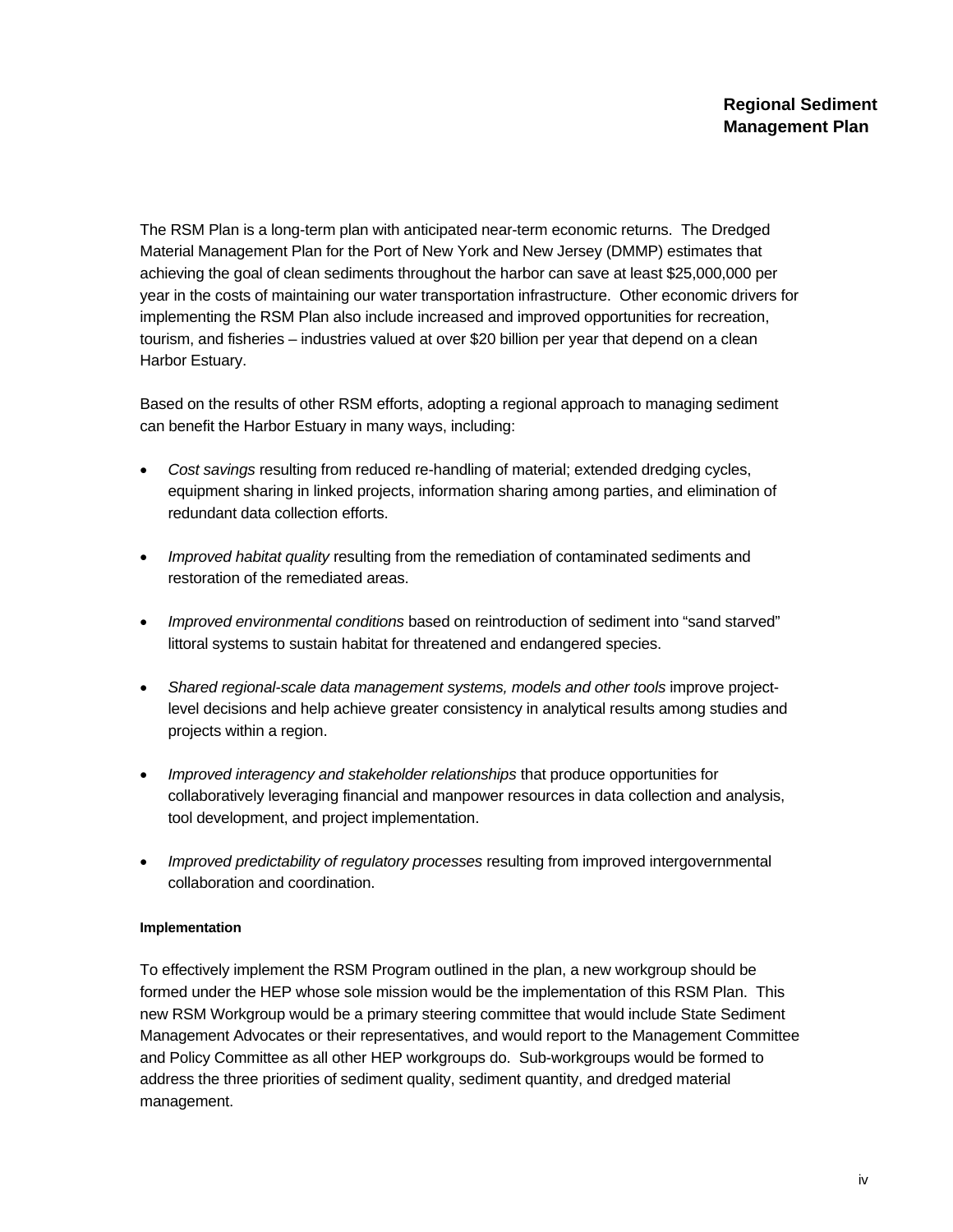The RSM Plan is a long-term plan with anticipated near-term economic returns. The Dredged Material Management Plan for the Port of New York and New Jersey (DMMP) estimates that achieving the goal of clean sediments throughout the harbor can save at least $25,000,000 per year in the costs of maintaining our water transportation infrastructure. Other economic drivers for implementing the RSM Plan also include increased and improved opportunities for recreation, tourism, and fisheries – industries valued at over $20 billion per year that depend on a clean Harbor Estuary.

Based on the results of other RSM efforts, adopting a regional approach to managing sediment can benefit the Harbor Estuary in many ways, including:

- *Cost savings* resulting from reduced re-handling of material; extended dredging cycles, equipment sharing in linked projects, information sharing among parties, and elimination of redundant data collection efforts.
- *Improved habitat quality* resulting from the remediation of contaminated sediments and restoration of the remediated areas.
- *Improved environmental conditions* based on reintroduction of sediment into "sand starved" littoral systems to sustain habitat for threatened and endangered species.
- *Shared regional-scale data management systems, models and other tools* improve project-level decisions and help achieve greater consistency in analytical results among studies and projects within a region.
- *Improved interagency and stakeholder relationships* that produce opportunities for collaboratively leveraging financial and manpower resources in data collection and analysis, tool development, and project implementation.
- *Improved predictability of regulatory processes* resulting from improved intergovernmental collaboration and coordination.

#### Implementation

To effectively implement the RSM Program outlined in the plan, a new workgroup should be formed under the HEP whose sole mission would be the implementation of this RSM Plan. This new RSM Workgroup would be a primary steering committee that would include State Sediment Management Advocates or their representatives, and would report to the Management Committee and Policy Committee as all other HEP workgroups do. Sub-workgroups would be formed to address the three priorities of sediment quality, sediment quantity, and dredged material management.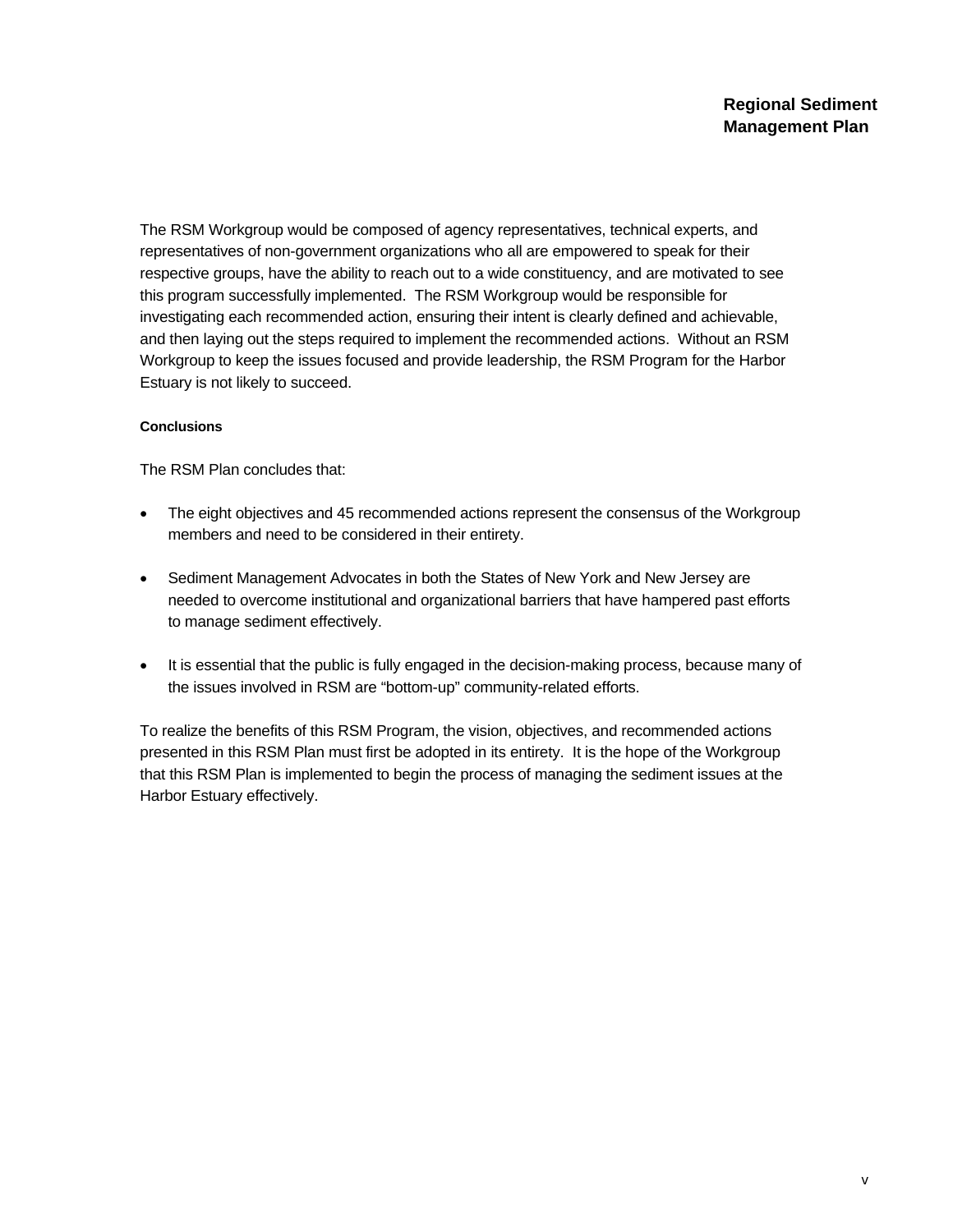The RSM Workgroup would be composed of agency representatives, technical experts, and representatives of non-government organizations who all are empowered to speak for their respective groups, have the ability to reach out to a wide constituency, and are motivated to see this program successfully implemented. The RSM Workgroup would be responsible for investigating each recommended action, ensuring their intent is clearly defined and achievable, and then laying out the steps required to implement the recommended actions. Without an RSM Workgroup to keep the issues focused and provide leadership, the RSM Program for the Harbor Estuary is not likely to succeed.

#### Conclusions

The RSM Plan concludes that:

- The eight objectives and 45 recommended actions represent the consensus of the Workgroup members and need to be considered in their entirety.
- Sediment Management Advocates in both the States of New York and New Jersey are needed to overcome institutional and organizational barriers that have hampered past efforts to manage sediment effectively.
- It is essential that the public is fully engaged in the decision-making process, because many of the issues involved in RSM are "bottom-up" community-related efforts.

To realize the benefits of this RSM Program, the vision, objectives, and recommended actions presented in this RSM Plan must first be adopted in its entirety. It is the hope of the Workgroup that this RSM Plan is implemented to begin the process of managing the sediment issues at the Harbor Estuary effectively.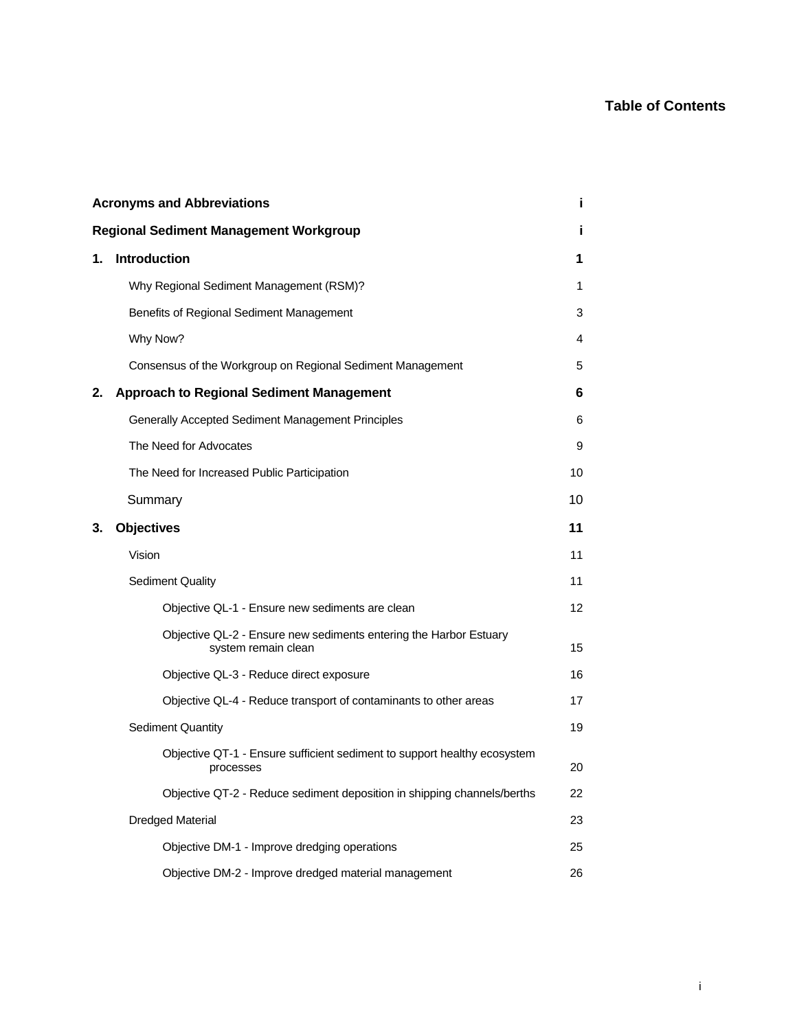# Table of Contents

| | |
|---|---|
| **Acronyms and Abbreviations** | **i** |
| **Regional Sediment Management Workgroup** | **i** |
| **1. Introduction** | **1** |
| Why Regional Sediment Management (RSM)? | 1 |
| Benefits of Regional Sediment Management | 3 |
| Why Now? | 4 |
| Consensus of the Workgroup on Regional Sediment Management | 5 |
| **2. Approach to Regional Sediment Management** | **6** |
| Generally Accepted Sediment Management Principles | 6 |
| The Need for Advocates | 9 |
| The Need for Increased Public Participation | 10 |
| Summary | 10 |
| **3. Objectives** | **11** |
| Vision | 11 |
| Sediment Quality | 11 |
| Objective QL-1 - Ensure new sediments are clean | 12 |
| Objective QL-2 - Ensure new sediments entering the Harbor Estuary system remain clean | 15 |
| Objective QL-3 - Reduce direct exposure | 16 |
| Objective QL-4 - Reduce transport of contaminants to other areas | 17 |
| Sediment Quantity | 19 |
| Objective QT-1 - Ensure sufficient sediment to support healthy ecosystem processes | 20 |
| Objective QT-2 - Reduce sediment deposition in shipping channels/berths | 22 |
| Dredged Material | 23 |
| Objective DM-1 - Improve dredging operations | 25 |
| Objective DM-2 - Improve dredged material management | 26 |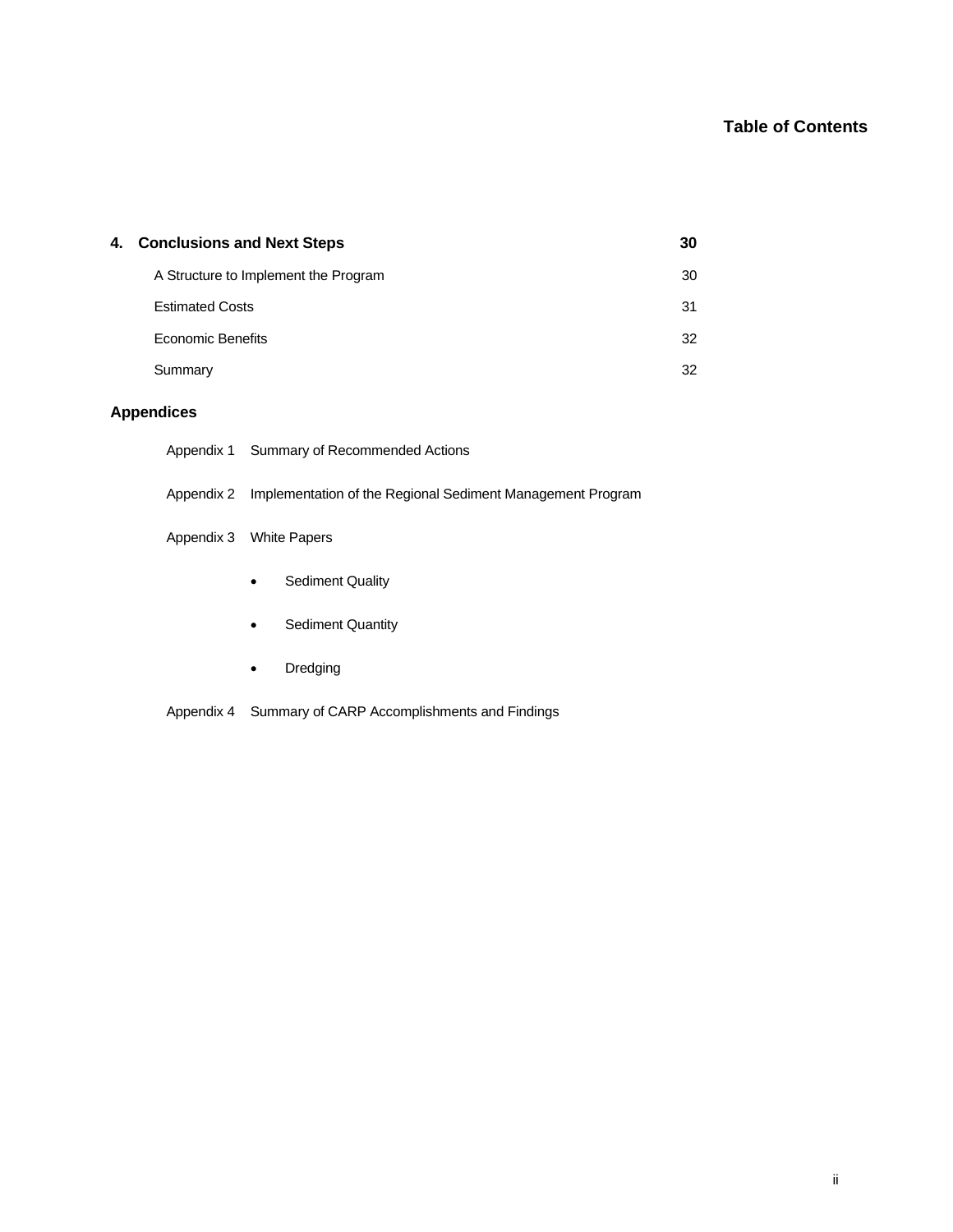## Table of Contents

| | |
|---|---|
| **4. Conclusions and Next Steps** | **30** |
| A Structure to Implement the Program | 30 |
| Estimated Costs | 31 |
| Economic Benefits | 32 |
| Summary | 32 |

**Appendices**

Appendix 1 Summary of Recommended Actions

Appendix 2 Implementation of the Regional Sediment Management Program

Appendix 3 White Papers

- Sediment Quality
- Sediment Quantity
- Dredging

Appendix 4 Summary of CARP Accomplishments and Findings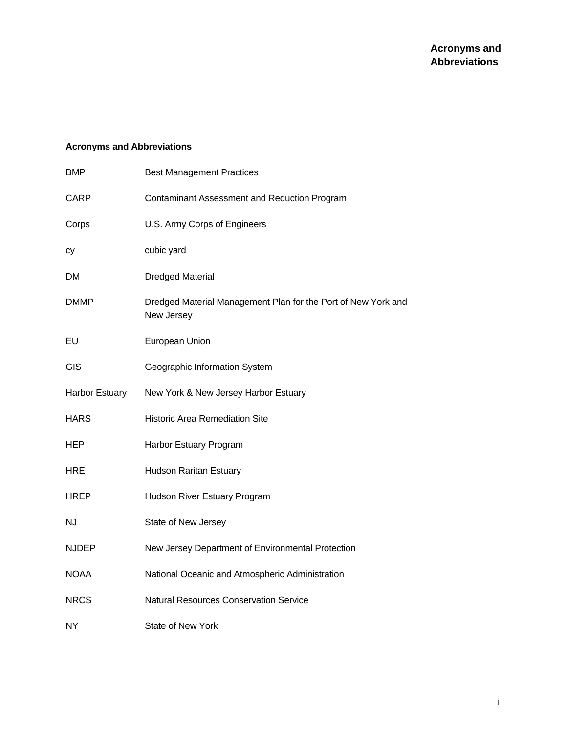## Acronyms and Abbreviations

| | |
|---|---|
| BMP | Best Management Practices |
| CARP | Contaminant Assessment and Reduction Program |
| Corps | U.S. Army Corps of Engineers |
| cy | cubic yard |
| DM | Dredged Material |
| DMMP | Dredged Material Management Plan for the Port of New York and New Jersey |
| EU | European Union |
| GIS | Geographic Information System |
| Harbor Estuary | New York & New Jersey Harbor Estuary |
| HARS | Historic Area Remediation Site |
| HEP | Harbor Estuary Program |
| HRE | Hudson Raritan Estuary |
| HREP | Hudson River Estuary Program |
| NJ | State of New Jersey |
| NJDEP | New Jersey Department of Environmental Protection |
| NOAA | National Oceanic and Atmospheric Administration |
| NRCS | Natural Resources Conservation Service |
| NY | State of New York |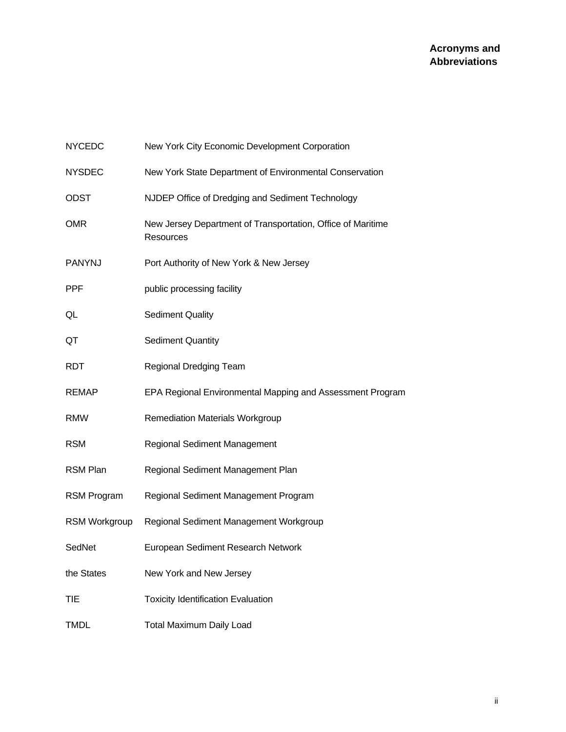**Acronyms and Abbreviations**

| | |
|---|---|
| NYCEDC | New York City Economic Development Corporation |
| NYSDEC | New York State Department of Environmental Conservation |
| ODST | NJDEP Office of Dredging and Sediment Technology |
| OMR | New Jersey Department of Transportation, Office of Maritime Resources |
| PANYNJ | Port Authority of New York & New Jersey |
| PPF | public processing facility |
| QL | Sediment Quality |
| QT | Sediment Quantity |
| RDT | Regional Dredging Team |
| REMAP | EPA Regional Environmental Mapping and Assessment Program |
| RMW | Remediation Materials Workgroup |
| RSM | Regional Sediment Management |
| RSM Plan | Regional Sediment Management Plan |
| RSM Program | Regional Sediment Management Program |
| RSM Workgroup | Regional Sediment Management Workgroup |
| SedNet | European Sediment Research Network |
| the States | New York and New Jersey |
| TIE | Toxicity Identification Evaluation |
| TMDL | Total Maximum Daily Load |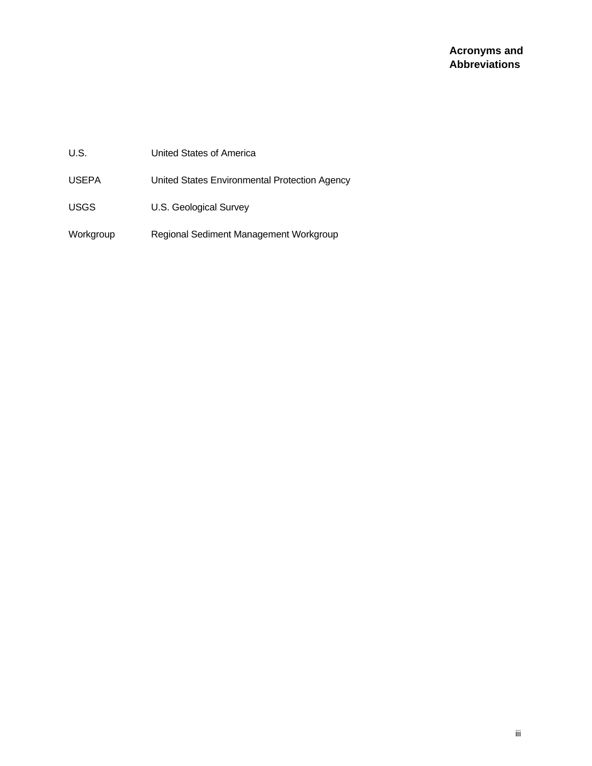## Acronyms and Abbreviations

| | |
|---|---|
| U.S. | United States of America |
| USEPA | United States Environmental Protection Agency |
| USGS | U.S. Geological Survey |
| Workgroup | Regional Sediment Management Workgroup |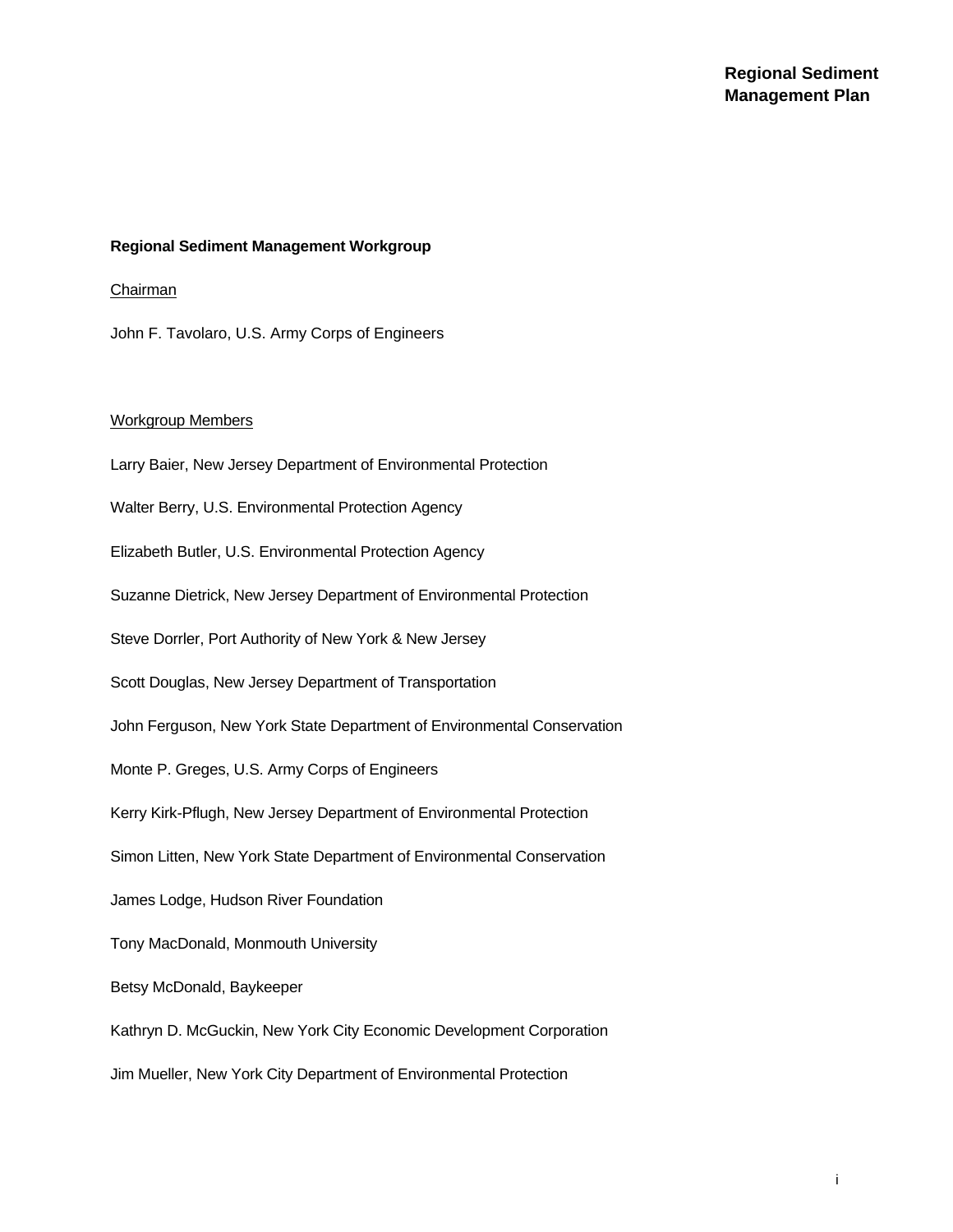**Regional Sediment Management Workgroup**

Chairman

John F. Tavolaro, U.S. Army Corps of Engineers

Workgroup Members

Larry Baier, New Jersey Department of Environmental Protection

Walter Berry, U.S. Environmental Protection Agency

Elizabeth Butler, U.S. Environmental Protection Agency

Suzanne Dietrick, New Jersey Department of Environmental Protection

Steve Dorrler, Port Authority of New York & New Jersey

Scott Douglas, New Jersey Department of Transportation

John Ferguson, New York State Department of Environmental Conservation

Monte P. Greges, U.S. Army Corps of Engineers

Kerry Kirk-Pflugh, New Jersey Department of Environmental Protection

Simon Litten, New York State Department of Environmental Conservation

James Lodge, Hudson River Foundation

Tony MacDonald, Monmouth University

Betsy McDonald, Baykeeper

Kathryn D. McGuckin, New York City Economic Development Corporation

Jim Mueller, New York City Department of Environmental Protection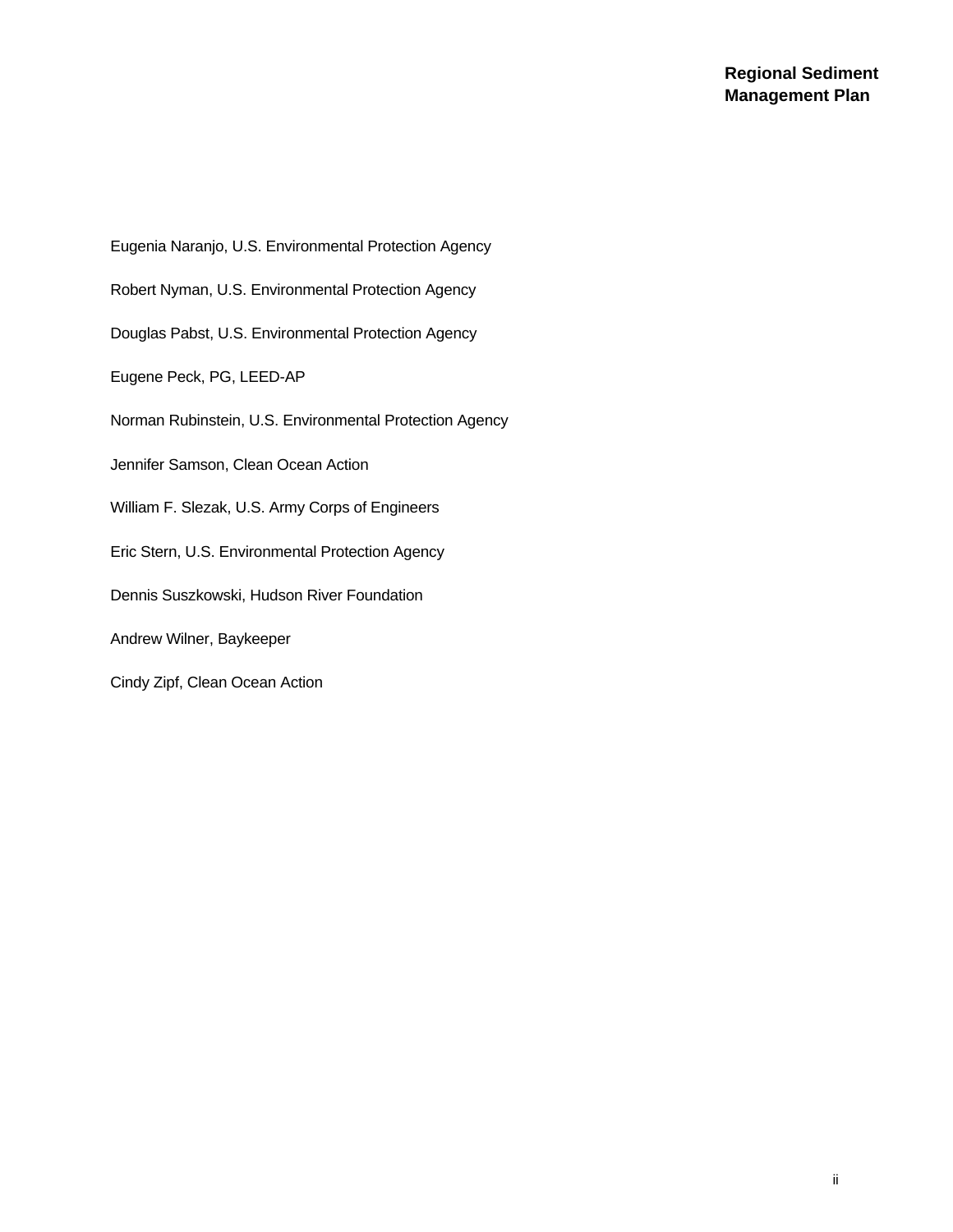Eugenia Naranjo, U.S. Environmental Protection Agency

Robert Nyman, U.S. Environmental Protection Agency

Douglas Pabst, U.S. Environmental Protection Agency

Eugene Peck, PG, LEED-AP

Norman Rubinstein, U.S. Environmental Protection Agency

Jennifer Samson, Clean Ocean Action

William F. Slezak, U.S. Army Corps of Engineers

Eric Stern, U.S. Environmental Protection Agency

Dennis Suszkowski, Hudson River Foundation

Andrew Wilner, Baykeeper

Cindy Zipf, Clean Ocean Action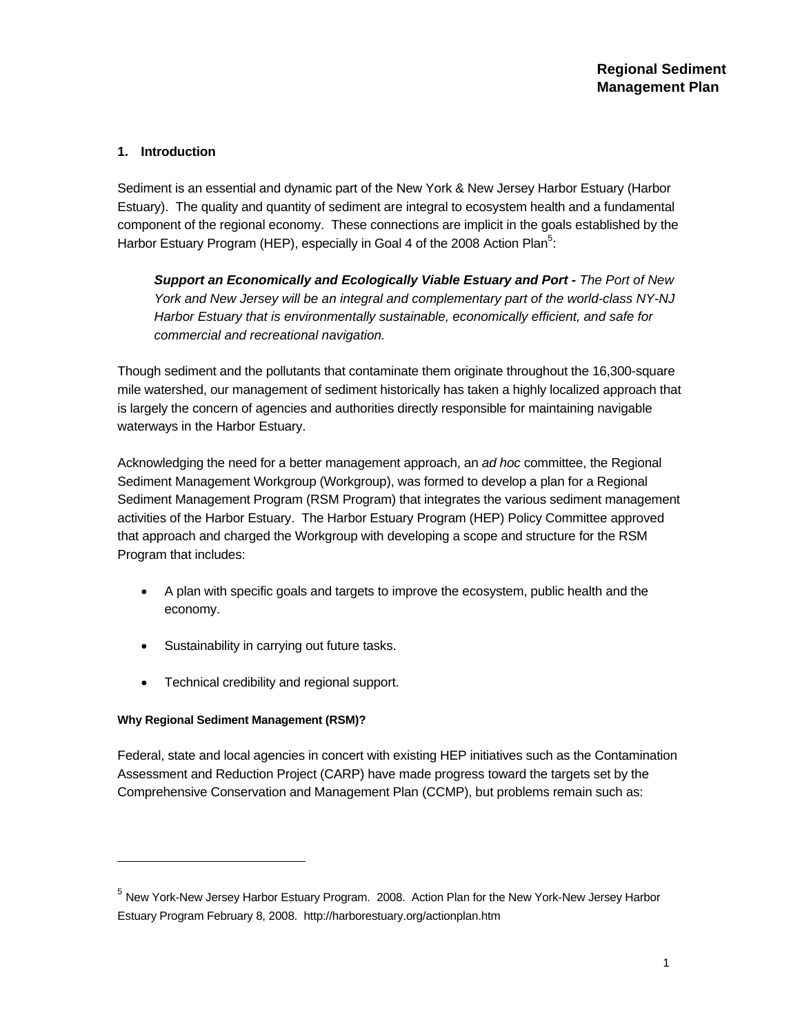## 1. Introduction

Sediment is an essential and dynamic part of the New York & New Jersey Harbor Estuary (Harbor Estuary). The quality and quantity of sediment are integral to ecosystem health and a fundamental component of the regional economy. These connections are implicit in the goals established by the Harbor Estuary Program (HEP), especially in Goal 4 of the 2008 Action Plan[5]:

> ***Support an Economically and Ecologically Viable Estuary and Port -*** *The Port of New York and New Jersey will be an integral and complementary part of the world-class NY-NJ Harbor Estuary that is environmentally sustainable, economically efficient, and safe for commercial and recreational navigation.*

Though sediment and the pollutants that contaminate them originate throughout the 16,300-square mile watershed, our management of sediment historically has taken a highly localized approach that is largely the concern of agencies and authorities directly responsible for maintaining navigable waterways in the Harbor Estuary.

Acknowledging the need for a better management approach, an *ad hoc* committee, the Regional Sediment Management Workgroup (Workgroup), was formed to develop a plan for a Regional Sediment Management Program (RSM Program) that integrates the various sediment management activities of the Harbor Estuary. The Harbor Estuary Program (HEP) Policy Committee approved that approach and charged the Workgroup with developing a scope and structure for the RSM Program that includes:

- A plan with specific goals and targets to improve the ecosystem, public health and the economy.
- Sustainability in carrying out future tasks.
- Technical credibility and regional support.

#### Why Regional Sediment Management (RSM)?

Federal, state and local agencies in concert with existing HEP initiatives such as the Contamination Assessment and Reduction Project (CARP) have made progress toward the targets set by the Comprehensive Conservation and Management Plan (CCMP), but problems remain such as:

---

[5] New York-New Jersey Harbor Estuary Program. 2008. Action Plan for the New York-New Jersey Harbor Estuary Program February 8, 2008. http://harborestuary.org/actionplan.htm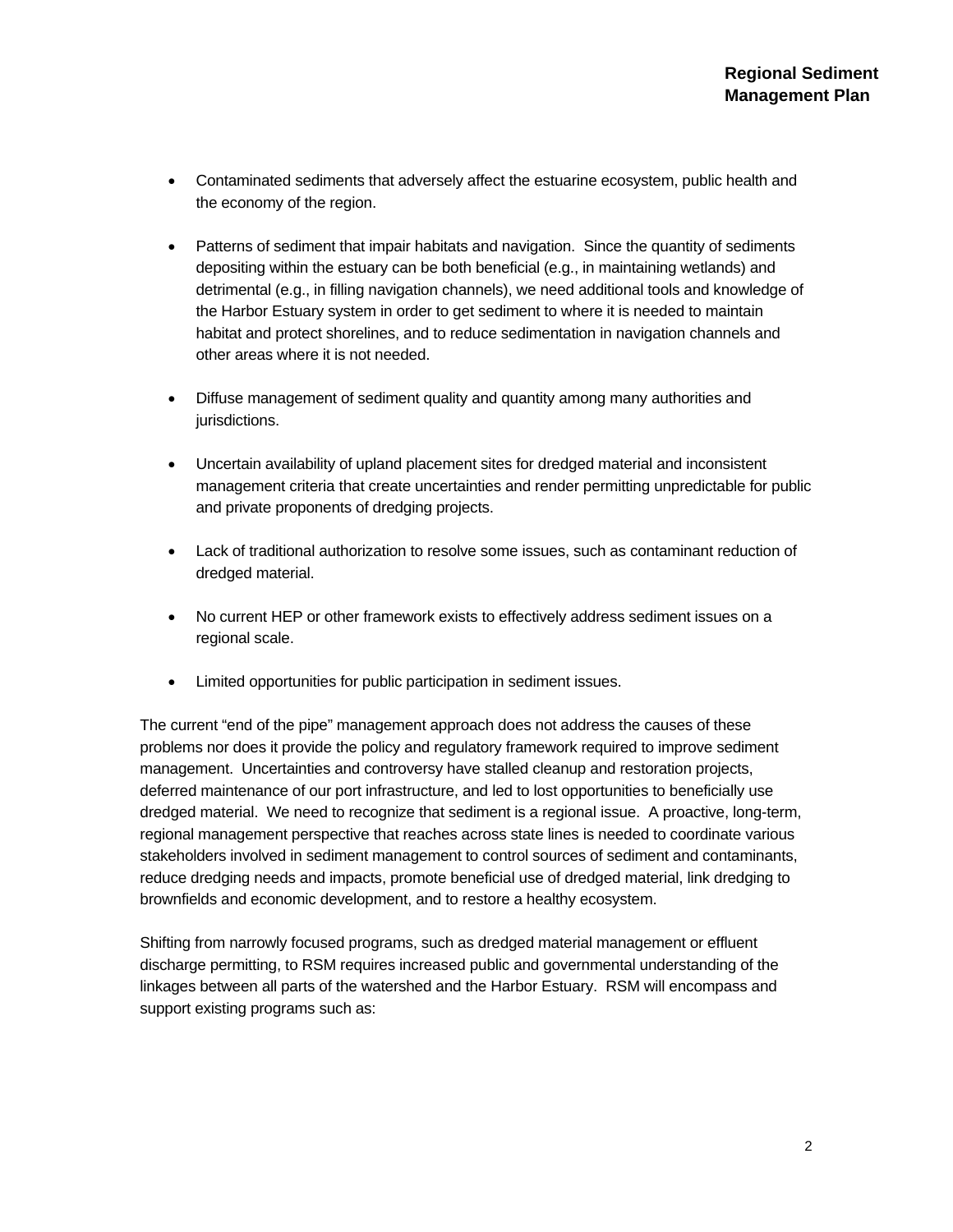- Contaminated sediments that adversely affect the estuarine ecosystem, public health and the economy of the region.

- Patterns of sediment that impair habitats and navigation. Since the quantity of sediments depositing within the estuary can be both beneficial (e.g., in maintaining wetlands) and detrimental (e.g., in filling navigation channels), we need additional tools and knowledge of the Harbor Estuary system in order to get sediment to where it is needed to maintain habitat and protect shorelines, and to reduce sedimentation in navigation channels and other areas where it is not needed.

- Diffuse management of sediment quality and quantity among many authorities and jurisdictions.

- Uncertain availability of upland placement sites for dredged material and inconsistent management criteria that create uncertainties and render permitting unpredictable for public and private proponents of dredging projects.

- Lack of traditional authorization to resolve some issues, such as contaminant reduction of dredged material.

- No current HEP or other framework exists to effectively address sediment issues on a regional scale.

- Limited opportunities for public participation in sediment issues.

The current "end of the pipe" management approach does not address the causes of these problems nor does it provide the policy and regulatory framework required to improve sediment management. Uncertainties and controversy have stalled cleanup and restoration projects, deferred maintenance of our port infrastructure, and led to lost opportunities to beneficially use dredged material. We need to recognize that sediment is a regional issue. A proactive, long-term, regional management perspective that reaches across state lines is needed to coordinate various stakeholders involved in sediment management to control sources of sediment and contaminants, reduce dredging needs and impacts, promote beneficial use of dredged material, link dredging to brownfields and economic development, and to restore a healthy ecosystem.

Shifting from narrowly focused programs, such as dredged material management or effluent discharge permitting, to RSM requires increased public and governmental understanding of the linkages between all parts of the watershed and the Harbor Estuary. RSM will encompass and support existing programs such as: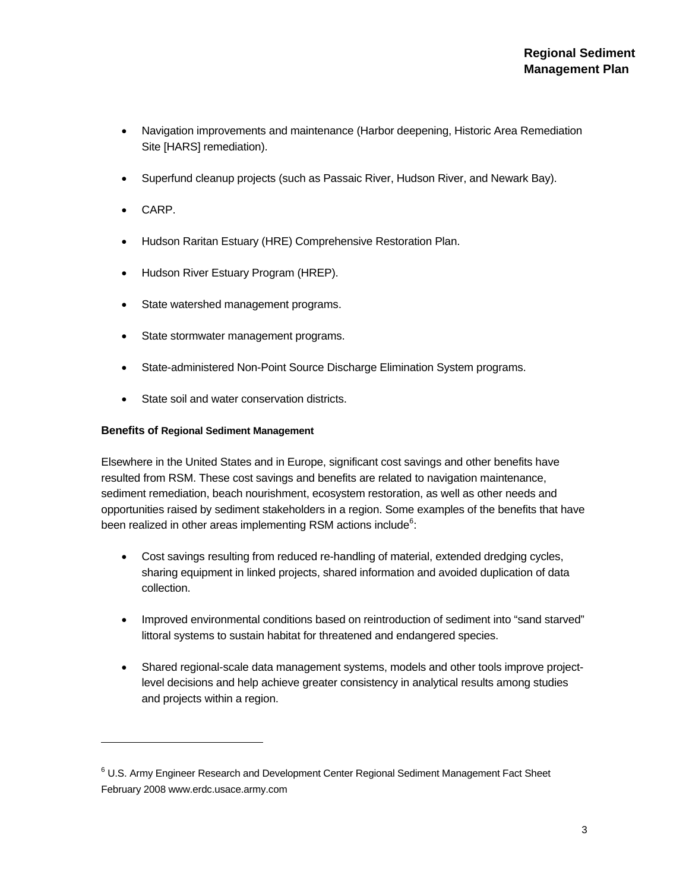- Navigation improvements and maintenance (Harbor deepening, Historic Area Remediation Site [HARS] remediation).

- Superfund cleanup projects (such as Passaic River, Hudson River, and Newark Bay).

- CARP.

- Hudson Raritan Estuary (HRE) Comprehensive Restoration Plan.

- Hudson River Estuary Program (HREP).

- State watershed management programs.

- State stormwater management programs.

- State-administered Non-Point Source Discharge Elimination System programs.

- State soil and water conservation districts.

**Benefits of Regional Sediment Management**

Elsewhere in the United States and in Europe, significant cost savings and other benefits have resulted from RSM. These cost savings and benefits are related to navigation maintenance, sediment remediation, beach nourishment, ecosystem restoration, as well as other needs and opportunities raised by sediment stakeholders in a region. Some examples of the benefits that have been realized in other areas implementing RSM actions include[6]:

- Cost savings resulting from reduced re-handling of material, extended dredging cycles, sharing equipment in linked projects, shared information and avoided duplication of data collection.

- Improved environmental conditions based on reintroduction of sediment into "sand starved" littoral systems to sustain habitat for threatened and endangered species.

- Shared regional-scale data management systems, models and other tools improve project-level decisions and help achieve greater consistency in analytical results among studies and projects within a region.

---

[6] U.S. Army Engineer Research and Development Center Regional Sediment Management Fact Sheet February 2008 www.erdc.usace.army.com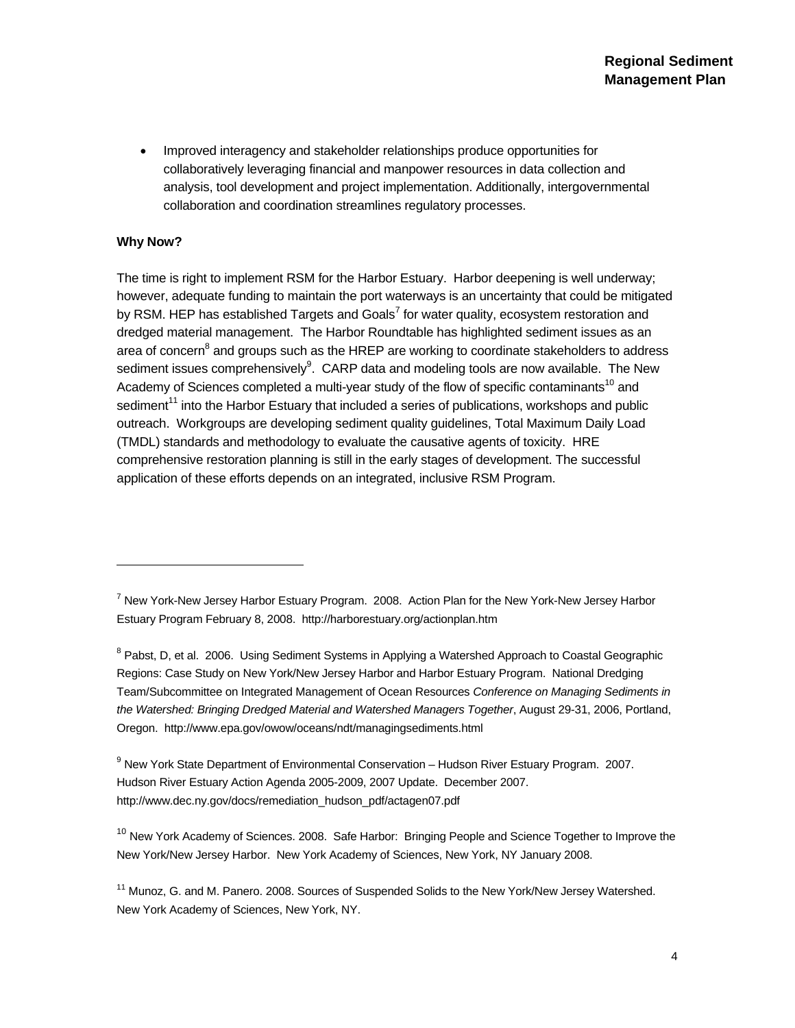- Improved interagency and stakeholder relationships produce opportunities for collaboratively leveraging financial and manpower resources in data collection and analysis, tool development and project implementation. Additionally, intergovernmental collaboration and coordination streamlines regulatory processes.

**Why Now?**

The time is right to implement RSM for the Harbor Estuary. Harbor deepening is well underway; however, adequate funding to maintain the port waterways is an uncertainty that could be mitigated by RSM. HEP has established Targets and Goals[7] for water quality, ecosystem restoration and dredged material management. The Harbor Roundtable has highlighted sediment issues as an area of concern[8] and groups such as the HREP are working to coordinate stakeholders to address sediment issues comprehensively[9]. CARP data and modeling tools are now available. The New Academy of Sciences completed a multi-year study of the flow of specific contaminants[10] and sediment[11] into the Harbor Estuary that included a series of publications, workshops and public outreach. Workgroups are developing sediment quality guidelines, Total Maximum Daily Load (TMDL) standards and methodology to evaluate the causative agents of toxicity. HRE comprehensive restoration planning is still in the early stages of development. The successful application of these efforts depends on an integrated, inclusive RSM Program.

---

[7] New York-New Jersey Harbor Estuary Program. 2008. Action Plan for the New York-New Jersey Harbor Estuary Program February 8, 2008. http://harborestuary.org/actionplan.htm

[8] Pabst, D, et al. 2006. Using Sediment Systems in Applying a Watershed Approach to Coastal Geographic Regions: Case Study on New York/New Jersey Harbor and Harbor Estuary Program. National Dredging Team/Subcommittee on Integrated Management of Ocean Resources *Conference on Managing Sediments in the Watershed: Bringing Dredged Material and Watershed Managers Together*, August 29-31, 2006, Portland, Oregon. http://www.epa.gov/owow/oceans/ndt/managingsediments.html

[9] New York State Department of Environmental Conservation – Hudson River Estuary Program. 2007. Hudson River Estuary Action Agenda 2005-2009, 2007 Update. December 2007. http://www.dec.ny.gov/docs/remediation_hudson_pdf/actagen07.pdf

[10] New York Academy of Sciences. 2008. Safe Harbor: Bringing People and Science Together to Improve the New York/New Jersey Harbor. New York Academy of Sciences, New York, NY January 2008.

[11] Munoz, G. and M. Panero. 2008. Sources of Suspended Solids to the New York/New Jersey Watershed. New York Academy of Sciences, New York, NY.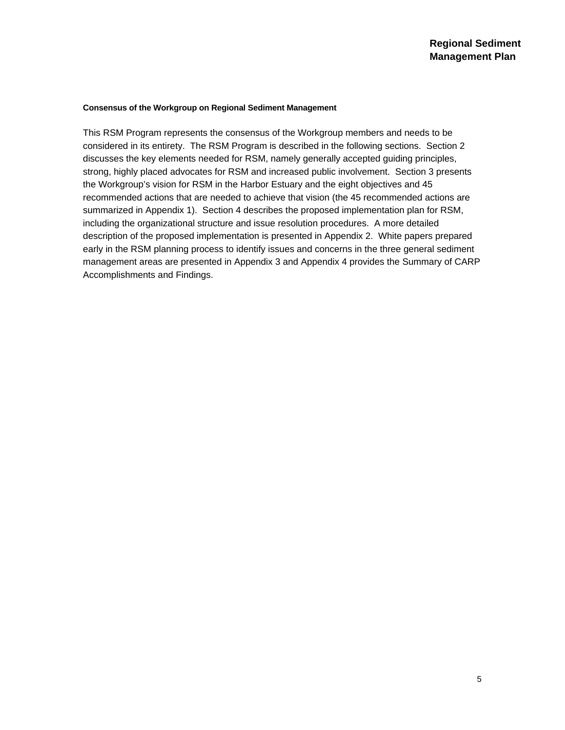#### Consensus of the Workgroup on Regional Sediment Management

This RSM Program represents the consensus of the Workgroup members and needs to be considered in its entirety. The RSM Program is described in the following sections. Section 2 discusses the key elements needed for RSM, namely generally accepted guiding principles, strong, highly placed advocates for RSM and increased public involvement. Section 3 presents the Workgroup's vision for RSM in the Harbor Estuary and the eight objectives and 45 recommended actions that are needed to achieve that vision (the 45 recommended actions are summarized in Appendix 1). Section 4 describes the proposed implementation plan for RSM, including the organizational structure and issue resolution procedures. A more detailed description of the proposed implementation is presented in Appendix 2. White papers prepared early in the RSM planning process to identify issues and concerns in the three general sediment management areas are presented in Appendix 3 and Appendix 4 provides the Summary of CARP Accomplishments and Findings.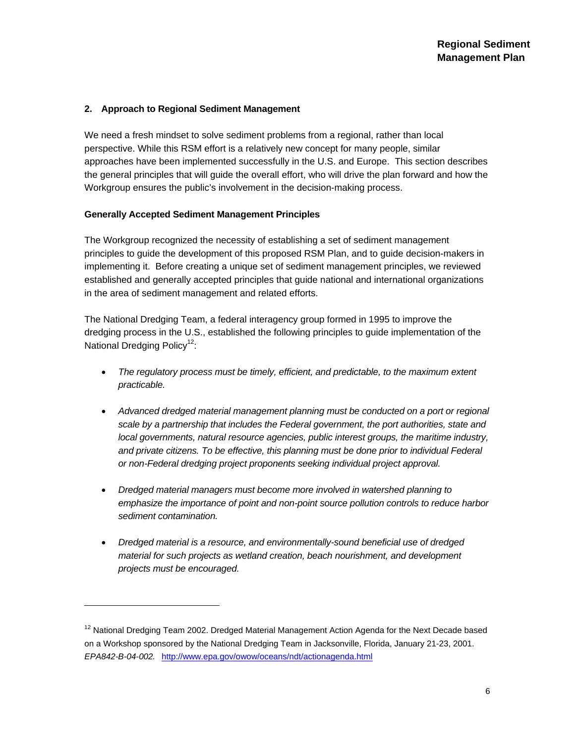## 2. Approach to Regional Sediment Management

We need a fresh mindset to solve sediment problems from a regional, rather than local perspective. While this RSM effort is a relatively new concept for many people, similar approaches have been implemented successfully in the U.S. and Europe. This section describes the general principles that will guide the overall effort, who will drive the plan forward and how the Workgroup ensures the public's involvement in the decision-making process.

### Generally Accepted Sediment Management Principles

The Workgroup recognized the necessity of establishing a set of sediment management principles to guide the development of this proposed RSM Plan, and to guide decision-makers in implementing it. Before creating a unique set of sediment management principles, we reviewed established and generally accepted principles that guide national and international organizations in the area of sediment management and related efforts.

The National Dredging Team, a federal interagency group formed in 1995 to improve the dredging process in the U.S., established the following principles to guide implementation of the National Dredging Policy[12]:

- *The regulatory process must be timely, efficient, and predictable, to the maximum extent practicable.*
- *Advanced dredged material management planning must be conducted on a port or regional scale by a partnership that includes the Federal government, the port authorities, state and local governments, natural resource agencies, public interest groups, the maritime industry, and private citizens. To be effective, this planning must be done prior to individual Federal or non-Federal dredging project proponents seeking individual project approval.*
- *Dredged material managers must become more involved in watershed planning to emphasize the importance of point and non-point source pollution controls to reduce harbor sediment contamination.*
- *Dredged material is a resource, and environmentally-sound beneficial use of dredged material for such projects as wetland creation, beach nourishment, and development projects must be encouraged.*

---

[12] National Dredging Team 2002. Dredged Material Management Action Agenda for the Next Decade based on a Workshop sponsored by the National Dredging Team in Jacksonville, Florida, January 21-23, 2001. *EPA842-B-04-002.* http://www.epa.gov/owow/oceans/ndt/actionagenda.html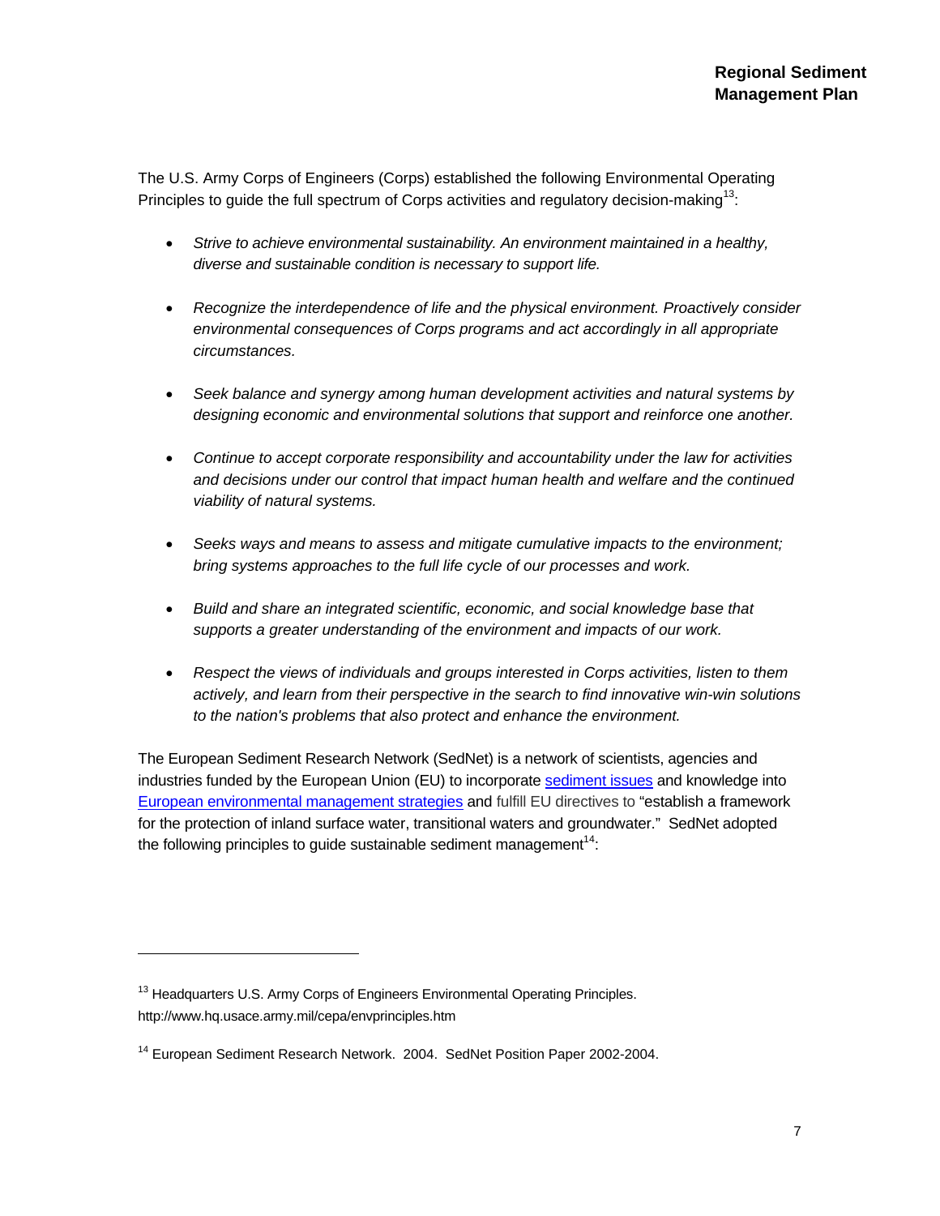The U.S. Army Corps of Engineers (Corps) established the following Environmental Operating Principles to guide the full spectrum of Corps activities and regulatory decision-making[13]:

- *Strive to achieve environmental sustainability. An environment maintained in a healthy, diverse and sustainable condition is necessary to support life.*

- *Recognize the interdependence of life and the physical environment. Proactively consider environmental consequences of Corps programs and act accordingly in all appropriate circumstances.*

- *Seek balance and synergy among human development activities and natural systems by designing economic and environmental solutions that support and reinforce one another.*

- *Continue to accept corporate responsibility and accountability under the law for activities and decisions under our control that impact human health and welfare and the continued viability of natural systems.*

- *Seeks ways and means to assess and mitigate cumulative impacts to the environment; bring systems approaches to the full life cycle of our processes and work.*

- *Build and share an integrated scientific, economic, and social knowledge base that supports a greater understanding of the environment and impacts of our work.*

- *Respect the views of individuals and groups interested in Corps activities, listen to them actively, and learn from their perspective in the search to find innovative win-win solutions to the nation's problems that also protect and enhance the environment.*

The European Sediment Research Network (SedNet) is a network of scientists, agencies and industries funded by the European Union (EU) to incorporate sediment issues and knowledge into European environmental management strategies and fulfill EU directives to "establish a framework for the protection of inland surface water, transitional waters and groundwater." SedNet adopted the following principles to guide sustainable sediment management[14]:

---

[13] Headquarters U.S. Army Corps of Engineers Environmental Operating Principles. http://www.hq.usace.army.mil/cepa/envprinciples.htm

[14] European Sediment Research Network. 2004. SedNet Position Paper 2002-2004.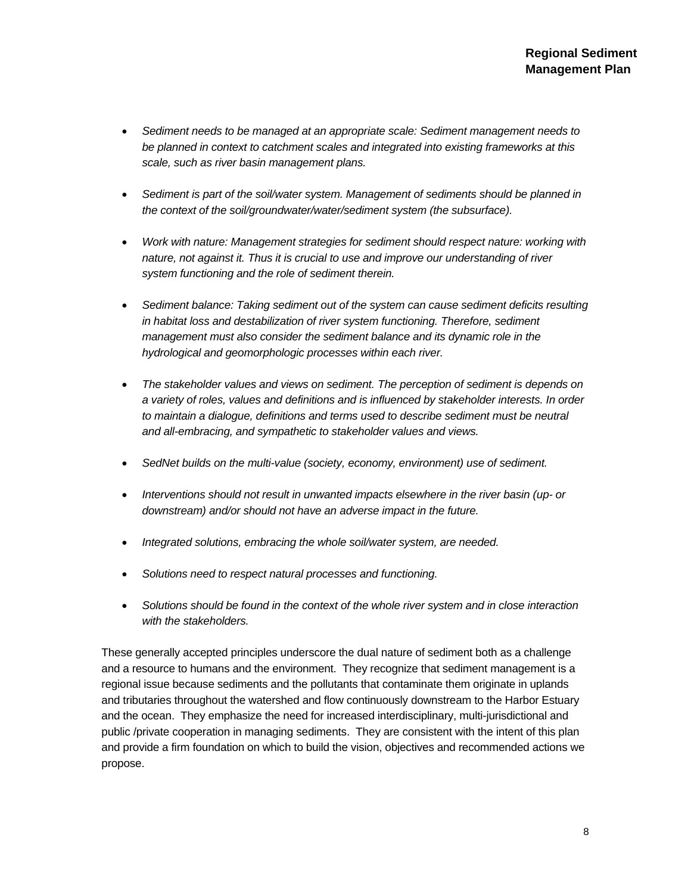- *Sediment needs to be managed at an appropriate scale: Sediment management needs to be planned in context to catchment scales and integrated into existing frameworks at this scale, such as river basin management plans.*

- *Sediment is part of the soil/water system. Management of sediments should be planned in the context of the soil/groundwater/water/sediment system (the subsurface).*

- *Work with nature: Management strategies for sediment should respect nature: working with nature, not against it. Thus it is crucial to use and improve our understanding of river system functioning and the role of sediment therein.*

- *Sediment balance: Taking sediment out of the system can cause sediment deficits resulting in habitat loss and destabilization of river system functioning. Therefore, sediment management must also consider the sediment balance and its dynamic role in the hydrological and geomorphologic processes within each river.*

- *The stakeholder values and views on sediment. The perception of sediment is depends on a variety of roles, values and definitions and is influenced by stakeholder interests. In order to maintain a dialogue, definitions and terms used to describe sediment must be neutral and all-embracing, and sympathetic to stakeholder values and views.*

- *SedNet builds on the multi-value (society, economy, environment) use of sediment.*

- *Interventions should not result in unwanted impacts elsewhere in the river basin (up- or downstream) and/or should not have an adverse impact in the future.*

- *Integrated solutions, embracing the whole soil/water system, are needed.*

- *Solutions need to respect natural processes and functioning.*

- *Solutions should be found in the context of the whole river system and in close interaction with the stakeholders.*

These generally accepted principles underscore the dual nature of sediment both as a challenge and a resource to humans and the environment. They recognize that sediment management is a regional issue because sediments and the pollutants that contaminate them originate in uplands and tributaries throughout the watershed and flow continuously downstream to the Harbor Estuary and the ocean. They emphasize the need for increased interdisciplinary, multi-jurisdictional and public /private cooperation in managing sediments. They are consistent with the intent of this plan and provide a firm foundation on which to build the vision, objectives and recommended actions we propose.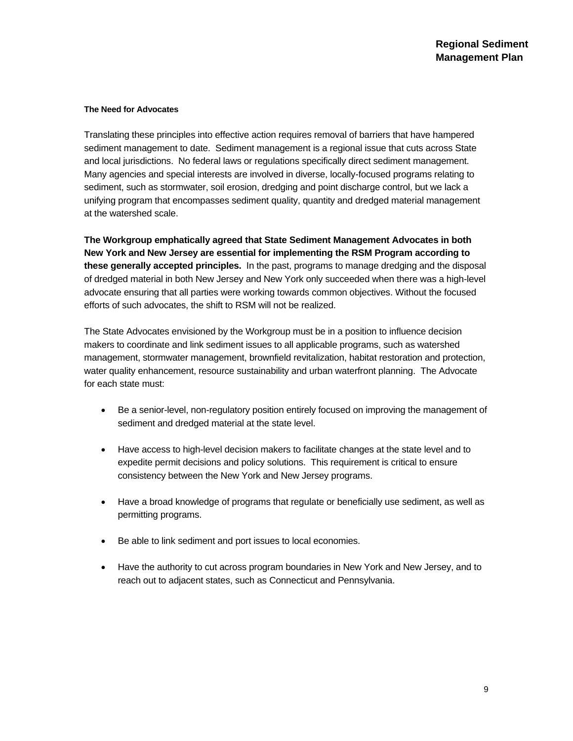#### The Need for Advocates

Translating these principles into effective action requires removal of barriers that have hampered sediment management to date. Sediment management is a regional issue that cuts across State and local jurisdictions. No federal laws or regulations specifically direct sediment management. Many agencies and special interests are involved in diverse, locally-focused programs relating to sediment, such as stormwater, soil erosion, dredging and point discharge control, but we lack a unifying program that encompasses sediment quality, quantity and dredged material management at the watershed scale.

**The Workgroup emphatically agreed that State Sediment Management Advocates in both New York and New Jersey are essential for implementing the RSM Program according to these generally accepted principles.** In the past, programs to manage dredging and the disposal of dredged material in both New Jersey and New York only succeeded when there was a high-level advocate ensuring that all parties were working towards common objectives. Without the focused efforts of such advocates, the shift to RSM will not be realized.

The State Advocates envisioned by the Workgroup must be in a position to influence decision makers to coordinate and link sediment issues to all applicable programs, such as watershed management, stormwater management, brownfield revitalization, habitat restoration and protection, water quality enhancement, resource sustainability and urban waterfront planning. The Advocate for each state must:

- Be a senior-level, non-regulatory position entirely focused on improving the management of sediment and dredged material at the state level.
- Have access to high-level decision makers to facilitate changes at the state level and to expedite permit decisions and policy solutions. This requirement is critical to ensure consistency between the New York and New Jersey programs.
- Have a broad knowledge of programs that regulate or beneficially use sediment, as well as permitting programs.
- Be able to link sediment and port issues to local economies.
- Have the authority to cut across program boundaries in New York and New Jersey, and to reach out to adjacent states, such as Connecticut and Pennsylvania.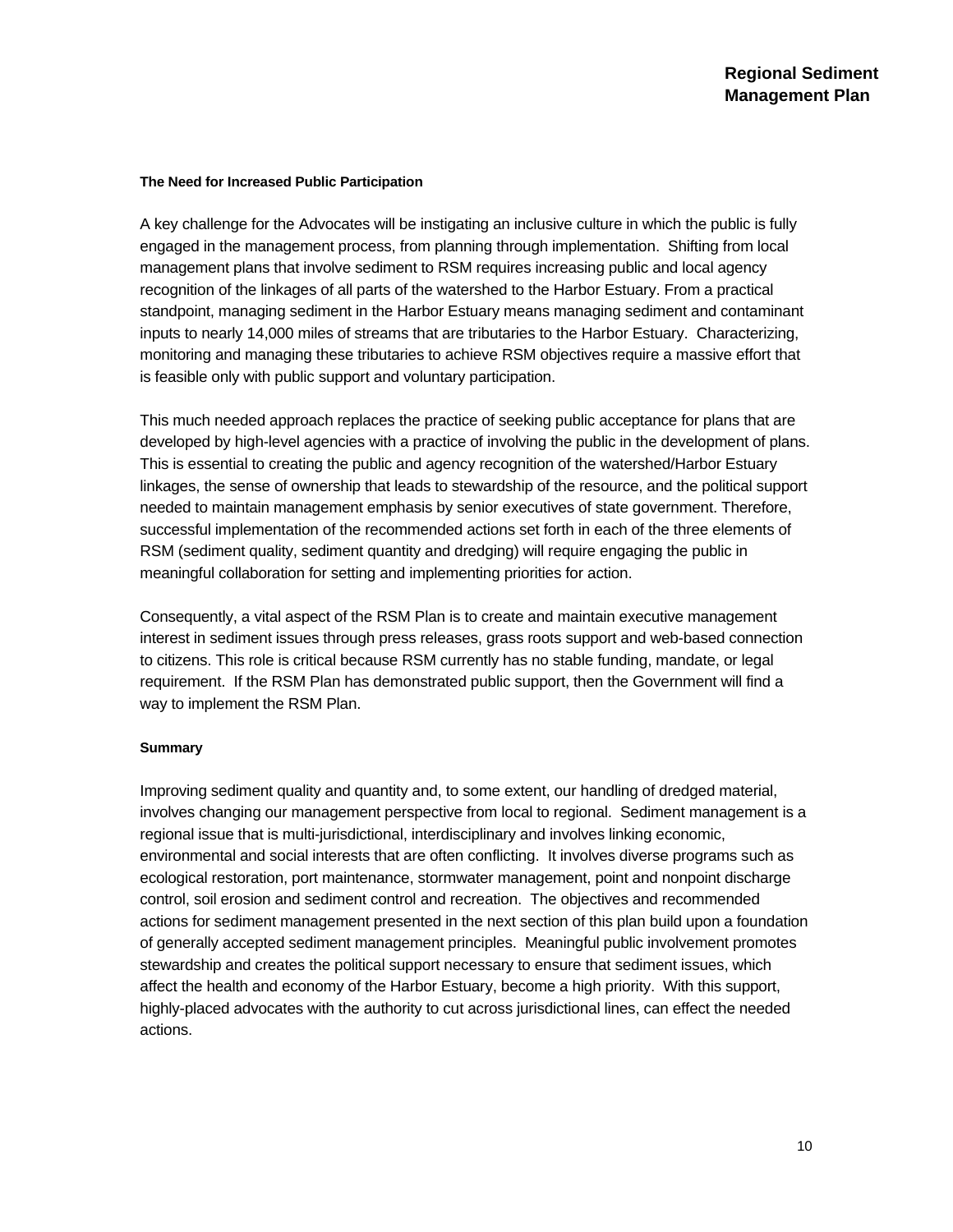### The Need for Increased Public Participation

A key challenge for the Advocates will be instigating an inclusive culture in which the public is fully engaged in the management process, from planning through implementation. Shifting from local management plans that involve sediment to RSM requires increasing public and local agency recognition of the linkages of all parts of the watershed to the Harbor Estuary. From a practical standpoint, managing sediment in the Harbor Estuary means managing sediment and contaminant inputs to nearly 14,000 miles of streams that are tributaries to the Harbor Estuary. Characterizing, monitoring and managing these tributaries to achieve RSM objectives require a massive effort that is feasible only with public support and voluntary participation.

This much needed approach replaces the practice of seeking public acceptance for plans that are developed by high-level agencies with a practice of involving the public in the development of plans. This is essential to creating the public and agency recognition of the watershed/Harbor Estuary linkages, the sense of ownership that leads to stewardship of the resource, and the political support needed to maintain management emphasis by senior executives of state government. Therefore, successful implementation of the recommended actions set forth in each of the three elements of RSM (sediment quality, sediment quantity and dredging) will require engaging the public in meaningful collaboration for setting and implementing priorities for action.

Consequently, a vital aspect of the RSM Plan is to create and maintain executive management interest in sediment issues through press releases, grass roots support and web-based connection to citizens. This role is critical because RSM currently has no stable funding, mandate, or legal requirement. If the RSM Plan has demonstrated public support, then the Government will find a way to implement the RSM Plan.

### Summary

Improving sediment quality and quantity and, to some extent, our handling of dredged material, involves changing our management perspective from local to regional. Sediment management is a regional issue that is multi-jurisdictional, interdisciplinary and involves linking economic, environmental and social interests that are often conflicting. It involves diverse programs such as ecological restoration, port maintenance, stormwater management, point and nonpoint discharge control, soil erosion and sediment control and recreation. The objectives and recommended actions for sediment management presented in the next section of this plan build upon a foundation of generally accepted sediment management principles. Meaningful public involvement promotes stewardship and creates the political support necessary to ensure that sediment issues, which affect the health and economy of the Harbor Estuary, become a high priority. With this support, highly-placed advocates with the authority to cut across jurisdictional lines, can effect the needed actions.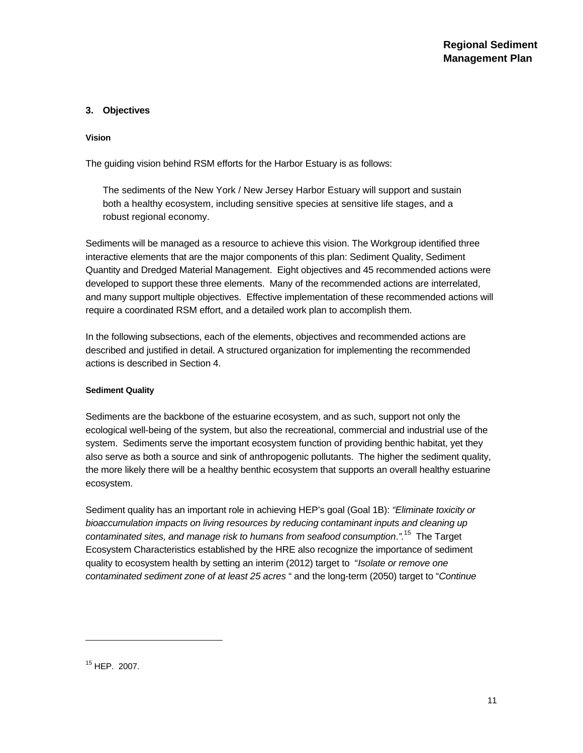## 3. Objectives

### Vision

The guiding vision behind RSM efforts for the Harbor Estuary is as follows:

> The sediments of the New York / New Jersey Harbor Estuary will support and sustain both a healthy ecosystem, including sensitive species at sensitive life stages, and a robust regional economy.

Sediments will be managed as a resource to achieve this vision. The Workgroup identified three interactive elements that are the major components of this plan: Sediment Quality, Sediment Quantity and Dredged Material Management. Eight objectives and 45 recommended actions were developed to support these three elements. Many of the recommended actions are interrelated, and many support multiple objectives. Effective implementation of these recommended actions will require a coordinated RSM effort, and a detailed work plan to accomplish them.

In the following subsections, each of the elements, objectives and recommended actions are described and justified in detail. A structured organization for implementing the recommended actions is described in Section 4.

### Sediment Quality

Sediments are the backbone of the estuarine ecosystem, and as such, support not only the ecological well-being of the system, but also the recreational, commercial and industrial use of the system. Sediments serve the important ecosystem function of providing benthic habitat, yet they also serve as both a source and sink of anthropogenic pollutants. The higher the sediment quality, the more likely there will be a healthy benthic ecosystem that supports an overall healthy estuarine ecosystem.

Sediment quality has an important role in achieving HEP's goal (Goal 1B): *"Eliminate toxicity or bioaccumulation impacts on living resources by reducing contaminant inputs and cleaning up contaminated sites, and manage risk to humans from seafood consumption."*[15] The Target Ecosystem Characteristics established by the HRE also recognize the importance of sediment quality to ecosystem health by setting an interim (2012) target to "*Isolate or remove one contaminated sediment zone of at least 25 acres* " and the long-term (2050) target to "*Continue*

---

[15] HEP. 2007.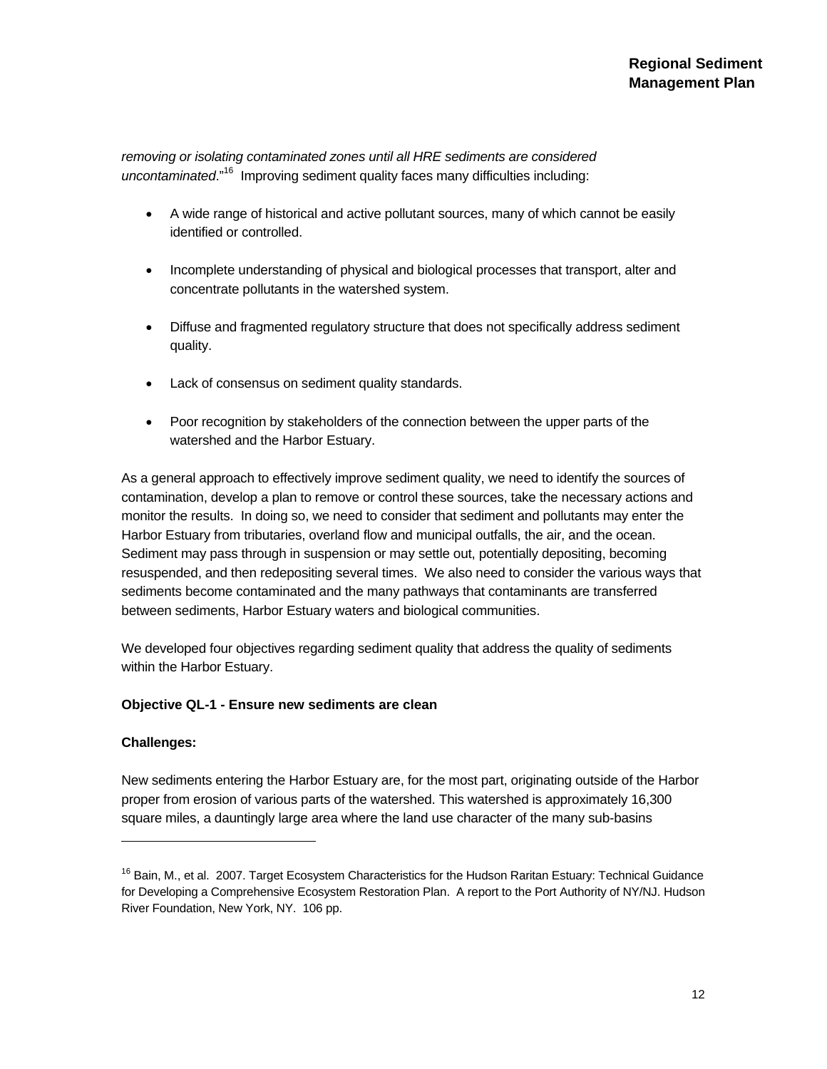*removing or isolating contaminated zones until all HRE sediments are considered uncontaminated*."[16] Improving sediment quality faces many difficulties including:

- A wide range of historical and active pollutant sources, many of which cannot be easily identified or controlled.
- Incomplete understanding of physical and biological processes that transport, alter and concentrate pollutants in the watershed system.
- Diffuse and fragmented regulatory structure that does not specifically address sediment quality.
- Lack of consensus on sediment quality standards.
- Poor recognition by stakeholders of the connection between the upper parts of the watershed and the Harbor Estuary.

As a general approach to effectively improve sediment quality, we need to identify the sources of contamination, develop a plan to remove or control these sources, take the necessary actions and monitor the results. In doing so, we need to consider that sediment and pollutants may enter the Harbor Estuary from tributaries, overland flow and municipal outfalls, the air, and the ocean. Sediment may pass through in suspension or may settle out, potentially depositing, becoming resuspended, and then redepositing several times. We also need to consider the various ways that sediments become contaminated and the many pathways that contaminants are transferred between sediments, Harbor Estuary waters and biological communities.

We developed four objectives regarding sediment quality that address the quality of sediments within the Harbor Estuary.

**Objective QL-1 - Ensure new sediments are clean**

**Challenges:**

New sediments entering the Harbor Estuary are, for the most part, originating outside of the Harbor proper from erosion of various parts of the watershed. This watershed is approximately 16,300 square miles, a dauntingly large area where the land use character of the many sub-basins

---

[16] Bain, M., et al. 2007. Target Ecosystem Characteristics for the Hudson Raritan Estuary: Technical Guidance for Developing a Comprehensive Ecosystem Restoration Plan. A report to the Port Authority of NY/NJ. Hudson River Foundation, New York, NY. 106 pp.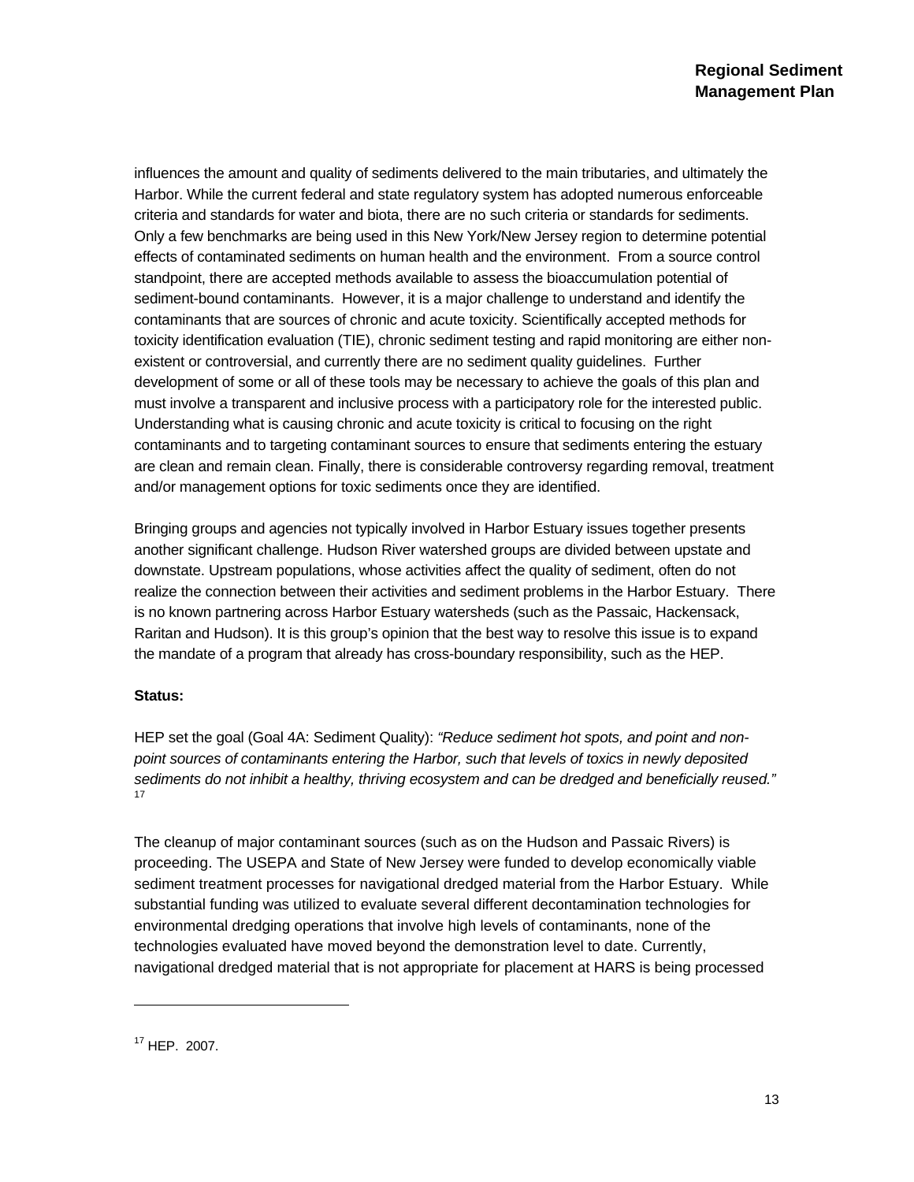influences the amount and quality of sediments delivered to the main tributaries, and ultimately the Harbor. While the current federal and state regulatory system has adopted numerous enforceable criteria and standards for water and biota, there are no such criteria or standards for sediments. Only a few benchmarks are being used in this New York/New Jersey region to determine potential effects of contaminated sediments on human health and the environment. From a source control standpoint, there are accepted methods available to assess the bioaccumulation potential of sediment-bound contaminants. However, it is a major challenge to understand and identify the contaminants that are sources of chronic and acute toxicity. Scientifically accepted methods for toxicity identification evaluation (TIE), chronic sediment testing and rapid monitoring are either non-existent or controversial, and currently there are no sediment quality guidelines. Further development of some or all of these tools may be necessary to achieve the goals of this plan and must involve a transparent and inclusive process with a participatory role for the interested public. Understanding what is causing chronic and acute toxicity is critical to focusing on the right contaminants and to targeting contaminant sources to ensure that sediments entering the estuary are clean and remain clean. Finally, there is considerable controversy regarding removal, treatment and/or management options for toxic sediments once they are identified.

Bringing groups and agencies not typically involved in Harbor Estuary issues together presents another significant challenge. Hudson River watershed groups are divided between upstate and downstate. Upstream populations, whose activities affect the quality of sediment, often do not realize the connection between their activities and sediment problems in the Harbor Estuary. There is no known partnering across Harbor Estuary watersheds (such as the Passaic, Hackensack, Raritan and Hudson). It is this group's opinion that the best way to resolve this issue is to expand the mandate of a program that already has cross-boundary responsibility, such as the HEP.

**Status:**

HEP set the goal (Goal 4A: Sediment Quality): *"Reduce sediment hot spots, and point and non-point sources of contaminants entering the Harbor, such that levels of toxics in newly deposited sediments do not inhibit a healthy, thriving ecosystem and can be dredged and beneficially reused."* [17]

The cleanup of major contaminant sources (such as on the Hudson and Passaic Rivers) is proceeding. The USEPA and State of New Jersey were funded to develop economically viable sediment treatment processes for navigational dredged material from the Harbor Estuary. While substantial funding was utilized to evaluate several different decontamination technologies for environmental dredging operations that involve high levels of contaminants, none of the technologies evaluated have moved beyond the demonstration level to date. Currently, navigational dredged material that is not appropriate for placement at HARS is being processed

[17] HEP. 2007.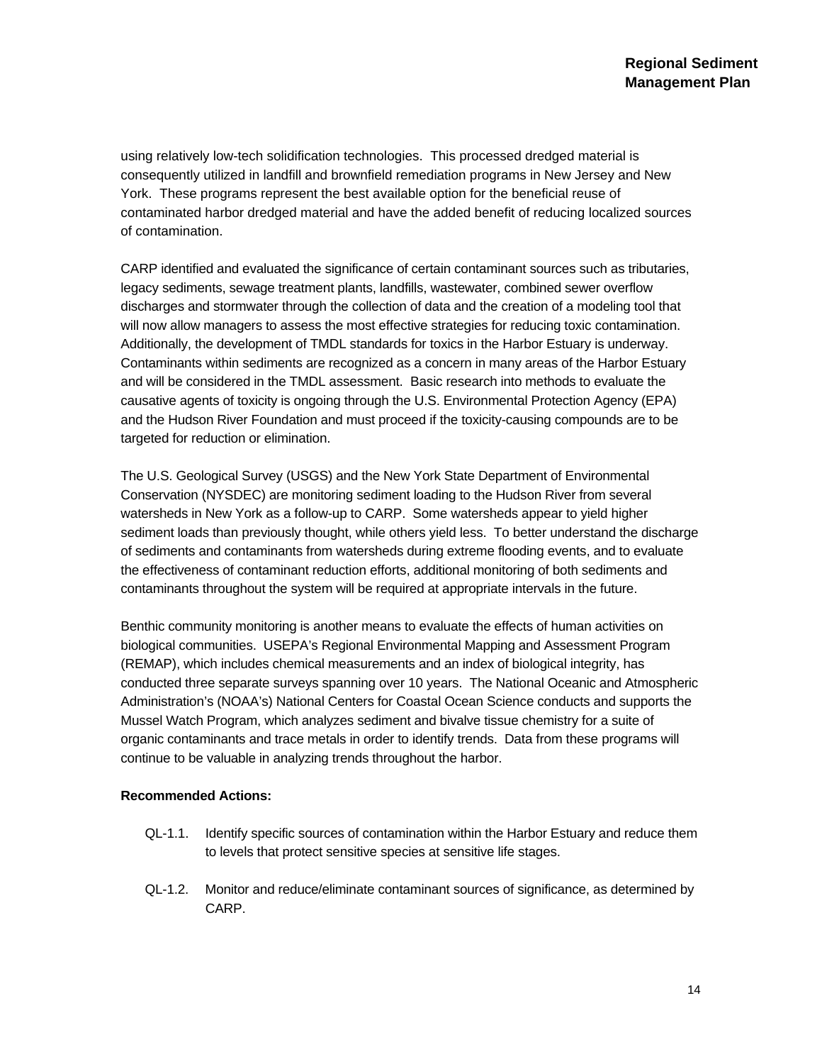using relatively low-tech solidification technologies. This processed dredged material is consequently utilized in landfill and brownfield remediation programs in New Jersey and New York. These programs represent the best available option for the beneficial reuse of contaminated harbor dredged material and have the added benefit of reducing localized sources of contamination.

CARP identified and evaluated the significance of certain contaminant sources such as tributaries, legacy sediments, sewage treatment plants, landfills, wastewater, combined sewer overflow discharges and stormwater through the collection of data and the creation of a modeling tool that will now allow managers to assess the most effective strategies for reducing toxic contamination. Additionally, the development of TMDL standards for toxics in the Harbor Estuary is underway. Contaminants within sediments are recognized as a concern in many areas of the Harbor Estuary and will be considered in the TMDL assessment. Basic research into methods to evaluate the causative agents of toxicity is ongoing through the U.S. Environmental Protection Agency (EPA) and the Hudson River Foundation and must proceed if the toxicity-causing compounds are to be targeted for reduction or elimination.

The U.S. Geological Survey (USGS) and the New York State Department of Environmental Conservation (NYSDEC) are monitoring sediment loading to the Hudson River from several watersheds in New York as a follow-up to CARP. Some watersheds appear to yield higher sediment loads than previously thought, while others yield less. To better understand the discharge of sediments and contaminants from watersheds during extreme flooding events, and to evaluate the effectiveness of contaminant reduction efforts, additional monitoring of both sediments and contaminants throughout the system will be required at appropriate intervals in the future.

Benthic community monitoring is another means to evaluate the effects of human activities on biological communities. USEPA's Regional Environmental Mapping and Assessment Program (REMAP), which includes chemical measurements and an index of biological integrity, has conducted three separate surveys spanning over 10 years. The National Oceanic and Atmospheric Administration's (NOAA's) National Centers for Coastal Ocean Science conducts and supports the Mussel Watch Program, which analyzes sediment and bivalve tissue chemistry for a suite of organic contaminants and trace metals in order to identify trends. Data from these programs will continue to be valuable in analyzing trends throughout the harbor.

**Recommended Actions:**

QL-1.1. Identify specific sources of contamination within the Harbor Estuary and reduce them to levels that protect sensitive species at sensitive life stages.

QL-1.2. Monitor and reduce/eliminate contaminant sources of significance, as determined by CARP.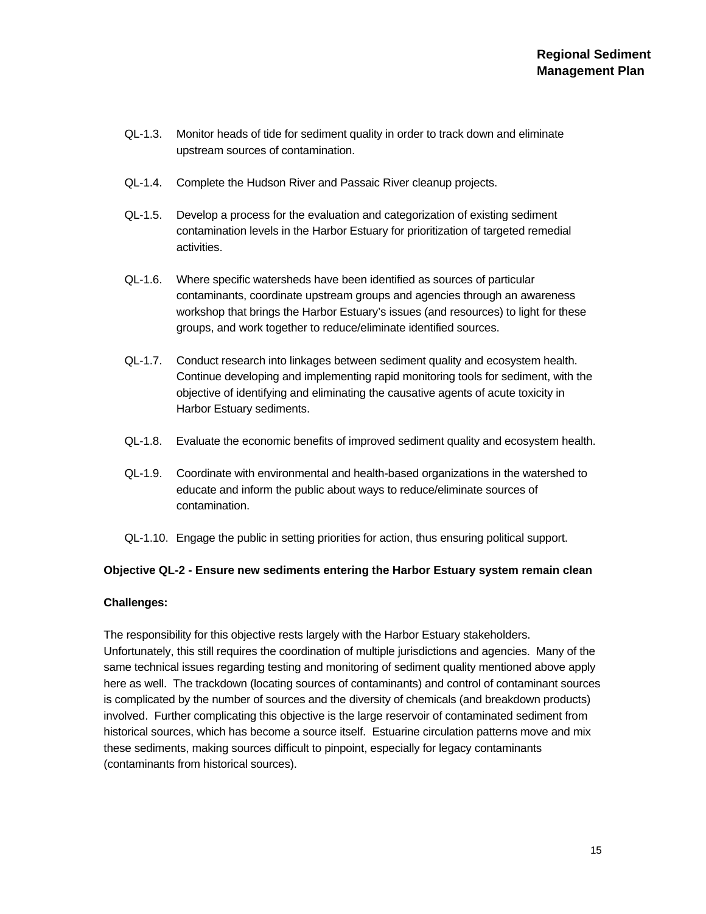QL-1.3. Monitor heads of tide for sediment quality in order to track down and eliminate upstream sources of contamination.

QL-1.4. Complete the Hudson River and Passaic River cleanup projects.

QL-1.5. Develop a process for the evaluation and categorization of existing sediment contamination levels in the Harbor Estuary for prioritization of targeted remedial activities.

QL-1.6. Where specific watersheds have been identified as sources of particular contaminants, coordinate upstream groups and agencies through an awareness workshop that brings the Harbor Estuary's issues (and resources) to light for these groups, and work together to reduce/eliminate identified sources.

QL-1.7. Conduct research into linkages between sediment quality and ecosystem health. Continue developing and implementing rapid monitoring tools for sediment, with the objective of identifying and eliminating the causative agents of acute toxicity in Harbor Estuary sediments.

QL-1.8. Evaluate the economic benefits of improved sediment quality and ecosystem health.

QL-1.9. Coordinate with environmental and health-based organizations in the watershed to educate and inform the public about ways to reduce/eliminate sources of contamination.

QL-1.10. Engage the public in setting priorities for action, thus ensuring political support.

**Objective QL-2 - Ensure new sediments entering the Harbor Estuary system remain clean**

**Challenges:**

The responsibility for this objective rests largely with the Harbor Estuary stakeholders. Unfortunately, this still requires the coordination of multiple jurisdictions and agencies. Many of the same technical issues regarding testing and monitoring of sediment quality mentioned above apply here as well. The trackdown (locating sources of contaminants) and control of contaminant sources is complicated by the number of sources and the diversity of chemicals (and breakdown products) involved. Further complicating this objective is the large reservoir of contaminated sediment from historical sources, which has become a source itself. Estuarine circulation patterns move and mix these sediments, making sources difficult to pinpoint, especially for legacy contaminants (contaminants from historical sources).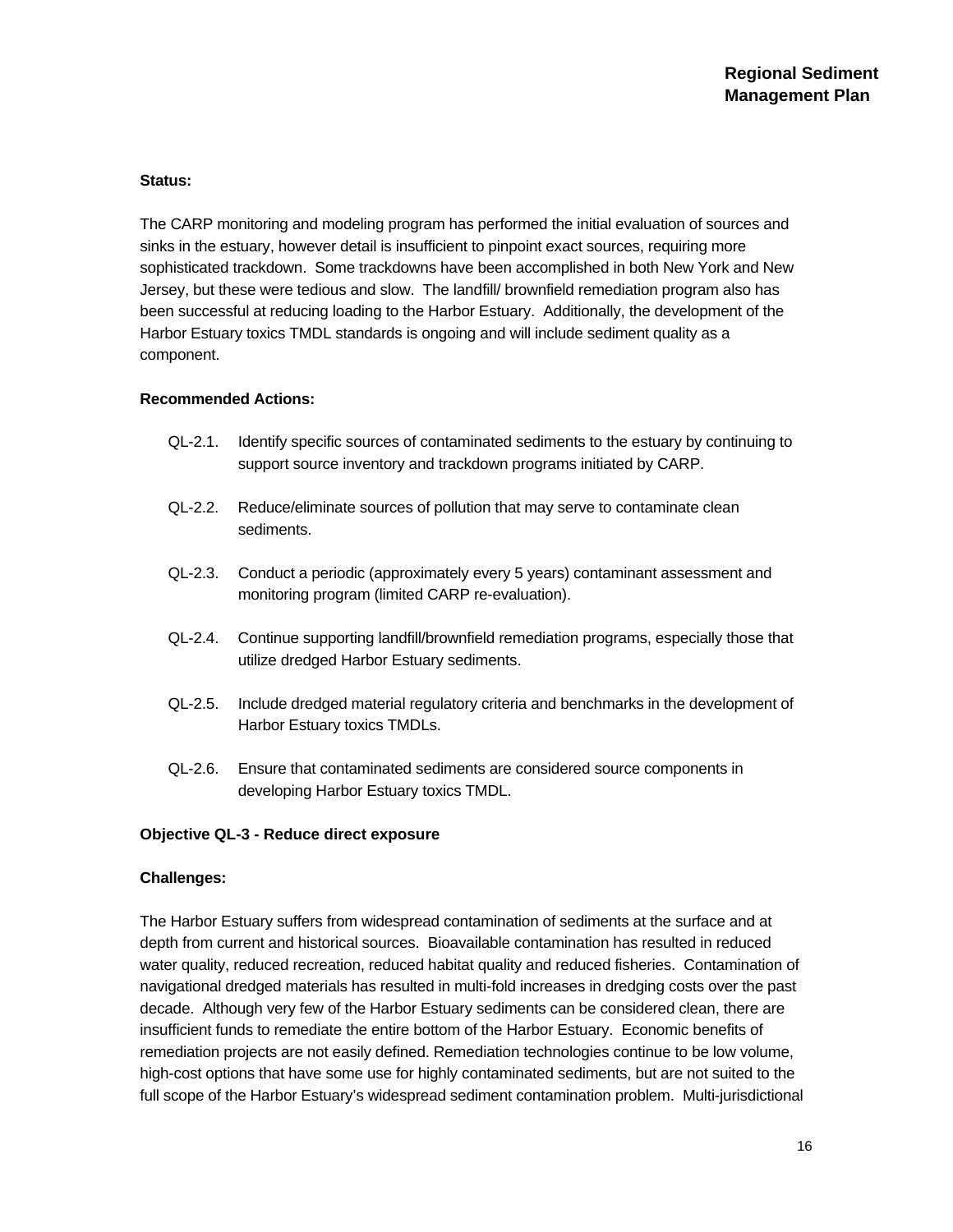**Status:**

The CARP monitoring and modeling program has performed the initial evaluation of sources and sinks in the estuary, however detail is insufficient to pinpoint exact sources, requiring more sophisticated trackdown. Some trackdowns have been accomplished in both New York and New Jersey, but these were tedious and slow. The landfill/ brownfield remediation program also has been successful at reducing loading to the Harbor Estuary. Additionally, the development of the Harbor Estuary toxics TMDL standards is ongoing and will include sediment quality as a component.

**Recommended Actions:**

- QL-2.1. Identify specific sources of contaminated sediments to the estuary by continuing to support source inventory and trackdown programs initiated by CARP.
- QL-2.2. Reduce/eliminate sources of pollution that may serve to contaminate clean sediments.
- QL-2.3. Conduct a periodic (approximately every 5 years) contaminant assessment and monitoring program (limited CARP re-evaluation).
- QL-2.4. Continue supporting landfill/brownfield remediation programs, especially those that utilize dredged Harbor Estuary sediments.
- QL-2.5. Include dredged material regulatory criteria and benchmarks in the development of Harbor Estuary toxics TMDLs.
- QL-2.6. Ensure that contaminated sediments are considered source components in developing Harbor Estuary toxics TMDL.

**Objective QL-3 - Reduce direct exposure**

**Challenges:**

The Harbor Estuary suffers from widespread contamination of sediments at the surface and at depth from current and historical sources. Bioavailable contamination has resulted in reduced water quality, reduced recreation, reduced habitat quality and reduced fisheries. Contamination of navigational dredged materials has resulted in multi-fold increases in dredging costs over the past decade. Although very few of the Harbor Estuary sediments can be considered clean, there are insufficient funds to remediate the entire bottom of the Harbor Estuary. Economic benefits of remediation projects are not easily defined. Remediation technologies continue to be low volume, high-cost options that have some use for highly contaminated sediments, but are not suited to the full scope of the Harbor Estuary's widespread sediment contamination problem. Multi-jurisdictional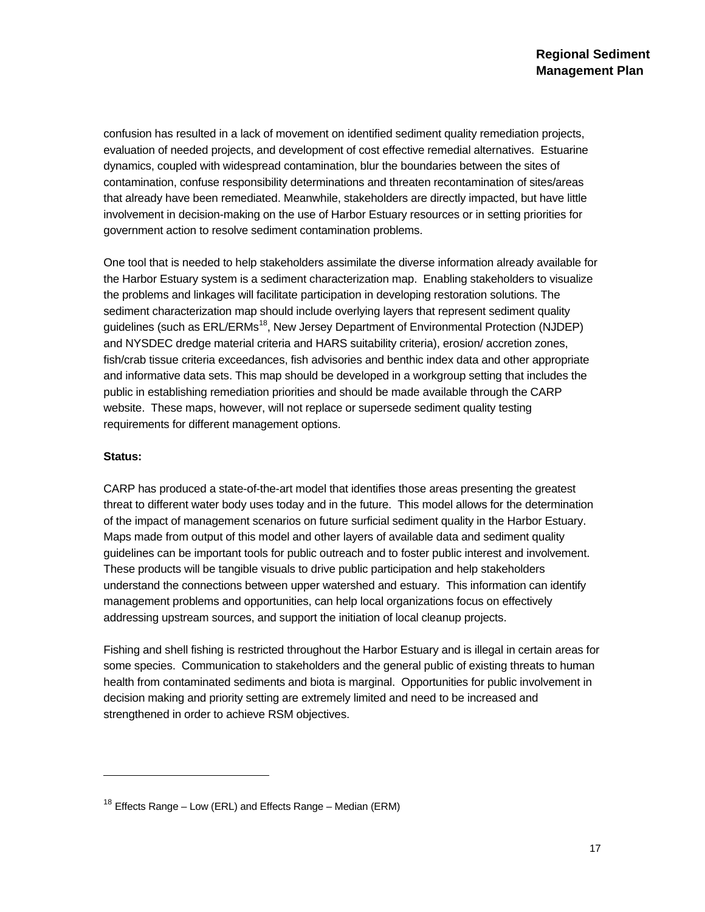confusion has resulted in a lack of movement on identified sediment quality remediation projects, evaluation of needed projects, and development of cost effective remedial alternatives. Estuarine dynamics, coupled with widespread contamination, blur the boundaries between the sites of contamination, confuse responsibility determinations and threaten recontamination of sites/areas that already have been remediated. Meanwhile, stakeholders are directly impacted, but have little involvement in decision-making on the use of Harbor Estuary resources or in setting priorities for government action to resolve sediment contamination problems.

One tool that is needed to help stakeholders assimilate the diverse information already available for the Harbor Estuary system is a sediment characterization map. Enabling stakeholders to visualize the problems and linkages will facilitate participation in developing restoration solutions. The sediment characterization map should include overlying layers that represent sediment quality guidelines (such as ERL/ERMs[18], New Jersey Department of Environmental Protection (NJDEP) and NYSDEC dredge material criteria and HARS suitability criteria), erosion/ accretion zones, fish/crab tissue criteria exceedances, fish advisories and benthic index data and other appropriate and informative data sets. This map should be developed in a workgroup setting that includes the public in establishing remediation priorities and should be made available through the CARP website. These maps, however, will not replace or supersede sediment quality testing requirements for different management options.

**Status:**

CARP has produced a state-of-the-art model that identifies those areas presenting the greatest threat to different water body uses today and in the future. This model allows for the determination of the impact of management scenarios on future surficial sediment quality in the Harbor Estuary. Maps made from output of this model and other layers of available data and sediment quality guidelines can be important tools for public outreach and to foster public interest and involvement. These products will be tangible visuals to drive public participation and help stakeholders understand the connections between upper watershed and estuary. This information can identify management problems and opportunities, can help local organizations focus on effectively addressing upstream sources, and support the initiation of local cleanup projects.

Fishing and shell fishing is restricted throughout the Harbor Estuary and is illegal in certain areas for some species. Communication to stakeholders and the general public of existing threats to human health from contaminated sediments and biota is marginal. Opportunities for public involvement in decision making and priority setting are extremely limited and need to be increased and strengthened in order to achieve RSM objectives.

---

[18] Effects Range – Low (ERL) and Effects Range – Median (ERM)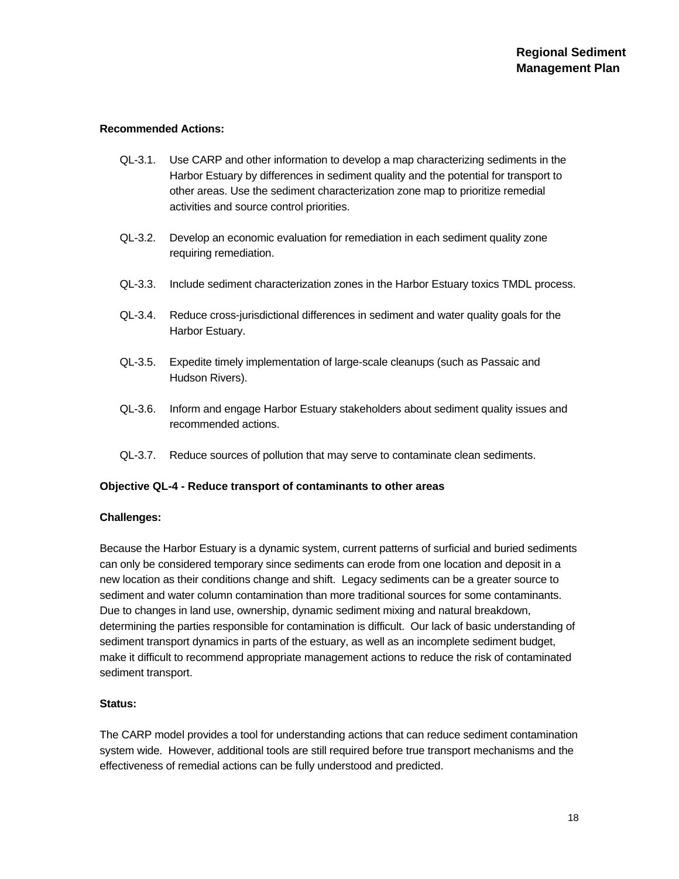**Recommended Actions:**

- QL-3.1. Use CARP and other information to develop a map characterizing sediments in the Harbor Estuary by differences in sediment quality and the potential for transport to other areas. Use the sediment characterization zone map to prioritize remedial activities and source control priorities.
- QL-3.2. Develop an economic evaluation for remediation in each sediment quality zone requiring remediation.
- QL-3.3. Include sediment characterization zones in the Harbor Estuary toxics TMDL process.
- QL-3.4. Reduce cross-jurisdictional differences in sediment and water quality goals for the Harbor Estuary.
- QL-3.5. Expedite timely implementation of large-scale cleanups (such as Passaic and Hudson Rivers).
- QL-3.6. Inform and engage Harbor Estuary stakeholders about sediment quality issues and recommended actions.
- QL-3.7. Reduce sources of pollution that may serve to contaminate clean sediments.

**Objective QL-4 - Reduce transport of contaminants to other areas**

**Challenges:**

Because the Harbor Estuary is a dynamic system, current patterns of surficial and buried sediments can only be considered temporary since sediments can erode from one location and deposit in a new location as their conditions change and shift. Legacy sediments can be a greater source to sediment and water column contamination than more traditional sources for some contaminants. Due to changes in land use, ownership, dynamic sediment mixing and natural breakdown, determining the parties responsible for contamination is difficult. Our lack of basic understanding of sediment transport dynamics in parts of the estuary, as well as an incomplete sediment budget, make it difficult to recommend appropriate management actions to reduce the risk of contaminated sediment transport.

**Status:**

The CARP model provides a tool for understanding actions that can reduce sediment contamination system wide. However, additional tools are still required before true transport mechanisms and the effectiveness of remedial actions can be fully understood and predicted.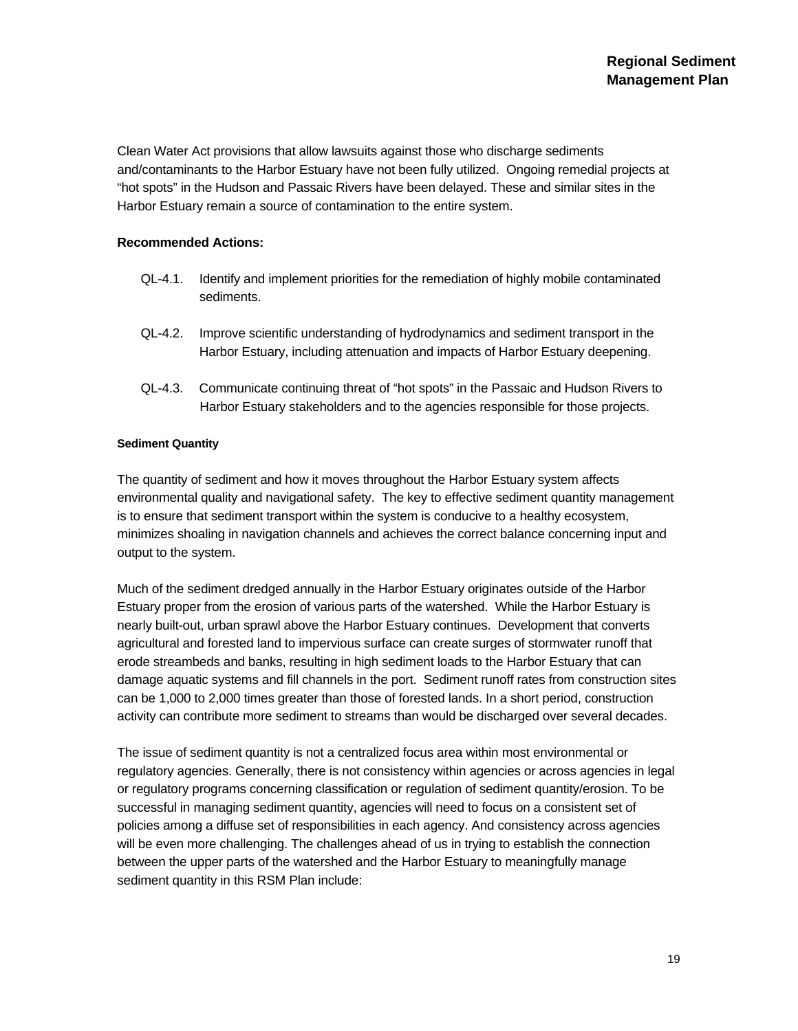Clean Water Act provisions that allow lawsuits against those who discharge sediments and/contaminants to the Harbor Estuary have not been fully utilized. Ongoing remedial projects at "hot spots" in the Hudson and Passaic Rivers have been delayed. These and similar sites in the Harbor Estuary remain a source of contamination to the entire system.

**Recommended Actions:**

- QL-4.1. Identify and implement priorities for the remediation of highly mobile contaminated sediments.
- QL-4.2. Improve scientific understanding of hydrodynamics and sediment transport in the Harbor Estuary, including attenuation and impacts of Harbor Estuary deepening.
- QL-4.3. Communicate continuing threat of "hot spots" in the Passaic and Hudson Rivers to Harbor Estuary stakeholders and to the agencies responsible for those projects.

#### Sediment Quantity

The quantity of sediment and how it moves throughout the Harbor Estuary system affects environmental quality and navigational safety. The key to effective sediment quantity management is to ensure that sediment transport within the system is conducive to a healthy ecosystem, minimizes shoaling in navigation channels and achieves the correct balance concerning input and output to the system.

Much of the sediment dredged annually in the Harbor Estuary originates outside of the Harbor Estuary proper from the erosion of various parts of the watershed. While the Harbor Estuary is nearly built-out, urban sprawl above the Harbor Estuary continues. Development that converts agricultural and forested land to impervious surface can create surges of stormwater runoff that erode streambeds and banks, resulting in high sediment loads to the Harbor Estuary that can damage aquatic systems and fill channels in the port. Sediment runoff rates from construction sites can be 1,000 to 2,000 times greater than those of forested lands. In a short period, construction activity can contribute more sediment to streams than would be discharged over several decades.

The issue of sediment quantity is not a centralized focus area within most environmental or regulatory agencies. Generally, there is not consistency within agencies or across agencies in legal or regulatory programs concerning classification or regulation of sediment quantity/erosion. To be successful in managing sediment quantity, agencies will need to focus on a consistent set of policies among a diffuse set of responsibilities in each agency. And consistency across agencies will be even more challenging. The challenges ahead of us in trying to establish the connection between the upper parts of the watershed and the Harbor Estuary to meaningfully manage sediment quantity in this RSM Plan include: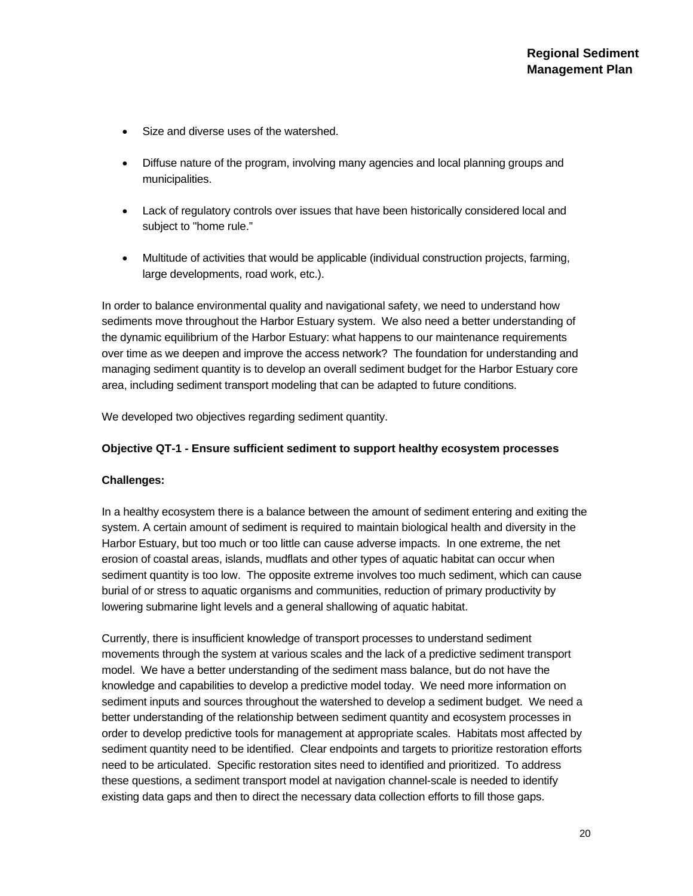- Size and diverse uses of the watershed.
- Diffuse nature of the program, involving many agencies and local planning groups and municipalities.
- Lack of regulatory controls over issues that have been historically considered local and subject to "home rule."
- Multitude of activities that would be applicable (individual construction projects, farming, large developments, road work, etc.).

In order to balance environmental quality and navigational safety, we need to understand how sediments move throughout the Harbor Estuary system. We also need a better understanding of the dynamic equilibrium of the Harbor Estuary: what happens to our maintenance requirements over time as we deepen and improve the access network? The foundation for understanding and managing sediment quantity is to develop an overall sediment budget for the Harbor Estuary core area, including sediment transport modeling that can be adapted to future conditions.

We developed two objectives regarding sediment quantity.

**Objective QT-1 - Ensure sufficient sediment to support healthy ecosystem processes**

**Challenges:**

In a healthy ecosystem there is a balance between the amount of sediment entering and exiting the system. A certain amount of sediment is required to maintain biological health and diversity in the Harbor Estuary, but too much or too little can cause adverse impacts. In one extreme, the net erosion of coastal areas, islands, mudflats and other types of aquatic habitat can occur when sediment quantity is too low. The opposite extreme involves too much sediment, which can cause burial of or stress to aquatic organisms and communities, reduction of primary productivity by lowering submarine light levels and a general shallowing of aquatic habitat.

Currently, there is insufficient knowledge of transport processes to understand sediment movements through the system at various scales and the lack of a predictive sediment transport model. We have a better understanding of the sediment mass balance, but do not have the knowledge and capabilities to develop a predictive model today. We need more information on sediment inputs and sources throughout the watershed to develop a sediment budget. We need a better understanding of the relationship between sediment quantity and ecosystem processes in order to develop predictive tools for management at appropriate scales. Habitats most affected by sediment quantity need to be identified. Clear endpoints and targets to prioritize restoration efforts need to be articulated. Specific restoration sites need to identified and prioritized. To address these questions, a sediment transport model at navigation channel-scale is needed to identify existing data gaps and then to direct the necessary data collection efforts to fill those gaps.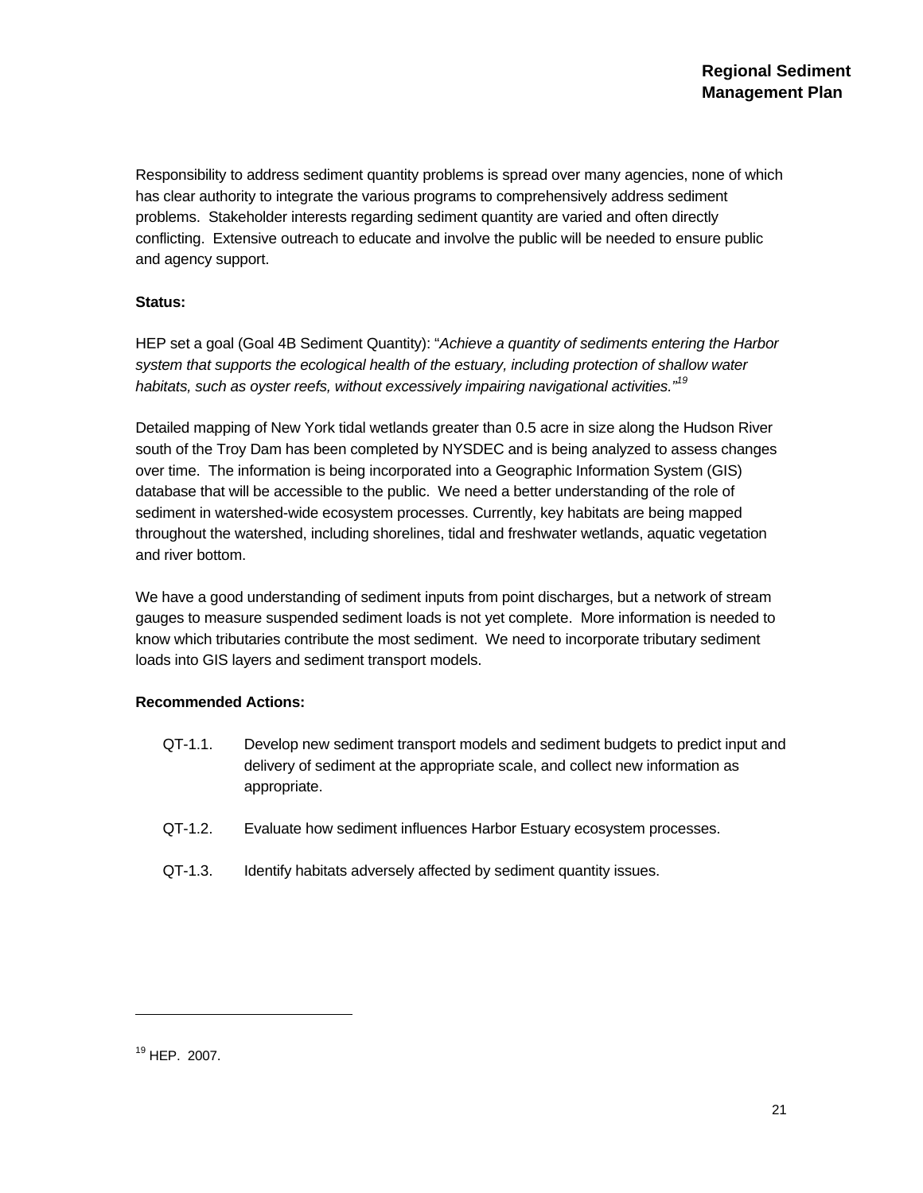Responsibility to address sediment quantity problems is spread over many agencies, none of which has clear authority to integrate the various programs to comprehensively address sediment problems. Stakeholder interests regarding sediment quantity are varied and often directly conflicting. Extensive outreach to educate and involve the public will be needed to ensure public and agency support.

**Status:**

HEP set a goal (Goal 4B Sediment Quantity): "*Achieve a quantity of sediments entering the Harbor system that supports the ecological health of the estuary, including protection of shallow water habitats, such as oyster reefs, without excessively impairing navigational activities.*"[19]

Detailed mapping of New York tidal wetlands greater than 0.5 acre in size along the Hudson River south of the Troy Dam has been completed by NYSDEC and is being analyzed to assess changes over time. The information is being incorporated into a Geographic Information System (GIS) database that will be accessible to the public. We need a better understanding of the role of sediment in watershed-wide ecosystem processes. Currently, key habitats are being mapped throughout the watershed, including shorelines, tidal and freshwater wetlands, aquatic vegetation and river bottom.

We have a good understanding of sediment inputs from point discharges, but a network of stream gauges to measure suspended sediment loads is not yet complete. More information is needed to know which tributaries contribute the most sediment. We need to incorporate tributary sediment loads into GIS layers and sediment transport models.

**Recommended Actions:**

- QT-1.1. Develop new sediment transport models and sediment budgets to predict input and delivery of sediment at the appropriate scale, and collect new information as appropriate.
- QT-1.2. Evaluate how sediment influences Harbor Estuary ecosystem processes.
- QT-1.3. Identify habitats adversely affected by sediment quantity issues.

---

[19] HEP. 2007.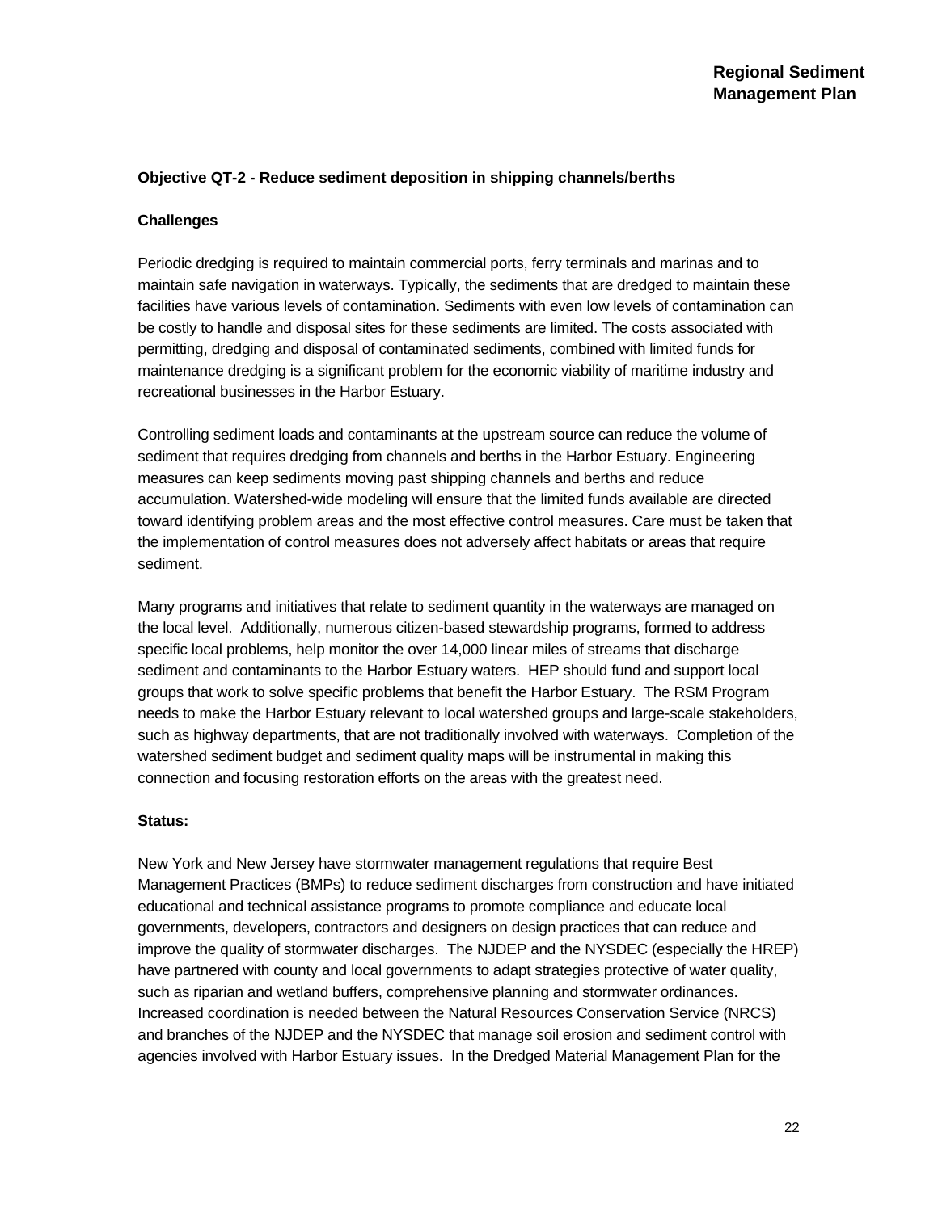**Objective QT-2 - Reduce sediment deposition in shipping channels/berths**

**Challenges**

Periodic dredging is required to maintain commercial ports, ferry terminals and marinas and to maintain safe navigation in waterways. Typically, the sediments that are dredged to maintain these facilities have various levels of contamination. Sediments with even low levels of contamination can be costly to handle and disposal sites for these sediments are limited. The costs associated with permitting, dredging and disposal of contaminated sediments, combined with limited funds for maintenance dredging is a significant problem for the economic viability of maritime industry and recreational businesses in the Harbor Estuary.

Controlling sediment loads and contaminants at the upstream source can reduce the volume of sediment that requires dredging from channels and berths in the Harbor Estuary. Engineering measures can keep sediments moving past shipping channels and berths and reduce accumulation. Watershed-wide modeling will ensure that the limited funds available are directed toward identifying problem areas and the most effective control measures. Care must be taken that the implementation of control measures does not adversely affect habitats or areas that require sediment.

Many programs and initiatives that relate to sediment quantity in the waterways are managed on the local level. Additionally, numerous citizen-based stewardship programs, formed to address specific local problems, help monitor the over 14,000 linear miles of streams that discharge sediment and contaminants to the Harbor Estuary waters. HEP should fund and support local groups that work to solve specific problems that benefit the Harbor Estuary. The RSM Program needs to make the Harbor Estuary relevant to local watershed groups and large-scale stakeholders, such as highway departments, that are not traditionally involved with waterways. Completion of the watershed sediment budget and sediment quality maps will be instrumental in making this connection and focusing restoration efforts on the areas with the greatest need.

**Status:**

New York and New Jersey have stormwater management regulations that require Best Management Practices (BMPs) to reduce sediment discharges from construction and have initiated educational and technical assistance programs to promote compliance and educate local governments, developers, contractors and designers on design practices that can reduce and improve the quality of stormwater discharges. The NJDEP and the NYSDEC (especially the HREP) have partnered with county and local governments to adapt strategies protective of water quality, such as riparian and wetland buffers, comprehensive planning and stormwater ordinances. Increased coordination is needed between the Natural Resources Conservation Service (NRCS) and branches of the NJDEP and the NYSDEC that manage soil erosion and sediment control with agencies involved with Harbor Estuary issues. In the Dredged Material Management Plan for the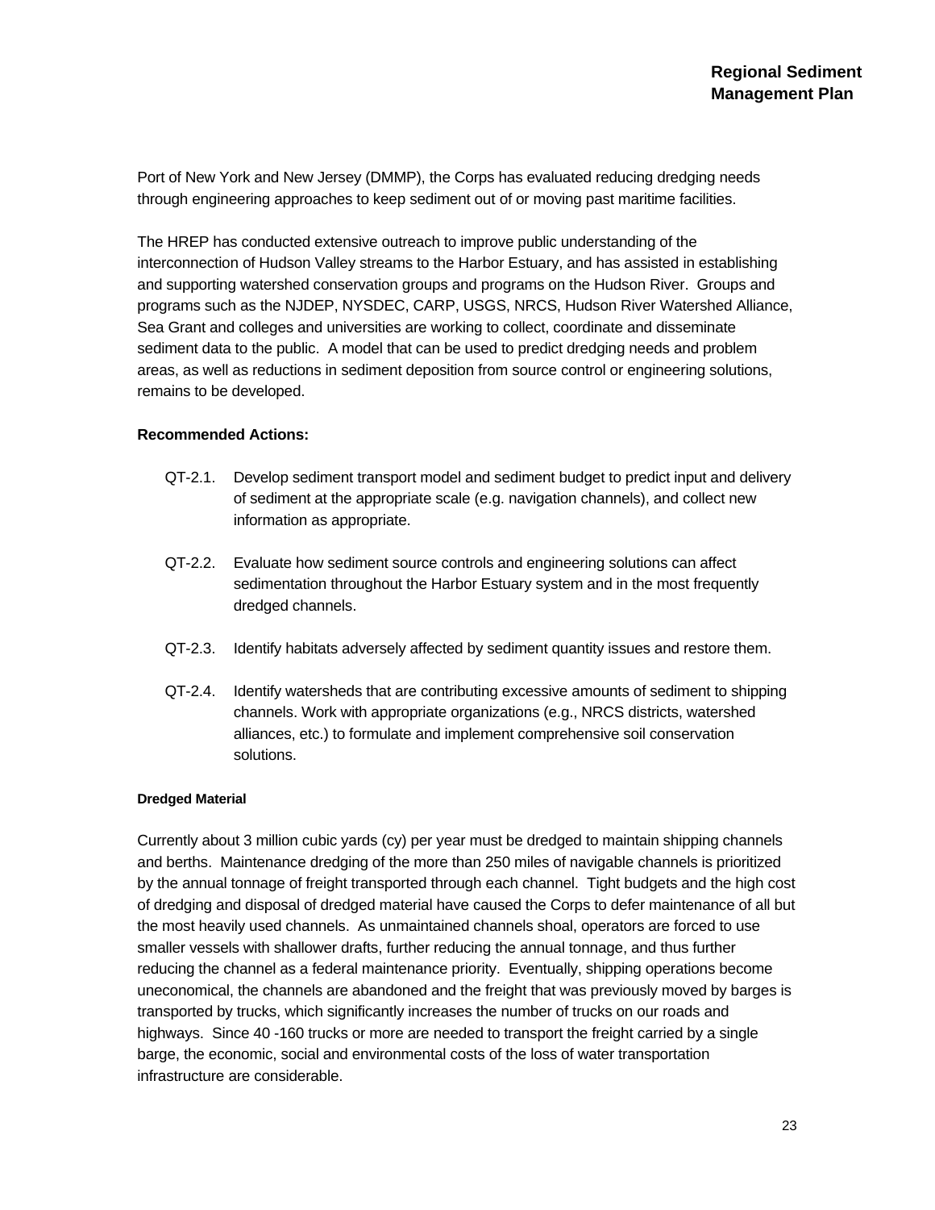Port of New York and New Jersey (DMMP), the Corps has evaluated reducing dredging needs through engineering approaches to keep sediment out of or moving past maritime facilities.

The HREP has conducted extensive outreach to improve public understanding of the interconnection of Hudson Valley streams to the Harbor Estuary, and has assisted in establishing and supporting watershed conservation groups and programs on the Hudson River. Groups and programs such as the NJDEP, NYSDEC, CARP, USGS, NRCS, Hudson River Watershed Alliance, Sea Grant and colleges and universities are working to collect, coordinate and disseminate sediment data to the public. A model that can be used to predict dredging needs and problem areas, as well as reductions in sediment deposition from source control or engineering solutions, remains to be developed.

**Recommended Actions:**

- QT-2.1. Develop sediment transport model and sediment budget to predict input and delivery of sediment at the appropriate scale (e.g. navigation channels), and collect new information as appropriate.
- QT-2.2. Evaluate how sediment source controls and engineering solutions can affect sedimentation throughout the Harbor Estuary system and in the most frequently dredged channels.
- QT-2.3. Identify habitats adversely affected by sediment quantity issues and restore them.
- QT-2.4. Identify watersheds that are contributing excessive amounts of sediment to shipping channels. Work with appropriate organizations (e.g., NRCS districts, watershed alliances, etc.) to formulate and implement comprehensive soil conservation solutions.

#### Dredged Material

Currently about 3 million cubic yards (cy) per year must be dredged to maintain shipping channels and berths. Maintenance dredging of the more than 250 miles of navigable channels is prioritized by the annual tonnage of freight transported through each channel. Tight budgets and the high cost of dredging and disposal of dredged material have caused the Corps to defer maintenance of all but the most heavily used channels. As unmaintained channels shoal, operators are forced to use smaller vessels with shallower drafts, further reducing the annual tonnage, and thus further reducing the channel as a federal maintenance priority. Eventually, shipping operations become uneconomical, the channels are abandoned and the freight that was previously moved by barges is transported by trucks, which significantly increases the number of trucks on our roads and highways. Since 40 -160 trucks or more are needed to transport the freight carried by a single barge, the economic, social and environmental costs of the loss of water transportation infrastructure are considerable.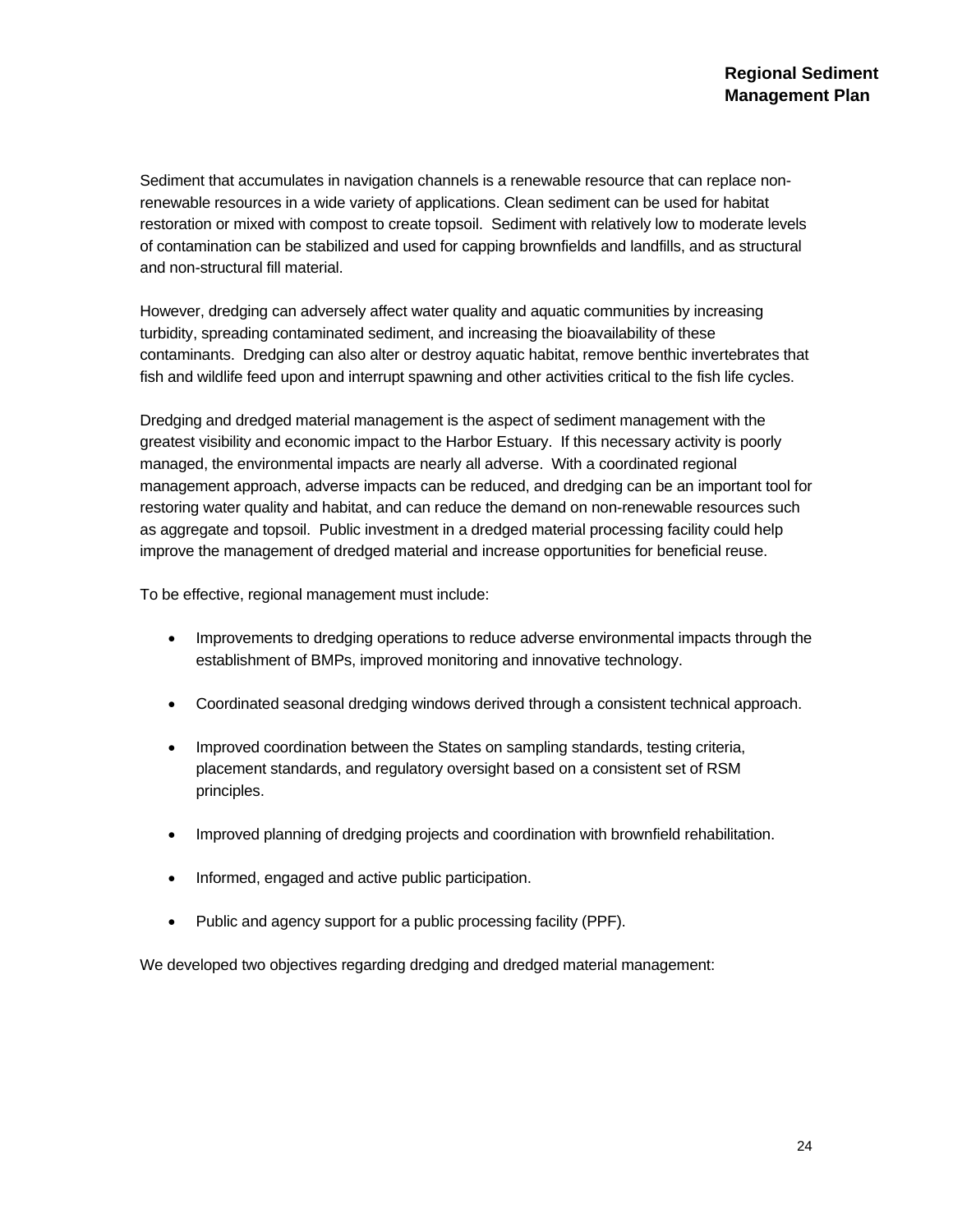Sediment that accumulates in navigation channels is a renewable resource that can replace non-renewable resources in a wide variety of applications. Clean sediment can be used for habitat restoration or mixed with compost to create topsoil. Sediment with relatively low to moderate levels of contamination can be stabilized and used for capping brownfields and landfills, and as structural and non-structural fill material.

However, dredging can adversely affect water quality and aquatic communities by increasing turbidity, spreading contaminated sediment, and increasing the bioavailability of these contaminants. Dredging can also alter or destroy aquatic habitat, remove benthic invertebrates that fish and wildlife feed upon and interrupt spawning and other activities critical to the fish life cycles.

Dredging and dredged material management is the aspect of sediment management with the greatest visibility and economic impact to the Harbor Estuary. If this necessary activity is poorly managed, the environmental impacts are nearly all adverse. With a coordinated regional management approach, adverse impacts can be reduced, and dredging can be an important tool for restoring water quality and habitat, and can reduce the demand on non-renewable resources such as aggregate and topsoil. Public investment in a dredged material processing facility could help improve the management of dredged material and increase opportunities for beneficial reuse.

To be effective, regional management must include:

- Improvements to dredging operations to reduce adverse environmental impacts through the establishment of BMPs, improved monitoring and innovative technology.
- Coordinated seasonal dredging windows derived through a consistent technical approach.
- Improved coordination between the States on sampling standards, testing criteria, placement standards, and regulatory oversight based on a consistent set of RSM principles.
- Improved planning of dredging projects and coordination with brownfield rehabilitation.
- Informed, engaged and active public participation.
- Public and agency support for a public processing facility (PPF).

We developed two objectives regarding dredging and dredged material management: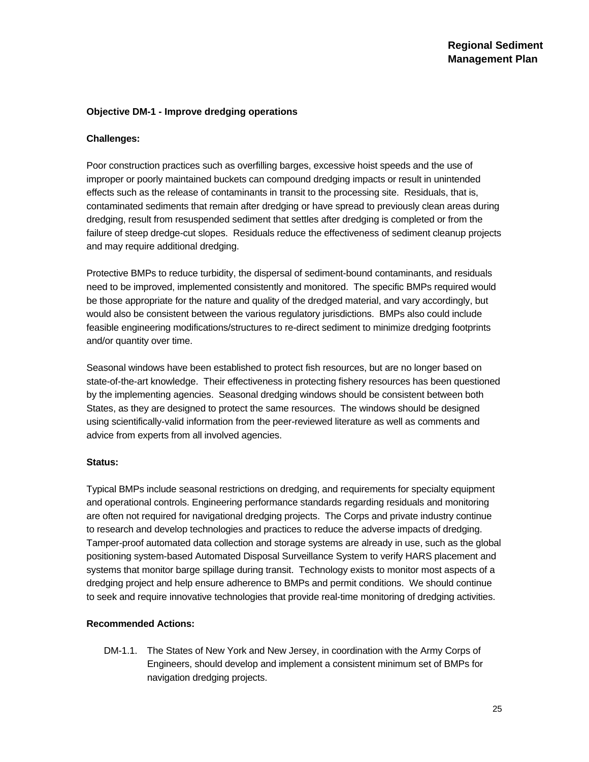**Objective DM-1 - Improve dredging operations**

**Challenges:**

Poor construction practices such as overfilling barges, excessive hoist speeds and the use of improper or poorly maintained buckets can compound dredging impacts or result in unintended effects such as the release of contaminants in transit to the processing site. Residuals, that is, contaminated sediments that remain after dredging or have spread to previously clean areas during dredging, result from resuspended sediment that settles after dredging is completed or from the failure of steep dredge-cut slopes. Residuals reduce the effectiveness of sediment cleanup projects and may require additional dredging.

Protective BMPs to reduce turbidity, the dispersal of sediment-bound contaminants, and residuals need to be improved, implemented consistently and monitored. The specific BMPs required would be those appropriate for the nature and quality of the dredged material, and vary accordingly, but would also be consistent between the various regulatory jurisdictions. BMPs also could include feasible engineering modifications/structures to re-direct sediment to minimize dredging footprints and/or quantity over time.

Seasonal windows have been established to protect fish resources, but are no longer based on state-of-the-art knowledge. Their effectiveness in protecting fishery resources has been questioned by the implementing agencies. Seasonal dredging windows should be consistent between both States, as they are designed to protect the same resources. The windows should be designed using scientifically-valid information from the peer-reviewed literature as well as comments and advice from experts from all involved agencies.

**Status:**

Typical BMPs include seasonal restrictions on dredging, and requirements for specialty equipment and operational controls. Engineering performance standards regarding residuals and monitoring are often not required for navigational dredging projects. The Corps and private industry continue to research and develop technologies and practices to reduce the adverse impacts of dredging. Tamper-proof automated data collection and storage systems are already in use, such as the global positioning system-based Automated Disposal Surveillance System to verify HARS placement and systems that monitor barge spillage during transit. Technology exists to monitor most aspects of a dredging project and help ensure adherence to BMPs and permit conditions. We should continue to seek and require innovative technologies that provide real-time monitoring of dredging activities.

**Recommended Actions:**

DM-1.1. The States of New York and New Jersey, in coordination with the Army Corps of Engineers, should develop and implement a consistent minimum set of BMPs for navigation dredging projects.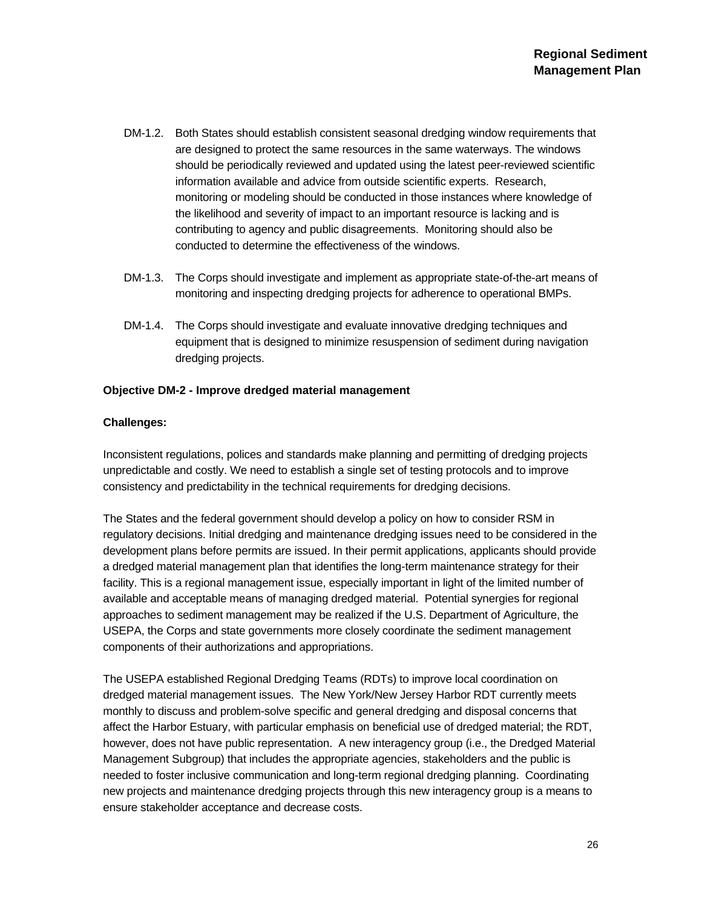DM-1.2. Both States should establish consistent seasonal dredging window requirements that are designed to protect the same resources in the same waterways. The windows should be periodically reviewed and updated using the latest peer-reviewed scientific information available and advice from outside scientific experts. Research, monitoring or modeling should be conducted in those instances where knowledge of the likelihood and severity of impact to an important resource is lacking and is contributing to agency and public disagreements. Monitoring should also be conducted to determine the effectiveness of the windows.

DM-1.3. The Corps should investigate and implement as appropriate state-of-the-art means of monitoring and inspecting dredging projects for adherence to operational BMPs.

DM-1.4. The Corps should investigate and evaluate innovative dredging techniques and equipment that is designed to minimize resuspension of sediment during navigation dredging projects.

**Objective DM-2 - Improve dredged material management**

**Challenges:**

Inconsistent regulations, polices and standards make planning and permitting of dredging projects unpredictable and costly. We need to establish a single set of testing protocols and to improve consistency and predictability in the technical requirements for dredging decisions.

The States and the federal government should develop a policy on how to consider RSM in regulatory decisions. Initial dredging and maintenance dredging issues need to be considered in the development plans before permits are issued. In their permit applications, applicants should provide a dredged material management plan that identifies the long-term maintenance strategy for their facility. This is a regional management issue, especially important in light of the limited number of available and acceptable means of managing dredged material. Potential synergies for regional approaches to sediment management may be realized if the U.S. Department of Agriculture, the USEPA, the Corps and state governments more closely coordinate the sediment management components of their authorizations and appropriations.

The USEPA established Regional Dredging Teams (RDTs) to improve local coordination on dredged material management issues. The New York/New Jersey Harbor RDT currently meets monthly to discuss and problem-solve specific and general dredging and disposal concerns that affect the Harbor Estuary, with particular emphasis on beneficial use of dredged material; the RDT, however, does not have public representation. A new interagency group (i.e., the Dredged Material Management Subgroup) that includes the appropriate agencies, stakeholders and the public is needed to foster inclusive communication and long-term regional dredging planning. Coordinating new projects and maintenance dredging projects through this new interagency group is a means to ensure stakeholder acceptance and decrease costs.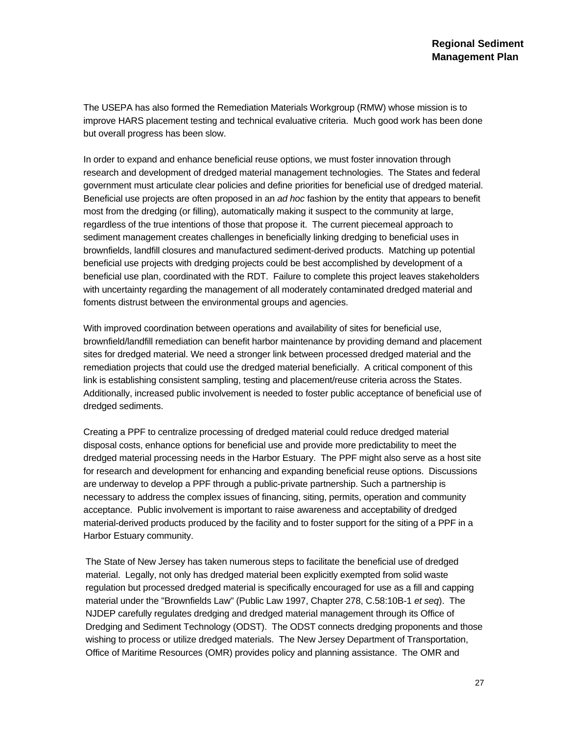The USEPA has also formed the Remediation Materials Workgroup (RMW) whose mission is to improve HARS placement testing and technical evaluative criteria. Much good work has been done but overall progress has been slow.

In order to expand and enhance beneficial reuse options, we must foster innovation through research and development of dredged material management technologies. The States and federal government must articulate clear policies and define priorities for beneficial use of dredged material. Beneficial use projects are often proposed in an *ad hoc* fashion by the entity that appears to benefit most from the dredging (or filling), automatically making it suspect to the community at large, regardless of the true intentions of those that propose it. The current piecemeal approach to sediment management creates challenges in beneficially linking dredging to beneficial uses in brownfields, landfill closures and manufactured sediment-derived products. Matching up potential beneficial use projects with dredging projects could be best accomplished by development of a beneficial use plan, coordinated with the RDT. Failure to complete this project leaves stakeholders with uncertainty regarding the management of all moderately contaminated dredged material and foments distrust between the environmental groups and agencies.

With improved coordination between operations and availability of sites for beneficial use, brownfield/landfill remediation can benefit harbor maintenance by providing demand and placement sites for dredged material. We need a stronger link between processed dredged material and the remediation projects that could use the dredged material beneficially. A critical component of this link is establishing consistent sampling, testing and placement/reuse criteria across the States. Additionally, increased public involvement is needed to foster public acceptance of beneficial use of dredged sediments.

Creating a PPF to centralize processing of dredged material could reduce dredged material disposal costs, enhance options for beneficial use and provide more predictability to meet the dredged material processing needs in the Harbor Estuary. The PPF might also serve as a host site for research and development for enhancing and expanding beneficial reuse options. Discussions are underway to develop a PPF through a public-private partnership. Such a partnership is necessary to address the complex issues of financing, siting, permits, operation and community acceptance. Public involvement is important to raise awareness and acceptability of dredged material-derived products produced by the facility and to foster support for the siting of a PPF in a Harbor Estuary community.

The State of New Jersey has taken numerous steps to facilitate the beneficial use of dredged material. Legally, not only has dredged material been explicitly exempted from solid waste regulation but processed dredged material is specifically encouraged for use as a fill and capping material under the "Brownfields Law" (Public Law 1997, Chapter 278, C.58:10B-1 *et seq*). The NJDEP carefully regulates dredging and dredged material management through its Office of Dredging and Sediment Technology (ODST). The ODST connects dredging proponents and those wishing to process or utilize dredged materials. The New Jersey Department of Transportation, Office of Maritime Resources (OMR) provides policy and planning assistance. The OMR and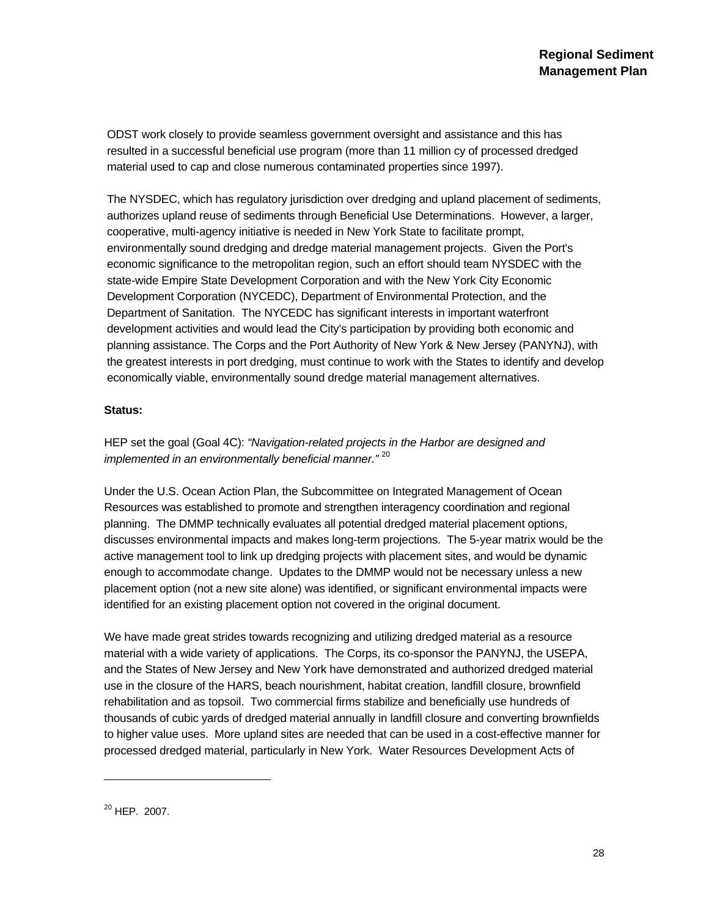ODST work closely to provide seamless government oversight and assistance and this has resulted in a successful beneficial use program (more than 11 million cy of processed dredged material used to cap and close numerous contaminated properties since 1997).

The NYSDEC, which has regulatory jurisdiction over dredging and upland placement of sediments, authorizes upland reuse of sediments through Beneficial Use Determinations. However, a larger, cooperative, multi-agency initiative is needed in New York State to facilitate prompt, environmentally sound dredging and dredge material management projects. Given the Port's economic significance to the metropolitan region, such an effort should team NYSDEC with the state-wide Empire State Development Corporation and with the New York City Economic Development Corporation (NYCEDC), Department of Environmental Protection, and the Department of Sanitation. The NYCEDC has significant interests in important waterfront development activities and would lead the City's participation by providing both economic and planning assistance. The Corps and the Port Authority of New York & New Jersey (PANYNJ), with the greatest interests in port dredging, must continue to work with the States to identify and develop economically viable, environmentally sound dredge material management alternatives.

**Status:**

HEP set the goal (Goal 4C): *"Navigation-related projects in the Harbor are designed and implemented in an environmentally beneficial manner."* [20]

Under the U.S. Ocean Action Plan, the Subcommittee on Integrated Management of Ocean Resources was established to promote and strengthen interagency coordination and regional planning. The DMMP technically evaluates all potential dredged material placement options, discusses environmental impacts and makes long-term projections. The 5-year matrix would be the active management tool to link up dredging projects with placement sites, and would be dynamic enough to accommodate change. Updates to the DMMP would not be necessary unless a new placement option (not a new site alone) was identified, or significant environmental impacts were identified for an existing placement option not covered in the original document.

We have made great strides towards recognizing and utilizing dredged material as a resource material with a wide variety of applications. The Corps, its co-sponsor the PANYNJ, the USEPA, and the States of New Jersey and New York have demonstrated and authorized dredged material use in the closure of the HARS, beach nourishment, habitat creation, landfill closure, brownfield rehabilitation and as topsoil. Two commercial firms stabilize and beneficially use hundreds of thousands of cubic yards of dredged material annually in landfill closure and converting brownfields to higher value uses. More upland sites are needed that can be used in a cost-effective manner for processed dredged material, particularly in New York. Water Resources Development Acts of

---

[20] HEP. 2007.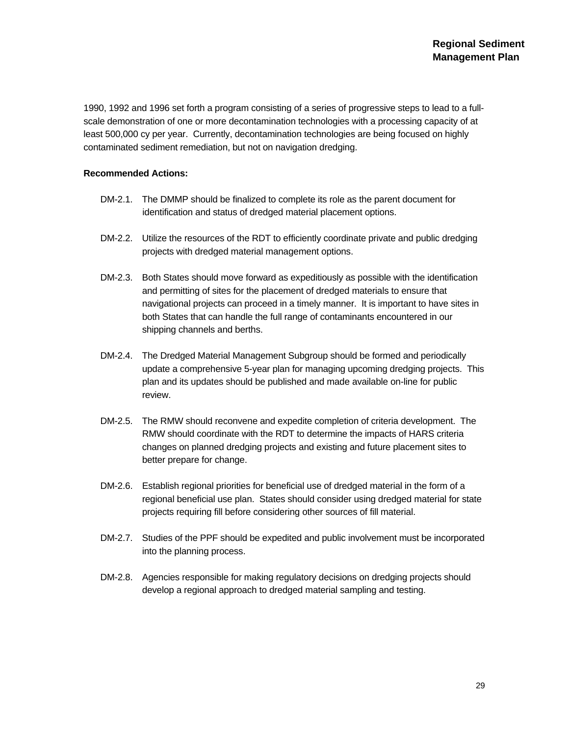1990, 1992 and 1996 set forth a program consisting of a series of progressive steps to lead to a full-scale demonstration of one or more decontamination technologies with a processing capacity of at least 500,000 cy per year. Currently, decontamination technologies are being focused on highly contaminated sediment remediation, but not on navigation dredging.

**Recommended Actions:**

DM-2.1. The DMMP should be finalized to complete its role as the parent document for identification and status of dredged material placement options.

DM-2.2. Utilize the resources of the RDT to efficiently coordinate private and public dredging projects with dredged material management options.

DM-2.3. Both States should move forward as expeditiously as possible with the identification and permitting of sites for the placement of dredged materials to ensure that navigational projects can proceed in a timely manner. It is important to have sites in both States that can handle the full range of contaminants encountered in our shipping channels and berths.

DM-2.4. The Dredged Material Management Subgroup should be formed and periodically update a comprehensive 5-year plan for managing upcoming dredging projects. This plan and its updates should be published and made available on-line for public review.

DM-2.5. The RMW should reconvene and expedite completion of criteria development. The RMW should coordinate with the RDT to determine the impacts of HARS criteria changes on planned dredging projects and existing and future placement sites to better prepare for change.

DM-2.6. Establish regional priorities for beneficial use of dredged material in the form of a regional beneficial use plan. States should consider using dredged material for state projects requiring fill before considering other sources of fill material.

DM-2.7. Studies of the PPF should be expedited and public involvement must be incorporated into the planning process.

DM-2.8. Agencies responsible for making regulatory decisions on dredging projects should develop a regional approach to dredged material sampling and testing.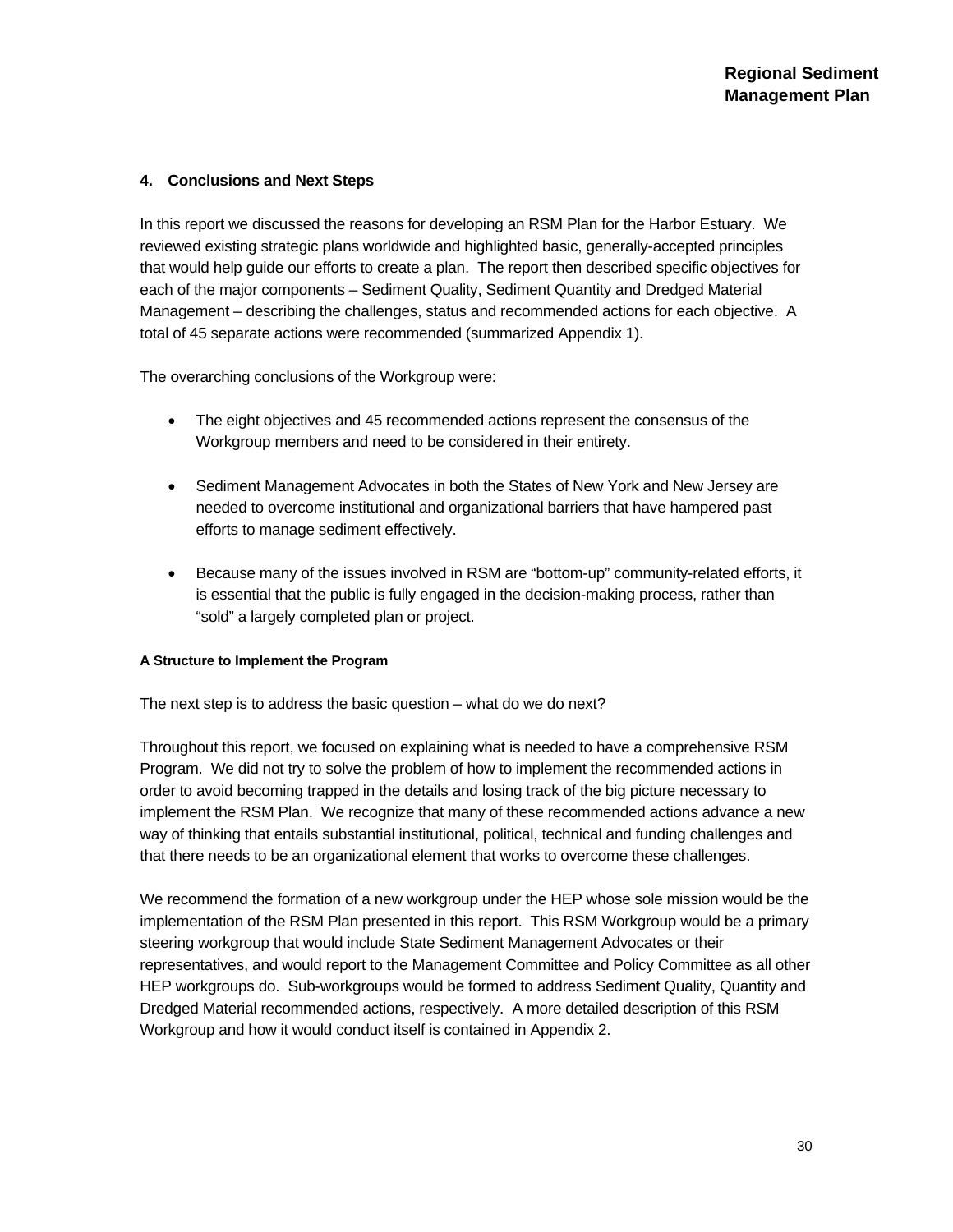## 4. Conclusions and Next Steps

In this report we discussed the reasons for developing an RSM Plan for the Harbor Estuary. We reviewed existing strategic plans worldwide and highlighted basic, generally-accepted principles that would help guide our efforts to create a plan. The report then described specific objectives for each of the major components – Sediment Quality, Sediment Quantity and Dredged Material Management – describing the challenges, status and recommended actions for each objective. A total of 45 separate actions were recommended (summarized Appendix 1).

The overarching conclusions of the Workgroup were:

- The eight objectives and 45 recommended actions represent the consensus of the Workgroup members and need to be considered in their entirety.
- Sediment Management Advocates in both the States of New York and New Jersey are needed to overcome institutional and organizational barriers that have hampered past efforts to manage sediment effectively.
- Because many of the issues involved in RSM are "bottom-up" community-related efforts, it is essential that the public is fully engaged in the decision-making process, rather than "sold" a largely completed plan or project.

### A Structure to Implement the Program

The next step is to address the basic question – what do we do next?

Throughout this report, we focused on explaining what is needed to have a comprehensive RSM Program. We did not try to solve the problem of how to implement the recommended actions in order to avoid becoming trapped in the details and losing track of the big picture necessary to implement the RSM Plan. We recognize that many of these recommended actions advance a new way of thinking that entails substantial institutional, political, technical and funding challenges and that there needs to be an organizational element that works to overcome these challenges.

We recommend the formation of a new workgroup under the HEP whose sole mission would be the implementation of the RSM Plan presented in this report. This RSM Workgroup would be a primary steering workgroup that would include State Sediment Management Advocates or their representatives, and would report to the Management Committee and Policy Committee as all other HEP workgroups do. Sub-workgroups would be formed to address Sediment Quality, Quantity and Dredged Material recommended actions, respectively. A more detailed description of this RSM Workgroup and how it would conduct itself is contained in Appendix 2.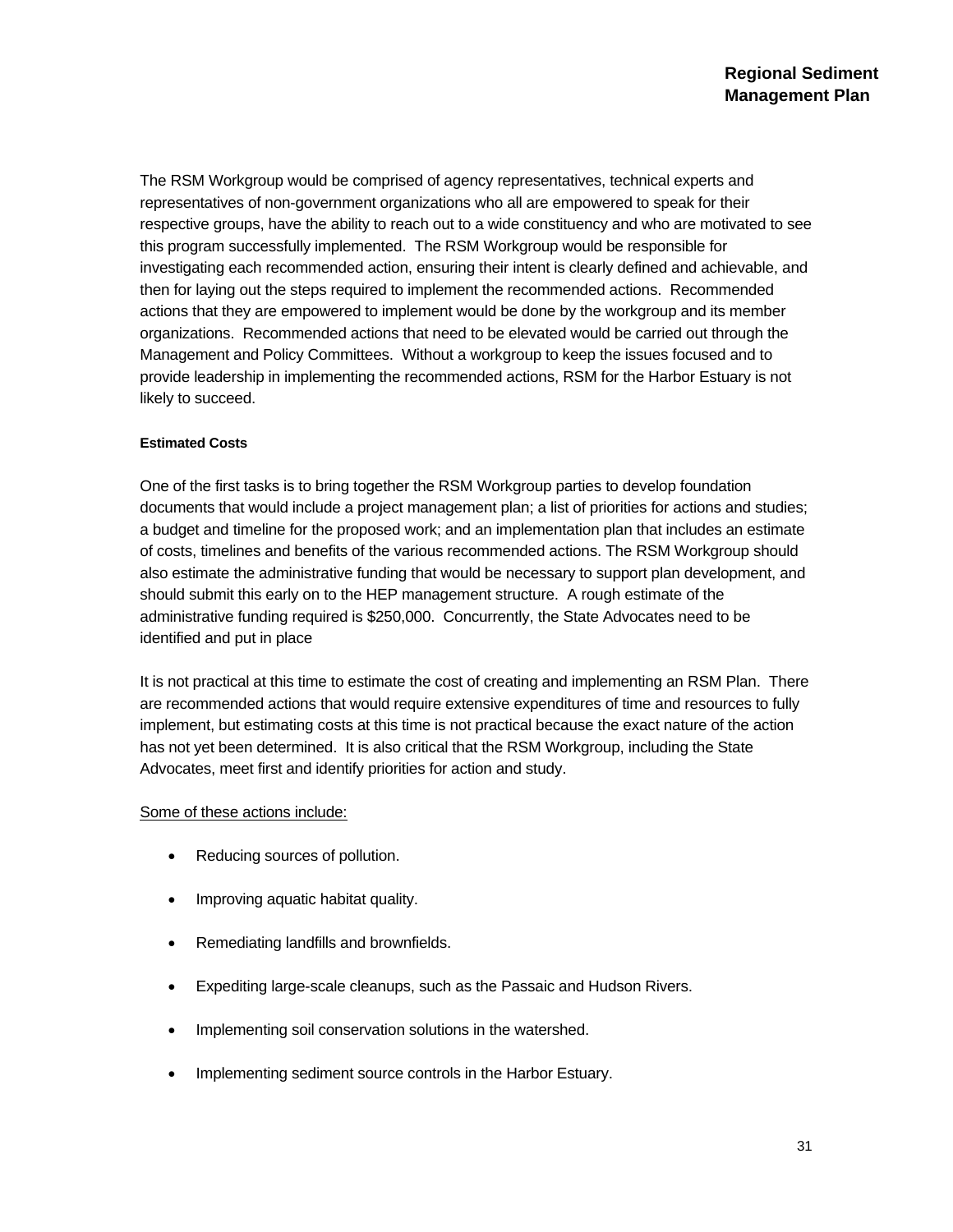The RSM Workgroup would be comprised of agency representatives, technical experts and representatives of non-government organizations who all are empowered to speak for their respective groups, have the ability to reach out to a wide constituency and who are motivated to see this program successfully implemented. The RSM Workgroup would be responsible for investigating each recommended action, ensuring their intent is clearly defined and achievable, and then for laying out the steps required to implement the recommended actions. Recommended actions that they are empowered to implement would be done by the workgroup and its member organizations. Recommended actions that need to be elevated would be carried out through the Management and Policy Committees. Without a workgroup to keep the issues focused and to provide leadership in implementing the recommended actions, RSM for the Harbor Estuary is not likely to succeed.

#### Estimated Costs

One of the first tasks is to bring together the RSM Workgroup parties to develop foundation documents that would include a project management plan; a list of priorities for actions and studies; a budget and timeline for the proposed work; and an implementation plan that includes an estimate of costs, timelines and benefits of the various recommended actions. The RSM Workgroup should also estimate the administrative funding that would be necessary to support plan development, and should submit this early on to the HEP management structure. A rough estimate of the administrative funding required is $250,000. Concurrently, the State Advocates need to be identified and put in place

It is not practical at this time to estimate the cost of creating and implementing an RSM Plan. There are recommended actions that would require extensive expenditures of time and resources to fully implement, but estimating costs at this time is not practical because the exact nature of the action has not yet been determined. It is also critical that the RSM Workgroup, including the State Advocates, meet first and identify priorities for action and study.

<u>Some of these actions include:</u>

- Reducing sources of pollution.
- Improving aquatic habitat quality.
- Remediating landfills and brownfields.
- Expediting large-scale cleanups, such as the Passaic and Hudson Rivers.
- Implementing soil conservation solutions in the watershed.
- Implementing sediment source controls in the Harbor Estuary.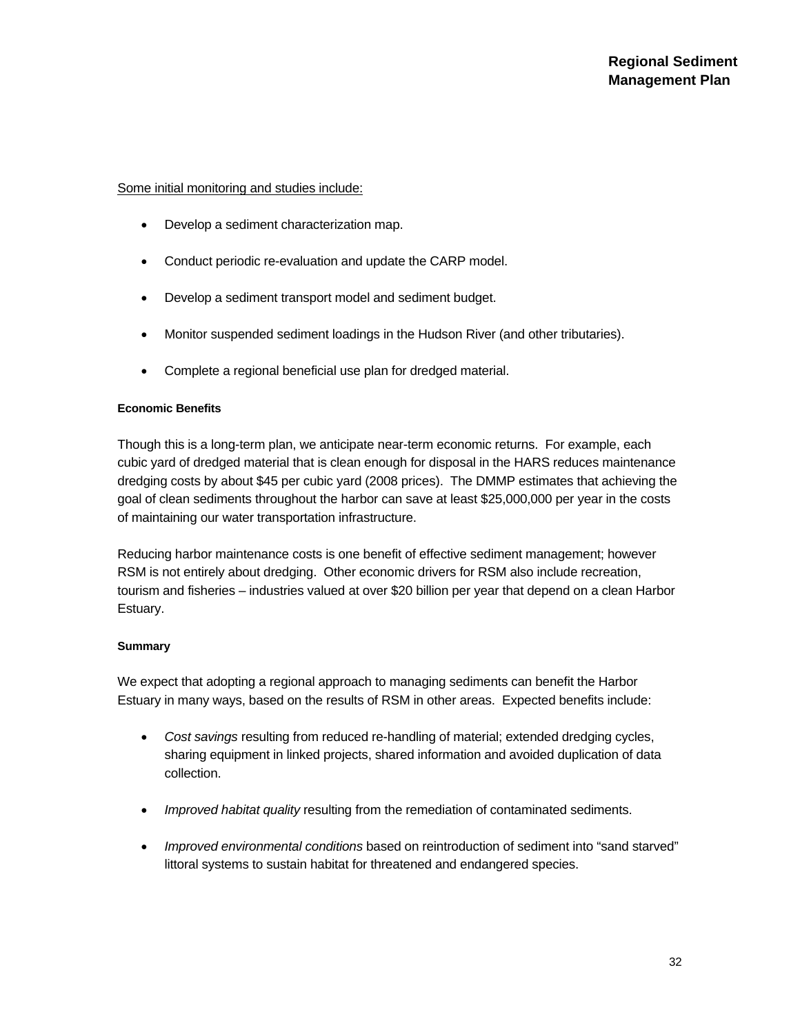Some initial monitoring and studies include:

- Develop a sediment characterization map.
- Conduct periodic re-evaluation and update the CARP model.
- Develop a sediment transport model and sediment budget.
- Monitor suspended sediment loadings in the Hudson River (and other tributaries).
- Complete a regional beneficial use plan for dredged material.

#### Economic Benefits

Though this is a long-term plan, we anticipate near-term economic returns. For example, each cubic yard of dredged material that is clean enough for disposal in the HARS reduces maintenance dredging costs by about $45 per cubic yard (2008 prices). The DMMP estimates that achieving the goal of clean sediments throughout the harbor can save at least $25,000,000 per year in the costs of maintaining our water transportation infrastructure.

Reducing harbor maintenance costs is one benefit of effective sediment management; however RSM is not entirely about dredging. Other economic drivers for RSM also include recreation, tourism and fisheries – industries valued at over $20 billion per year that depend on a clean Harbor Estuary.

#### Summary

We expect that adopting a regional approach to managing sediments can benefit the Harbor Estuary in many ways, based on the results of RSM in other areas. Expected benefits include:

- *Cost savings* resulting from reduced re-handling of material; extended dredging cycles, sharing equipment in linked projects, shared information and avoided duplication of data collection.
- *Improved habitat quality* resulting from the remediation of contaminated sediments.
- *Improved environmental conditions* based on reintroduction of sediment into "sand starved" littoral systems to sustain habitat for threatened and endangered species.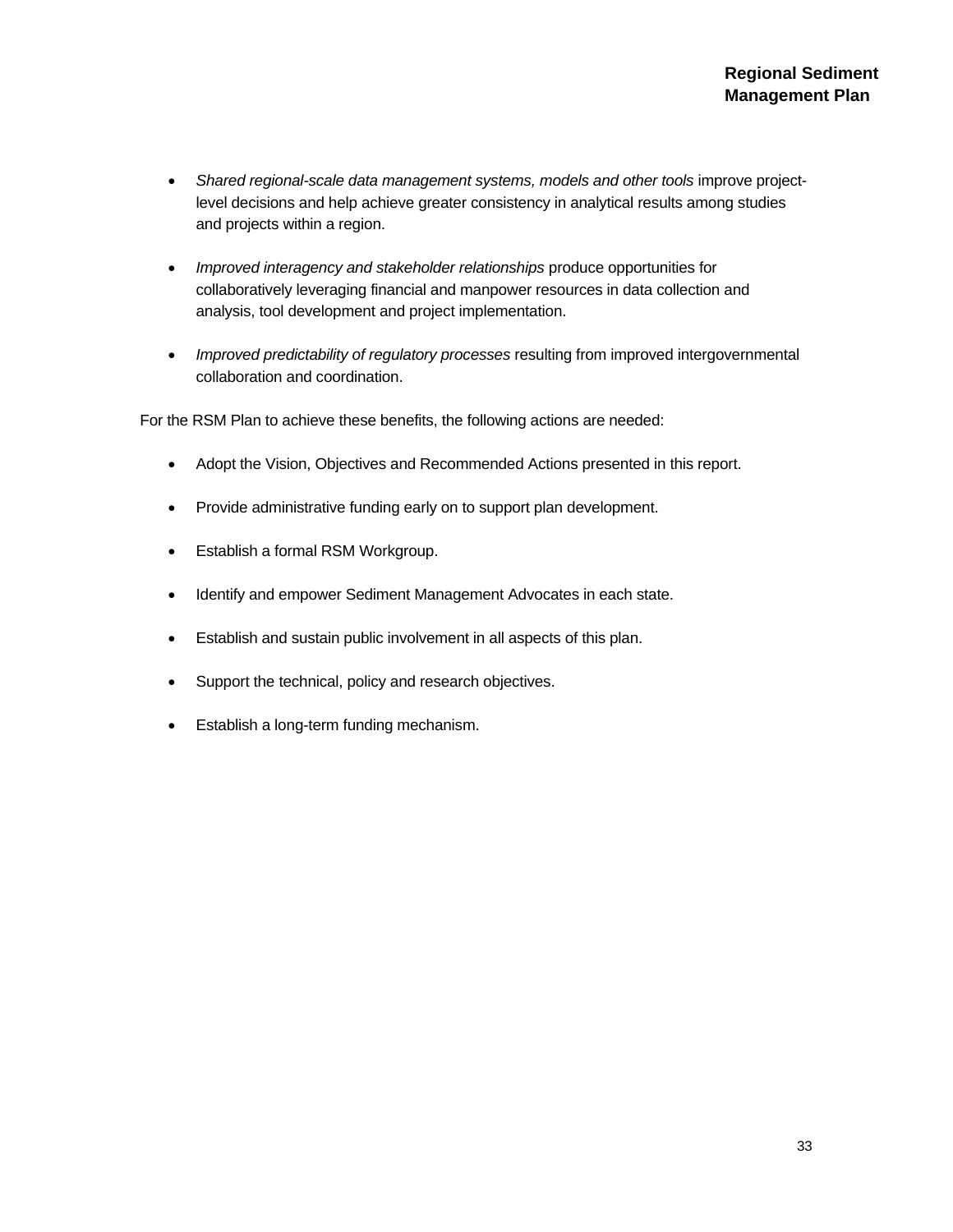- *Shared regional-scale data management systems, models and other tools* improve project-level decisions and help achieve greater consistency in analytical results among studies and projects within a region.

- *Improved interagency and stakeholder relationships* produce opportunities for collaboratively leveraging financial and manpower resources in data collection and analysis, tool development and project implementation.

- *Improved predictability of regulatory processes* resulting from improved intergovernmental collaboration and coordination.

For the RSM Plan to achieve these benefits, the following actions are needed:

- Adopt the Vision, Objectives and Recommended Actions presented in this report.

- Provide administrative funding early on to support plan development.

- Establish a formal RSM Workgroup.

- Identify and empower Sediment Management Advocates in each state.

- Establish and sustain public involvement in all aspects of this plan.

- Support the technical, policy and research objectives.

- Establish a long-term funding mechanism.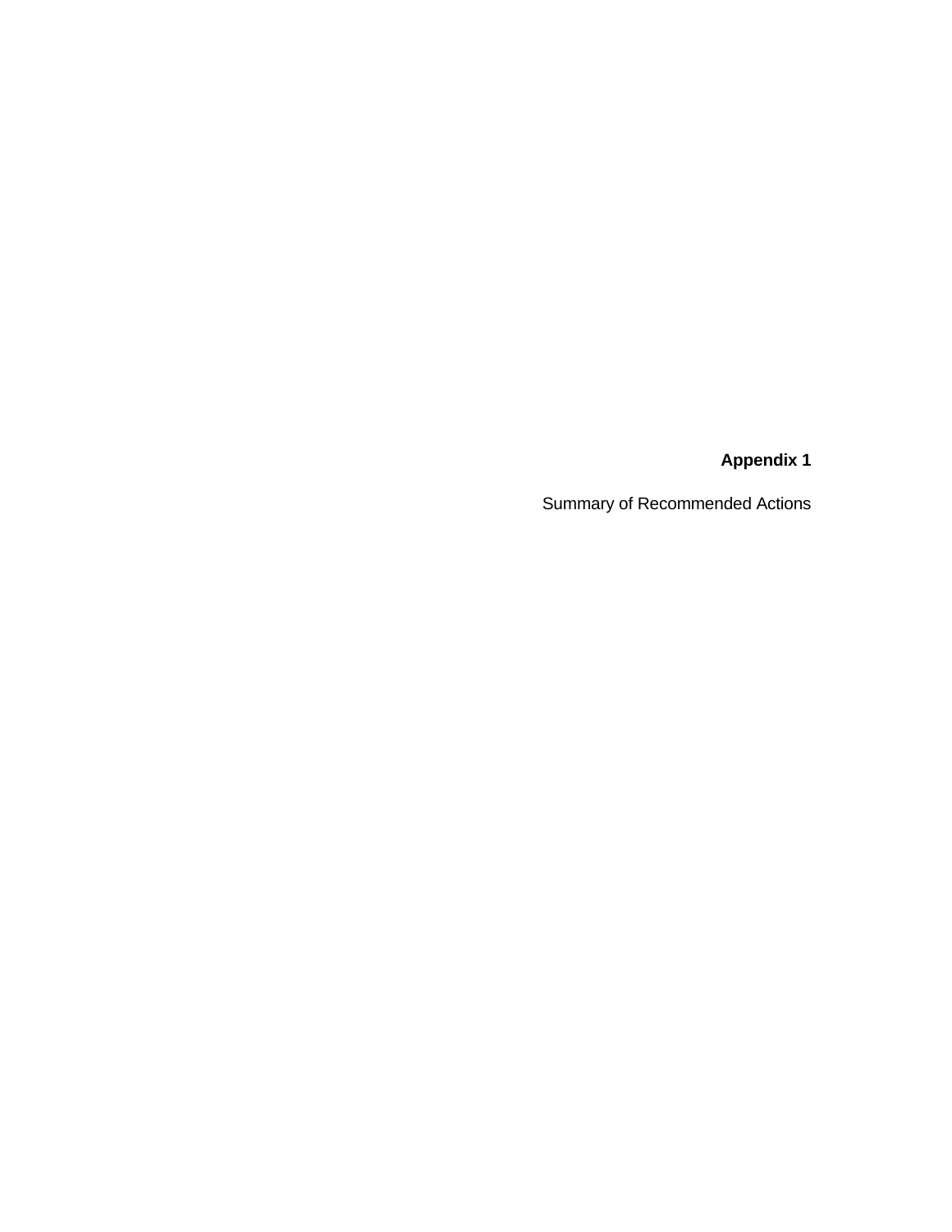# Appendix 1

Summary of Recommended Actions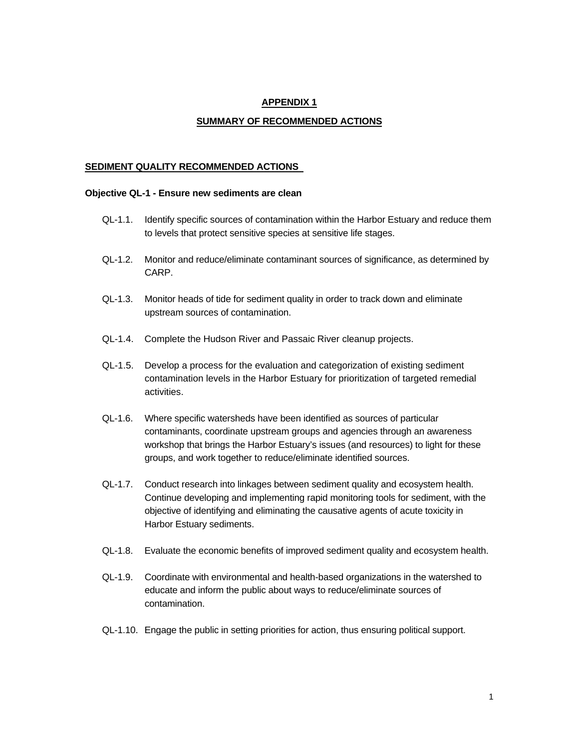# APPENDIX 1

## SUMMARY OF RECOMMENDED ACTIONS

### SEDIMENT QUALITY RECOMMENDED ACTIONS

**Objective QL-1 - Ensure new sediments are clean**

QL-1.1. Identify specific sources of contamination within the Harbor Estuary and reduce them to levels that protect sensitive species at sensitive life stages.

QL-1.2. Monitor and reduce/eliminate contaminant sources of significance, as determined by CARP.

QL-1.3. Monitor heads of tide for sediment quality in order to track down and eliminate upstream sources of contamination.

QL-1.4. Complete the Hudson River and Passaic River cleanup projects.

QL-1.5. Develop a process for the evaluation and categorization of existing sediment contamination levels in the Harbor Estuary for prioritization of targeted remedial activities.

QL-1.6. Where specific watersheds have been identified as sources of particular contaminants, coordinate upstream groups and agencies through an awareness workshop that brings the Harbor Estuary's issues (and resources) to light for these groups, and work together to reduce/eliminate identified sources.

QL-1.7. Conduct research into linkages between sediment quality and ecosystem health. Continue developing and implementing rapid monitoring tools for sediment, with the objective of identifying and eliminating the causative agents of acute toxicity in Harbor Estuary sediments.

QL-1.8. Evaluate the economic benefits of improved sediment quality and ecosystem health.

QL-1.9. Coordinate with environmental and health-based organizations in the watershed to educate and inform the public about ways to reduce/eliminate sources of contamination.

QL-1.10. Engage the public in setting priorities for action, thus ensuring political support.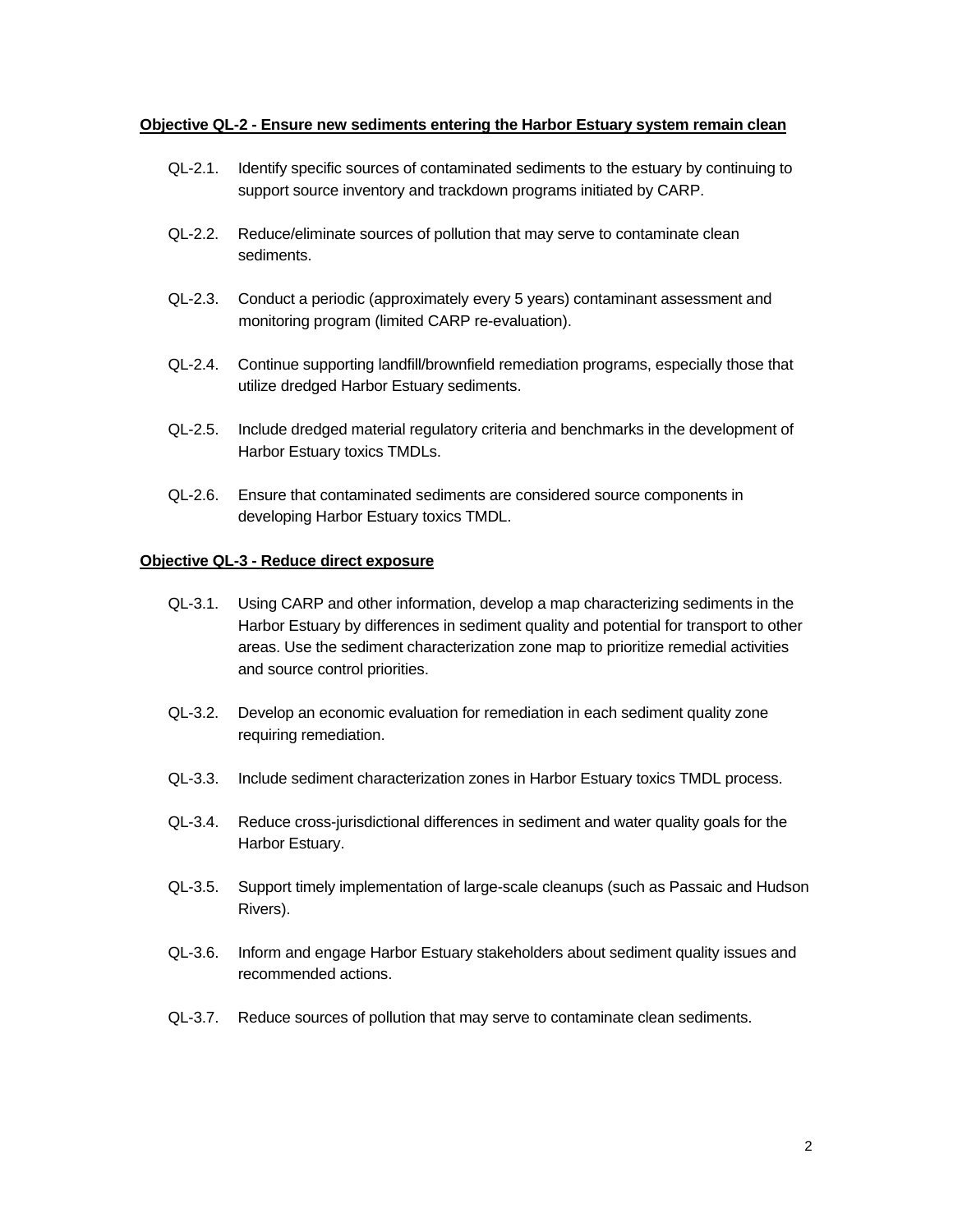**Objective QL-2 - Ensure new sediments entering the Harbor Estuary system remain clean**

QL-2.1. Identify specific sources of contaminated sediments to the estuary by continuing to support source inventory and trackdown programs initiated by CARP.

QL-2.2. Reduce/eliminate sources of pollution that may serve to contaminate clean sediments.

QL-2.3. Conduct a periodic (approximately every 5 years) contaminant assessment and monitoring program (limited CARP re-evaluation).

QL-2.4. Continue supporting landfill/brownfield remediation programs, especially those that utilize dredged Harbor Estuary sediments.

QL-2.5. Include dredged material regulatory criteria and benchmarks in the development of Harbor Estuary toxics TMDLs.

QL-2.6. Ensure that contaminated sediments are considered source components in developing Harbor Estuary toxics TMDL.

**Objective QL-3 - Reduce direct exposure**

QL-3.1. Using CARP and other information, develop a map characterizing sediments in the Harbor Estuary by differences in sediment quality and potential for transport to other areas. Use the sediment characterization zone map to prioritize remedial activities and source control priorities.

QL-3.2. Develop an economic evaluation for remediation in each sediment quality zone requiring remediation.

QL-3.3. Include sediment characterization zones in Harbor Estuary toxics TMDL process.

QL-3.4. Reduce cross-jurisdictional differences in sediment and water quality goals for the Harbor Estuary.

QL-3.5. Support timely implementation of large-scale cleanups (such as Passaic and Hudson Rivers).

QL-3.6. Inform and engage Harbor Estuary stakeholders about sediment quality issues and recommended actions.

QL-3.7. Reduce sources of pollution that may serve to contaminate clean sediments.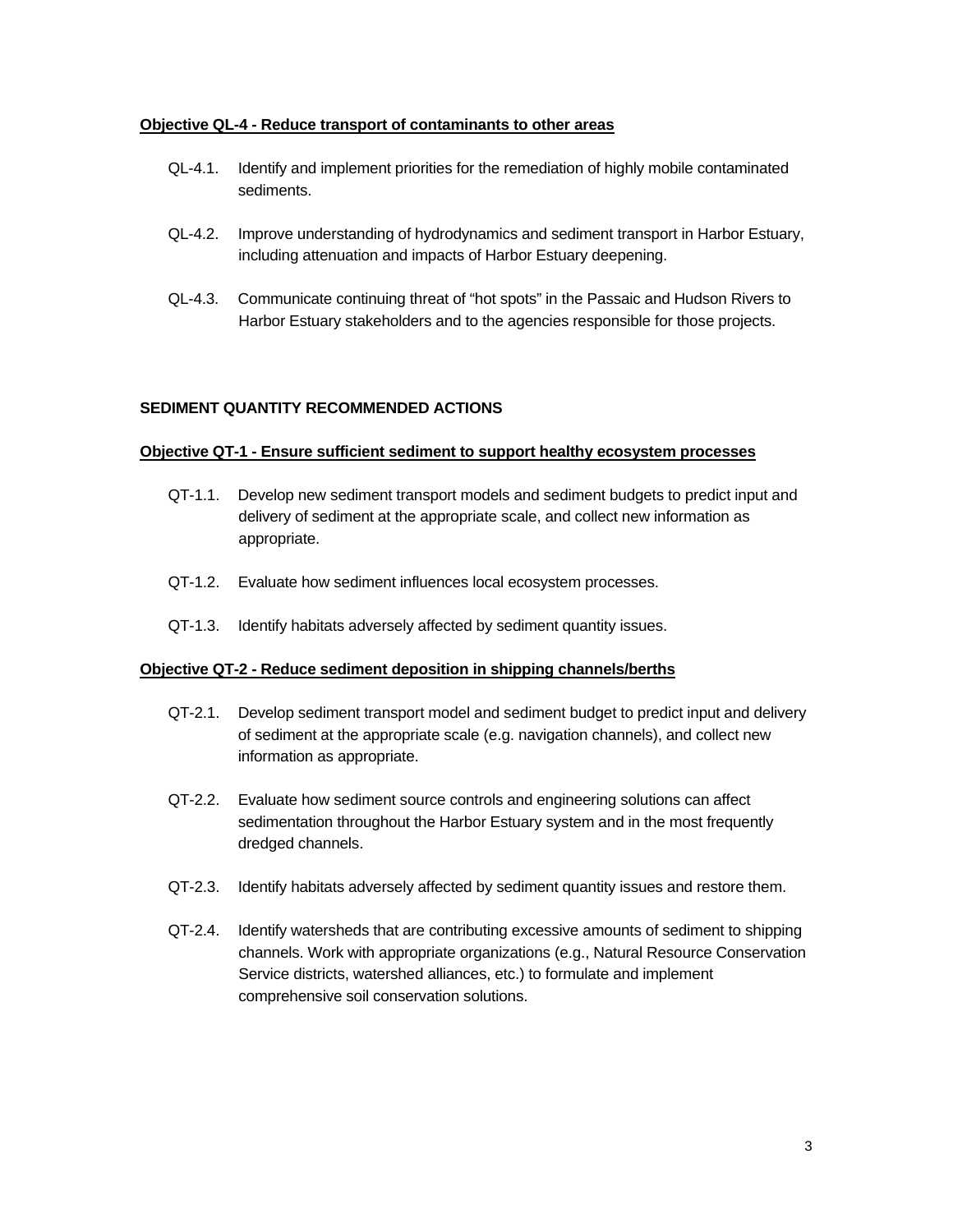**Objective QL-4 - Reduce transport of contaminants to other areas**

QL-4.1. Identify and implement priorities for the remediation of highly mobile contaminated sediments.

QL-4.2. Improve understanding of hydrodynamics and sediment transport in Harbor Estuary, including attenuation and impacts of Harbor Estuary deepening.

QL-4.3. Communicate continuing threat of "hot spots" in the Passaic and Hudson Rivers to Harbor Estuary stakeholders and to the agencies responsible for those projects.

**SEDIMENT QUANTITY RECOMMENDED ACTIONS**

**Objective QT-1 - Ensure sufficient sediment to support healthy ecosystem processes**

QT-1.1. Develop new sediment transport models and sediment budgets to predict input and delivery of sediment at the appropriate scale, and collect new information as appropriate.

QT-1.2. Evaluate how sediment influences local ecosystem processes.

QT-1.3. Identify habitats adversely affected by sediment quantity issues.

**Objective QT-2 - Reduce sediment deposition in shipping channels/berths**

QT-2.1. Develop sediment transport model and sediment budget to predict input and delivery of sediment at the appropriate scale (e.g. navigation channels), and collect new information as appropriate.

QT-2.2. Evaluate how sediment source controls and engineering solutions can affect sedimentation throughout the Harbor Estuary system and in the most frequently dredged channels.

QT-2.3. Identify habitats adversely affected by sediment quantity issues and restore them.

QT-2.4. Identify watersheds that are contributing excessive amounts of sediment to shipping channels. Work with appropriate organizations (e.g., Natural Resource Conservation Service districts, watershed alliances, etc.) to formulate and implement comprehensive soil conservation solutions.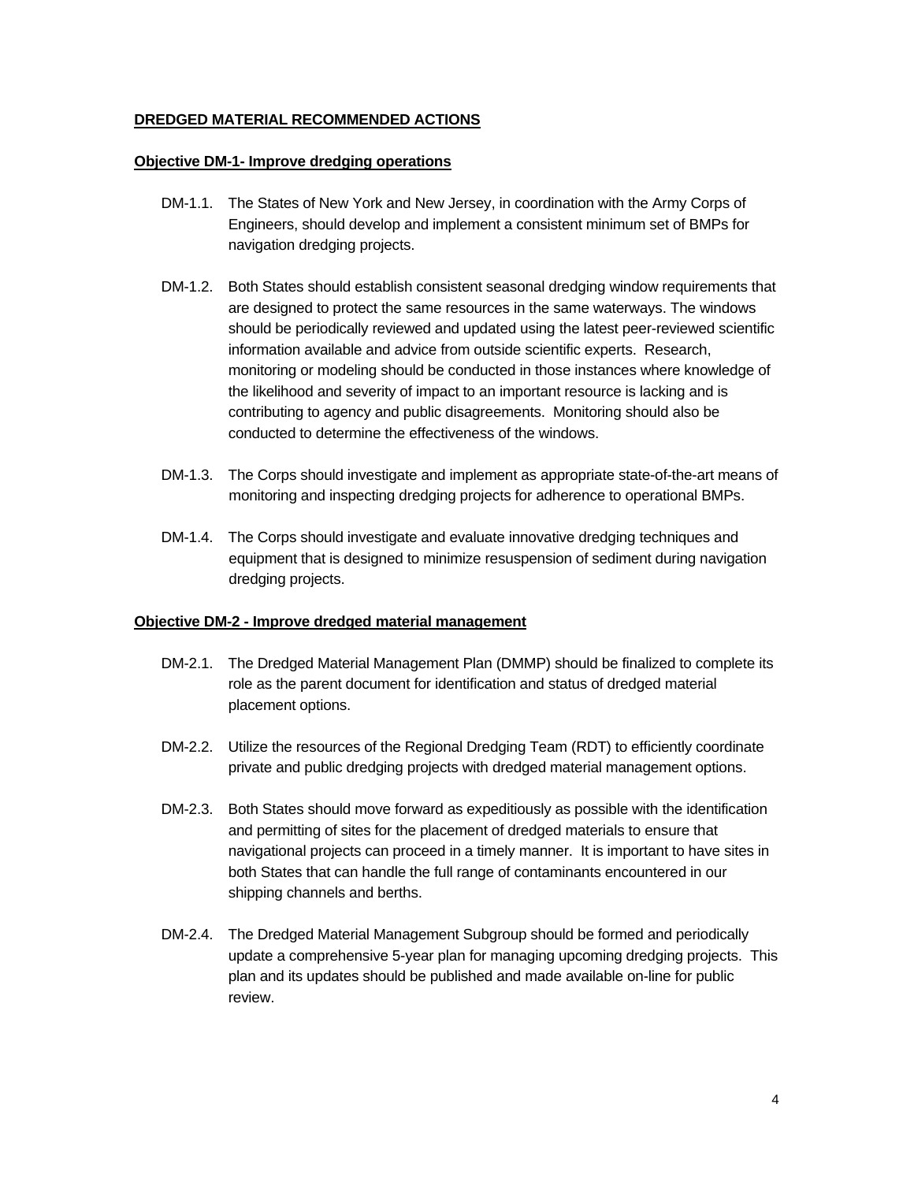**<u>DREDGED MATERIAL RECOMMENDED ACTIONS</u>**

**<u>Objective DM-1- Improve dredging operations</u>**

DM-1.1. The States of New York and New Jersey, in coordination with the Army Corps of Engineers, should develop and implement a consistent minimum set of BMPs for navigation dredging projects.

DM-1.2. Both States should establish consistent seasonal dredging window requirements that are designed to protect the same resources in the same waterways. The windows should be periodically reviewed and updated using the latest peer-reviewed scientific information available and advice from outside scientific experts. Research, monitoring or modeling should be conducted in those instances where knowledge of the likelihood and severity of impact to an important resource is lacking and is contributing to agency and public disagreements. Monitoring should also be conducted to determine the effectiveness of the windows.

DM-1.3. The Corps should investigate and implement as appropriate state-of-the-art means of monitoring and inspecting dredging projects for adherence to operational BMPs.

DM-1.4. The Corps should investigate and evaluate innovative dredging techniques and equipment that is designed to minimize resuspension of sediment during navigation dredging projects.

**<u>Objective DM-2 - Improve dredged material management</u>**

DM-2.1. The Dredged Material Management Plan (DMMP) should be finalized to complete its role as the parent document for identification and status of dredged material placement options.

DM-2.2. Utilize the resources of the Regional Dredging Team (RDT) to efficiently coordinate private and public dredging projects with dredged material management options.

DM-2.3. Both States should move forward as expeditiously as possible with the identification and permitting of sites for the placement of dredged materials to ensure that navigational projects can proceed in a timely manner. It is important to have sites in both States that can handle the full range of contaminants encountered in our shipping channels and berths.

DM-2.4. The Dredged Material Management Subgroup should be formed and periodically update a comprehensive 5-year plan for managing upcoming dredging projects. This plan and its updates should be published and made available on-line for public review.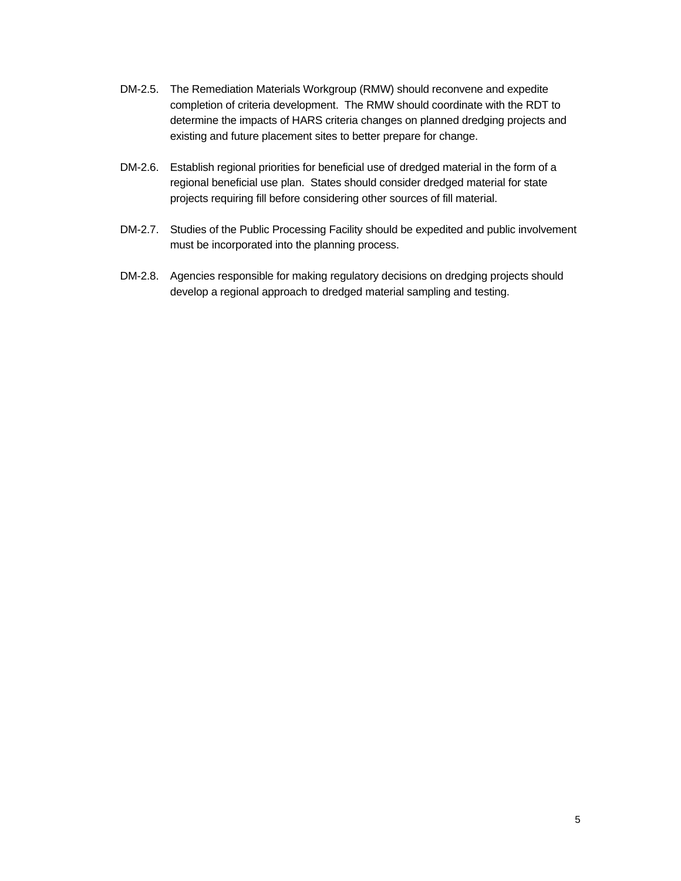DM-2.5. The Remediation Materials Workgroup (RMW) should reconvene and expedite completion of criteria development. The RMW should coordinate with the RDT to determine the impacts of HARS criteria changes on planned dredging projects and existing and future placement sites to better prepare for change.

DM-2.6. Establish regional priorities for beneficial use of dredged material in the form of a regional beneficial use plan. States should consider dredged material for state projects requiring fill before considering other sources of fill material.

DM-2.7. Studies of the Public Processing Facility should be expedited and public involvement must be incorporated into the planning process.

DM-2.8. Agencies responsible for making regulatory decisions on dredging projects should develop a regional approach to dredged material sampling and testing.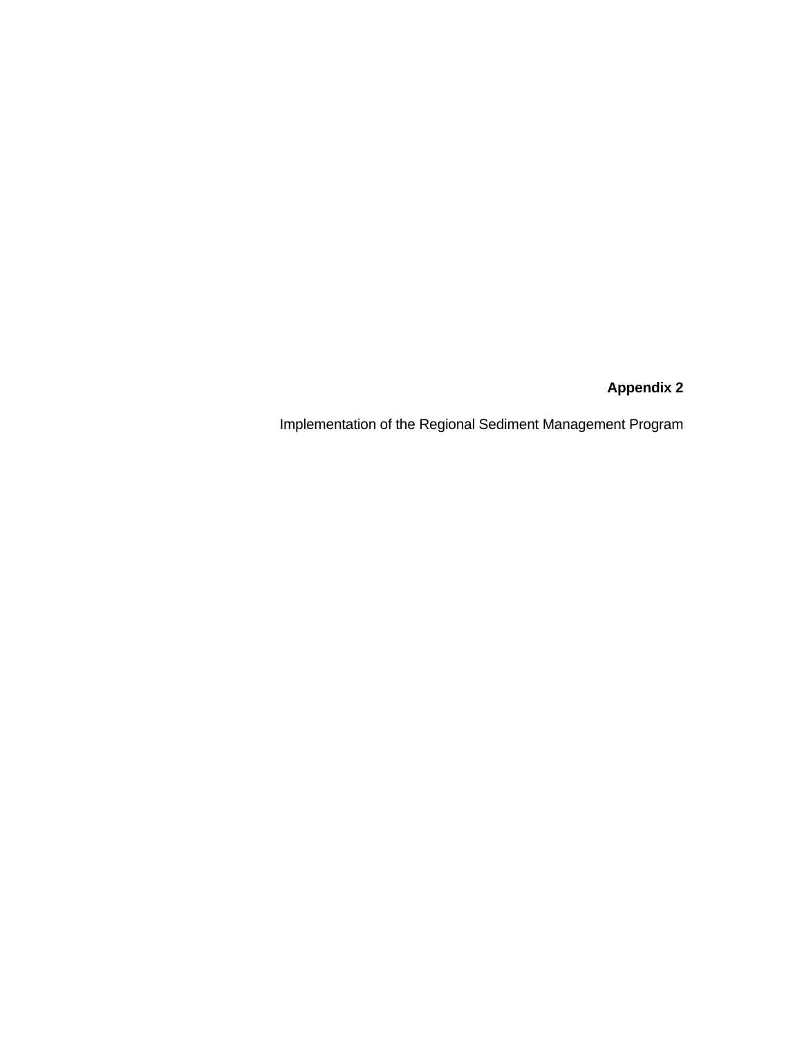# Appendix 2

Implementation of the Regional Sediment Management Program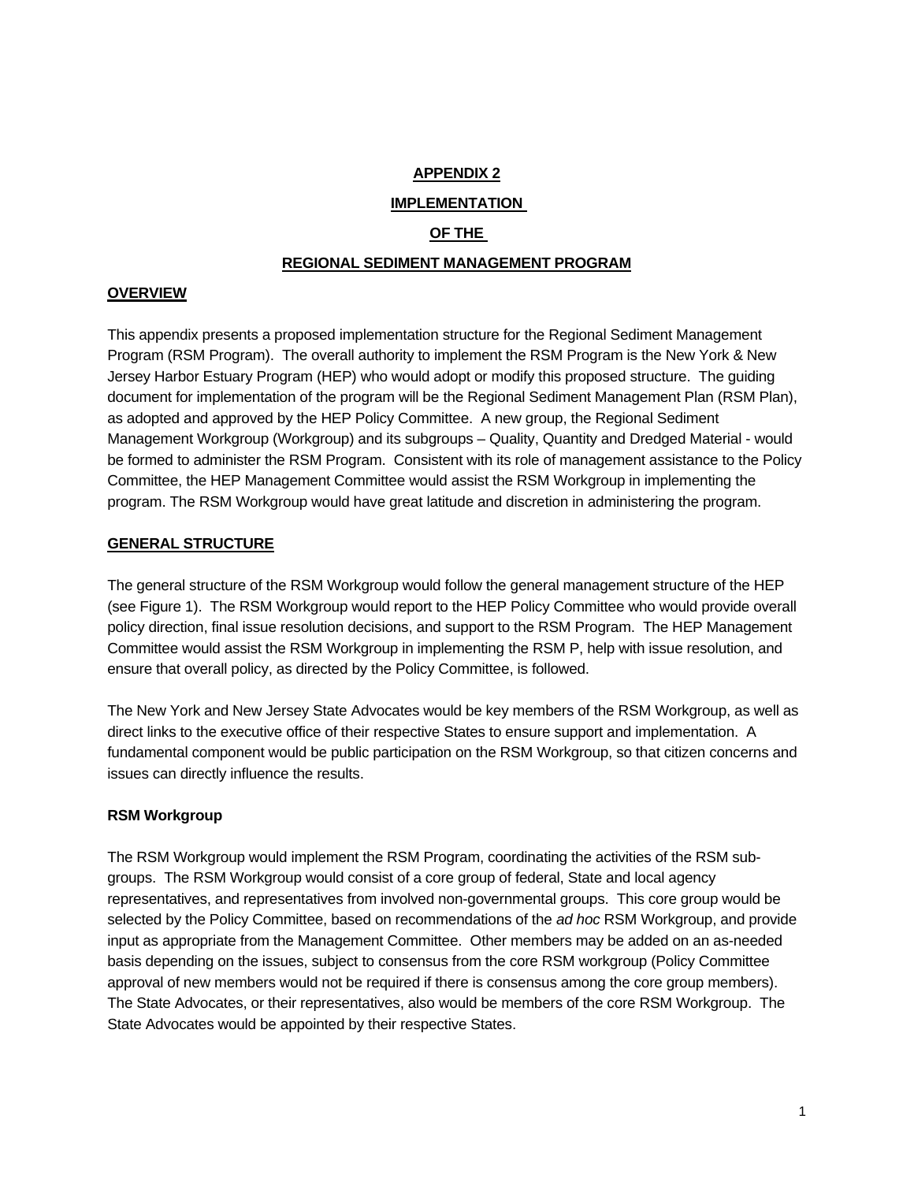# APPENDIX 2

# IMPLEMENTATION

# OF THE

# REGIONAL SEDIMENT MANAGEMENT PROGRAM

## OVERVIEW

This appendix presents a proposed implementation structure for the Regional Sediment Management Program (RSM Program). The overall authority to implement the RSM Program is the New York & New Jersey Harbor Estuary Program (HEP) who would adopt or modify this proposed structure. The guiding document for implementation of the program will be the Regional Sediment Management Plan (RSM Plan), as adopted and approved by the HEP Policy Committee. A new group, the Regional Sediment Management Workgroup (Workgroup) and its subgroups – Quality, Quantity and Dredged Material - would be formed to administer the RSM Program. Consistent with its role of management assistance to the Policy Committee, the HEP Management Committee would assist the RSM Workgroup in implementing the program. The RSM Workgroup would have great latitude and discretion in administering the program.

## GENERAL STRUCTURE

The general structure of the RSM Workgroup would follow the general management structure of the HEP (see Figure 1). The RSM Workgroup would report to the HEP Policy Committee who would provide overall policy direction, final issue resolution decisions, and support to the RSM Program. The HEP Management Committee would assist the RSM Workgroup in implementing the RSM P, help with issue resolution, and ensure that overall policy, as directed by the Policy Committee, is followed.

The New York and New Jersey State Advocates would be key members of the RSM Workgroup, as well as direct links to the executive office of their respective States to ensure support and implementation. A fundamental component would be public participation on the RSM Workgroup, so that citizen concerns and issues can directly influence the results.

### RSM Workgroup

The RSM Workgroup would implement the RSM Program, coordinating the activities of the RSM sub-groups. The RSM Workgroup would consist of a core group of federal, State and local agency representatives, and representatives from involved non-governmental groups. This core group would be selected by the Policy Committee, based on recommendations of the *ad hoc* RSM Workgroup, and provide input as appropriate from the Management Committee. Other members may be added on an as-needed basis depending on the issues, subject to consensus from the core RSM workgroup (Policy Committee approval of new members would not be required if there is consensus among the core group members). The State Advocates, or their representatives, also would be members of the core RSM Workgroup. The State Advocates would be appointed by their respective States.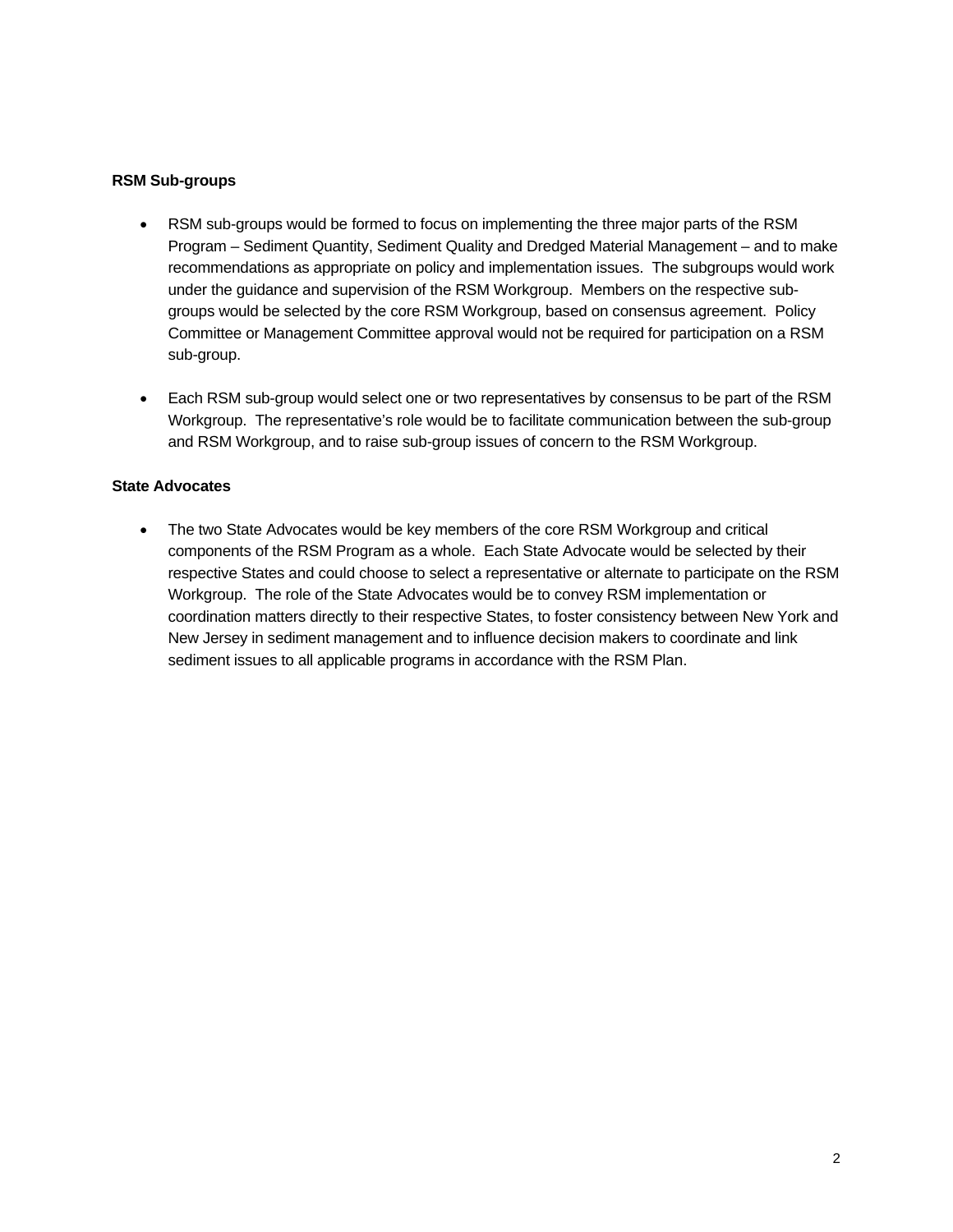**RSM Sub-groups**

- RSM sub-groups would be formed to focus on implementing the three major parts of the RSM Program – Sediment Quantity, Sediment Quality and Dredged Material Management – and to make recommendations as appropriate on policy and implementation issues. The subgroups would work under the guidance and supervision of the RSM Workgroup. Members on the respective sub-groups would be selected by the core RSM Workgroup, based on consensus agreement. Policy Committee or Management Committee approval would not be required for participation on a RSM sub-group.

- Each RSM sub-group would select one or two representatives by consensus to be part of the RSM Workgroup. The representative's role would be to facilitate communication between the sub-group and RSM Workgroup, and to raise sub-group issues of concern to the RSM Workgroup.

**State Advocates**

- The two State Advocates would be key members of the core RSM Workgroup and critical components of the RSM Program as a whole. Each State Advocate would be selected by their respective States and could choose to select a representative or alternate to participate on the RSM Workgroup. The role of the State Advocates would be to convey RSM implementation or coordination matters directly to their respective States, to foster consistency between New York and New Jersey in sediment management and to influence decision makers to coordinate and link sediment issues to all applicable programs in accordance with the RSM Plan.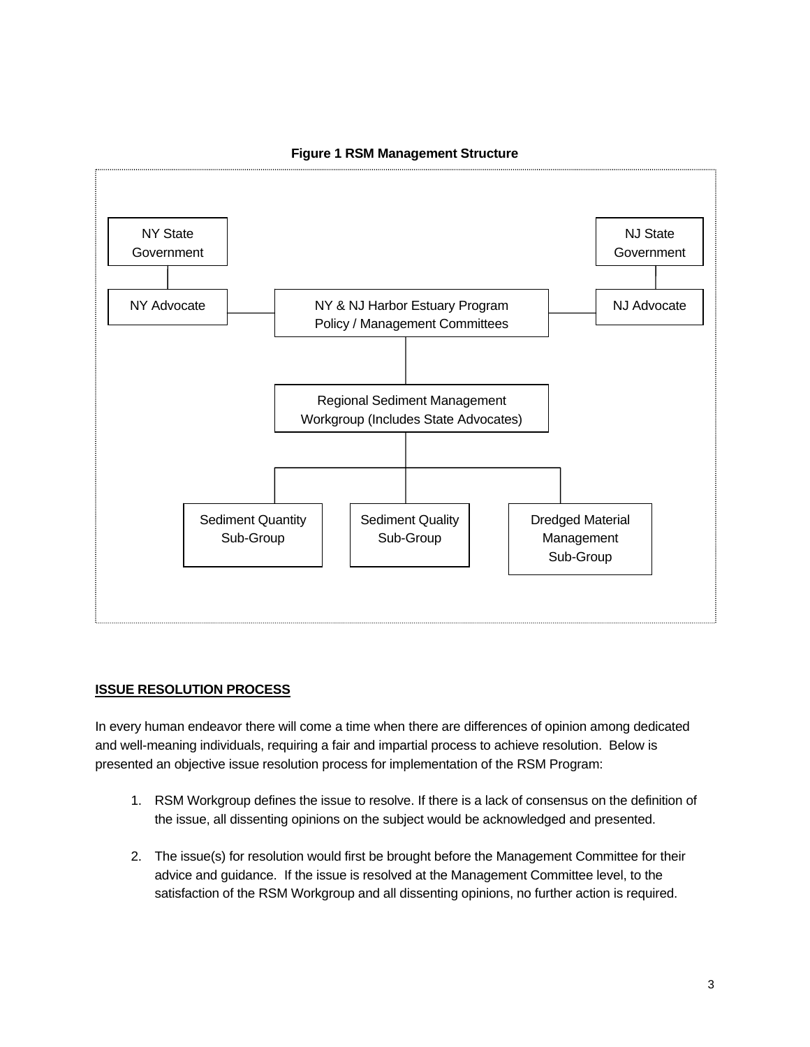**Figure 1 RSM Management Structure**

NY State Government

NJ State Government

NY Advocate

NY & NJ Harbor Estuary Program Policy / Management Committees

NJ Advocate

Regional Sediment Management Workgroup (Includes State Advocates)

Sediment Quantity Sub-Group

Sediment Quality Sub-Group

Dredged Material Management Sub-Group

## ISSUE RESOLUTION PROCESS

In every human endeavor there will come a time when there are differences of opinion among dedicated and well-meaning individuals, requiring a fair and impartial process to achieve resolution. Below is presented an objective issue resolution process for implementation of the RSM Program:

1. RSM Workgroup defines the issue to resolve. If there is a lack of consensus on the definition of the issue, all dissenting opinions on the subject would be acknowledged and presented.

2. The issue(s) for resolution would first be brought before the Management Committee for their advice and guidance. If the issue is resolved at the Management Committee level, to the satisfaction of the RSM Workgroup and all dissenting opinions, no further action is required.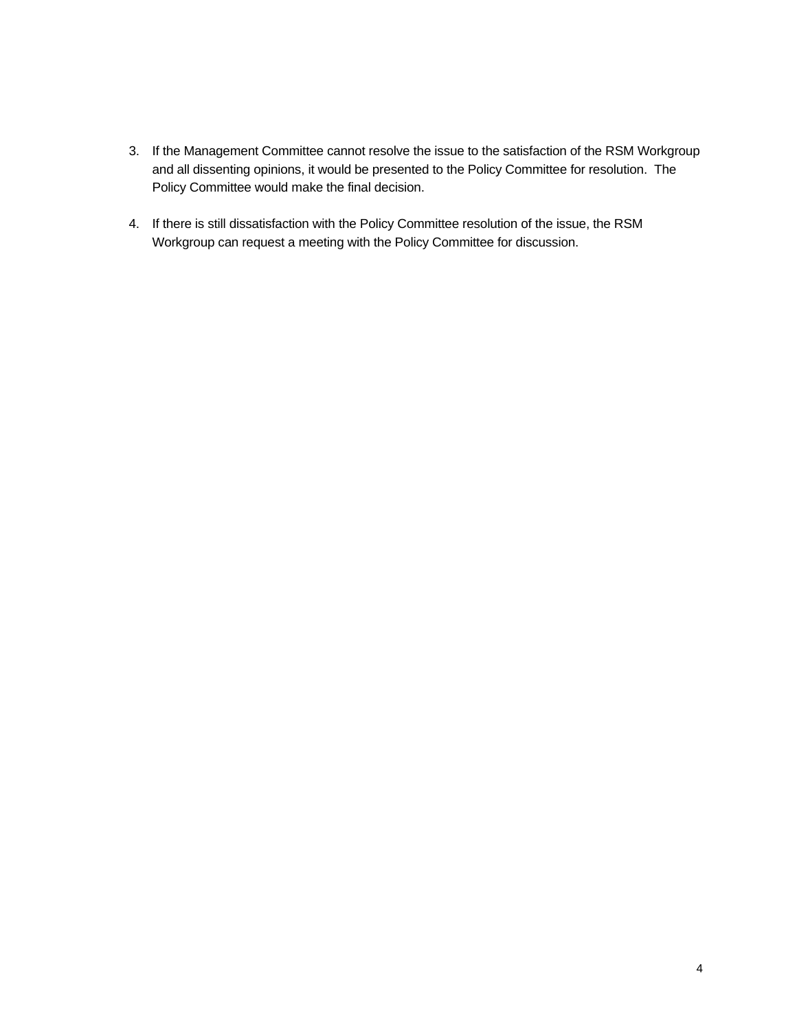3. If the Management Committee cannot resolve the issue to the satisfaction of the RSM Workgroup and all dissenting opinions, it would be presented to the Policy Committee for resolution. The Policy Committee would make the final decision.

4. If there is still dissatisfaction with the Policy Committee resolution of the issue, the RSM Workgroup can request a meeting with the Policy Committee for discussion.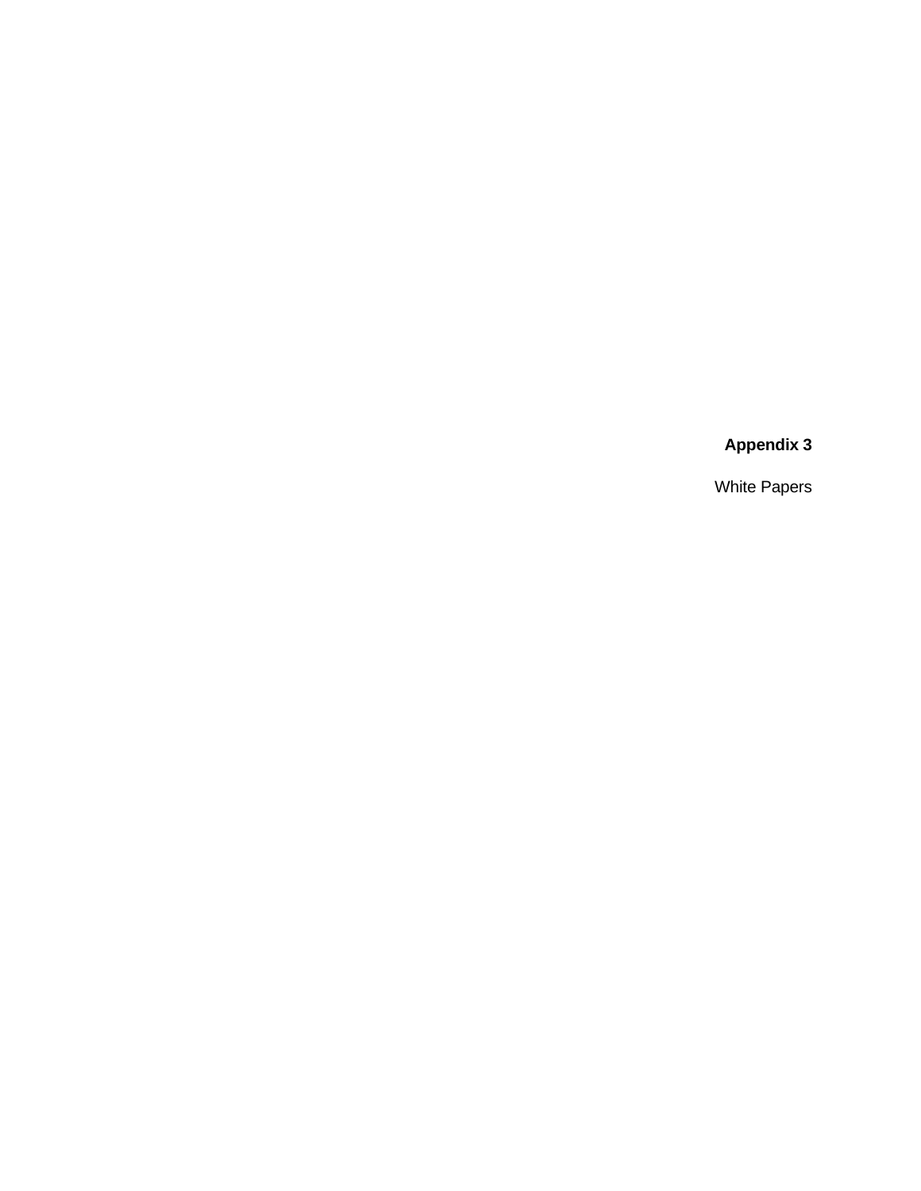**Appendix 3**

White Papers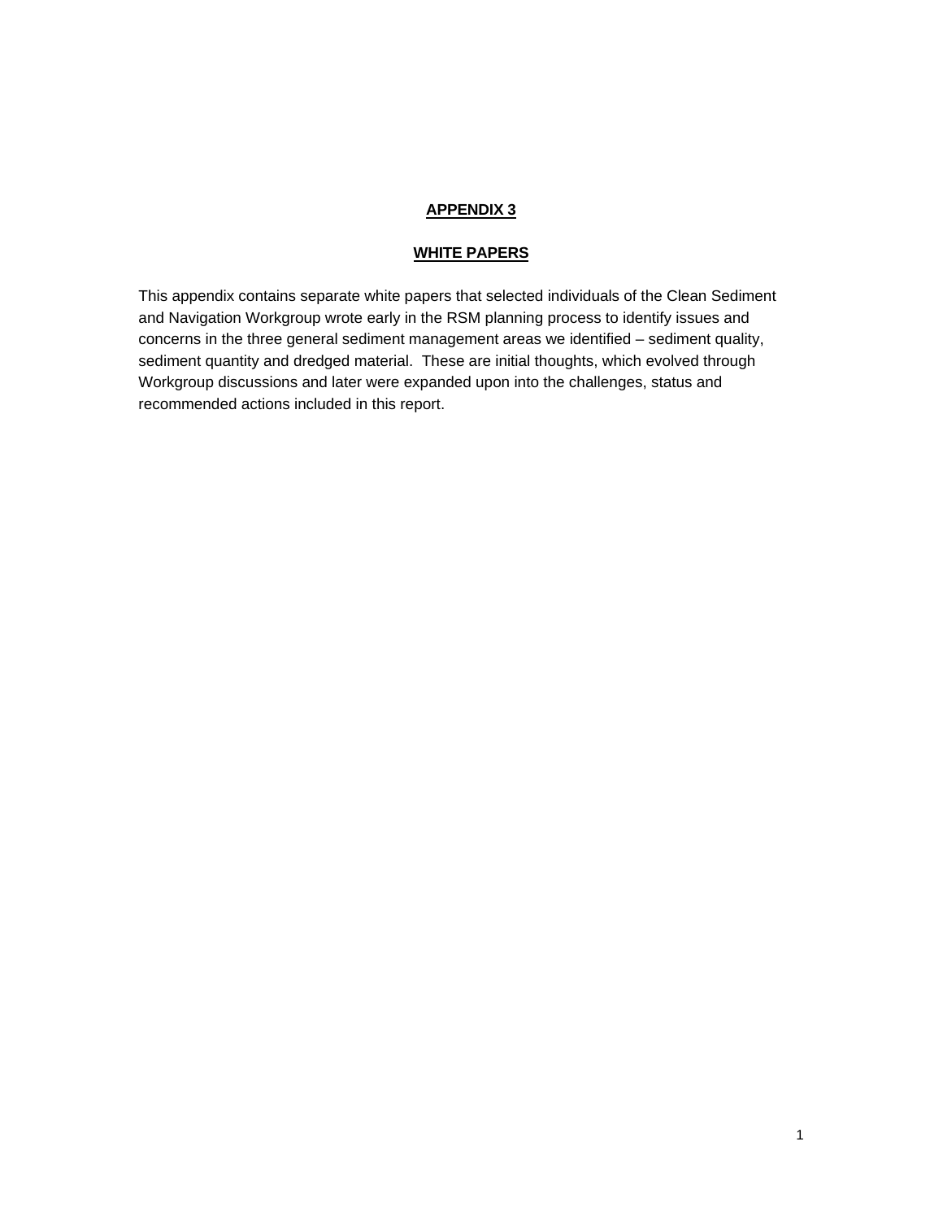# APPENDIX 3

## WHITE PAPERS

This appendix contains separate white papers that selected individuals of the Clean Sediment and Navigation Workgroup wrote early in the RSM planning process to identify issues and concerns in the three general sediment management areas we identified – sediment quality, sediment quantity and dredged material. These are initial thoughts, which evolved through Workgroup discussions and later were expanded upon into the challenges, status and recommended actions included in this report.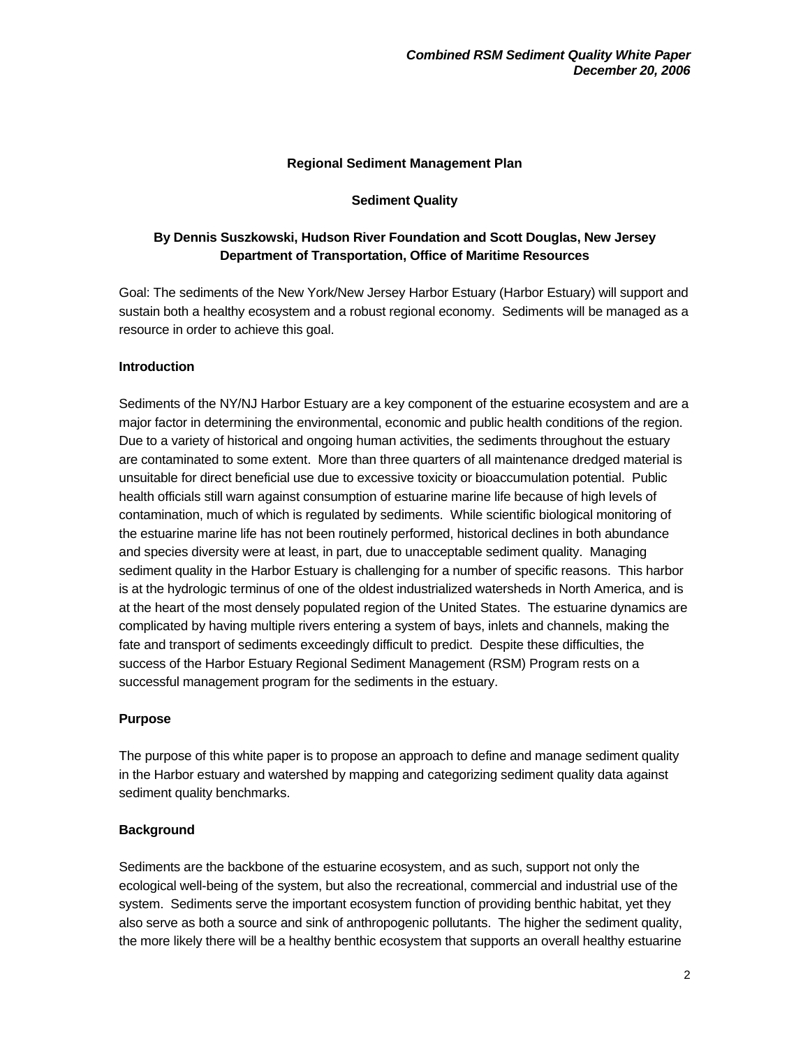## Regional Sediment Management Plan

### Sediment Quality

**By Dennis Suszkowski, Hudson River Foundation and Scott Douglas, New Jersey Department of Transportation, Office of Maritime Resources**

Goal: The sediments of the New York/New Jersey Harbor Estuary (Harbor Estuary) will support and sustain both a healthy ecosystem and a robust regional economy. Sediments will be managed as a resource in order to achieve this goal.

**Introduction**

Sediments of the NY/NJ Harbor Estuary are a key component of the estuarine ecosystem and are a major factor in determining the environmental, economic and public health conditions of the region. Due to a variety of historical and ongoing human activities, the sediments throughout the estuary are contaminated to some extent. More than three quarters of all maintenance dredged material is unsuitable for direct beneficial use due to excessive toxicity or bioaccumulation potential. Public health officials still warn against consumption of estuarine marine life because of high levels of contamination, much of which is regulated by sediments. While scientific biological monitoring of the estuarine marine life has not been routinely performed, historical declines in both abundance and species diversity were at least, in part, due to unacceptable sediment quality. Managing sediment quality in the Harbor Estuary is challenging for a number of specific reasons. This harbor is at the hydrologic terminus of one of the oldest industrialized watersheds in North America, and is at the heart of the most densely populated region of the United States. The estuarine dynamics are complicated by having multiple rivers entering a system of bays, inlets and channels, making the fate and transport of sediments exceedingly difficult to predict. Despite these difficulties, the success of the Harbor Estuary Regional Sediment Management (RSM) Program rests on a successful management program for the sediments in the estuary.

**Purpose**

The purpose of this white paper is to propose an approach to define and manage sediment quality in the Harbor estuary and watershed by mapping and categorizing sediment quality data against sediment quality benchmarks.

**Background**

Sediments are the backbone of the estuarine ecosystem, and as such, support not only the ecological well-being of the system, but also the recreational, commercial and industrial use of the system. Sediments serve the important ecosystem function of providing benthic habitat, yet they also serve as both a source and sink of anthropogenic pollutants. The higher the sediment quality, the more likely there will be a healthy benthic ecosystem that supports an overall healthy estuarine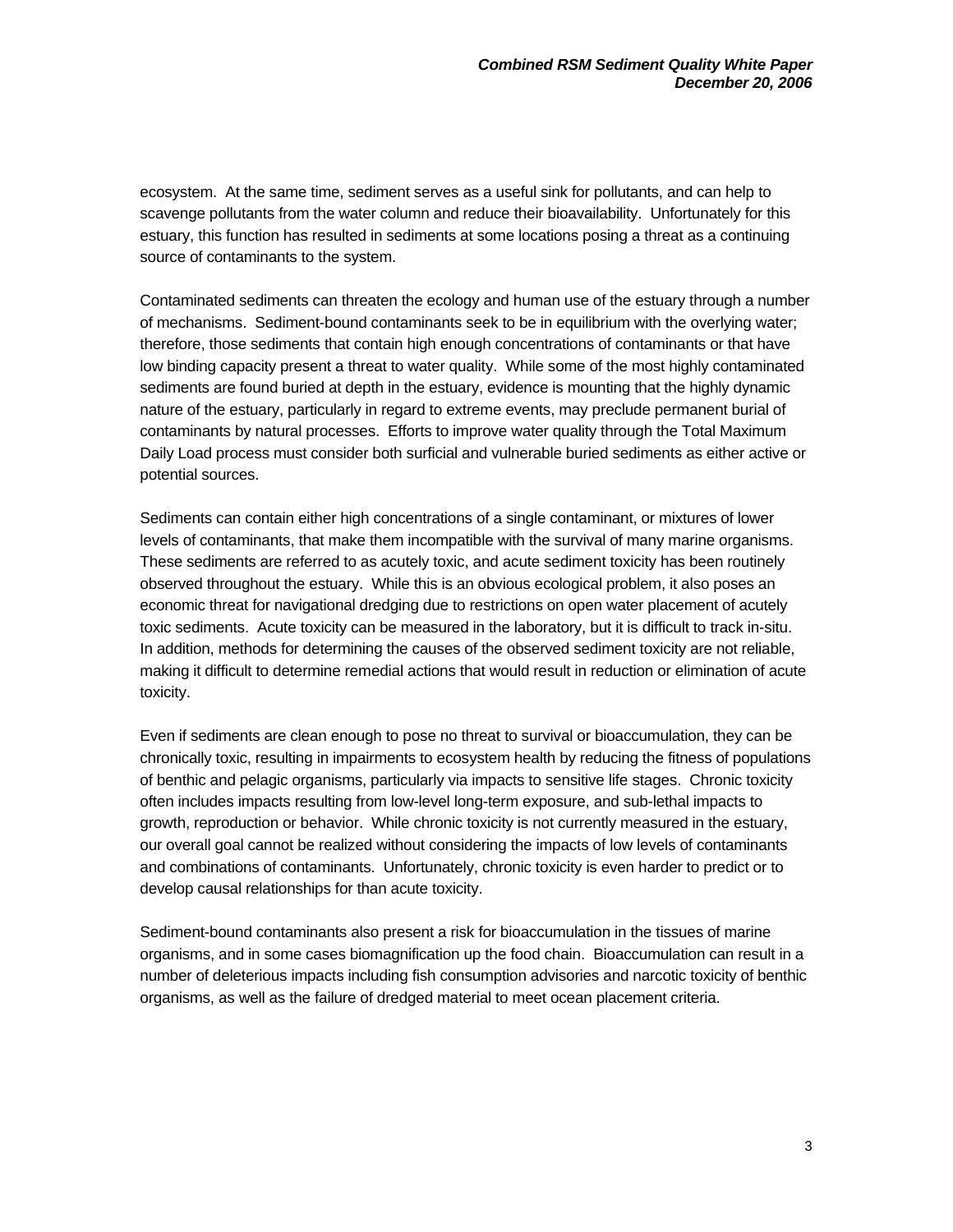ecosystem. At the same time, sediment serves as a useful sink for pollutants, and can help to scavenge pollutants from the water column and reduce their bioavailability. Unfortunately for this estuary, this function has resulted in sediments at some locations posing a threat as a continuing source of contaminants to the system.

Contaminated sediments can threaten the ecology and human use of the estuary through a number of mechanisms. Sediment-bound contaminants seek to be in equilibrium with the overlying water; therefore, those sediments that contain high enough concentrations of contaminants or that have low binding capacity present a threat to water quality. While some of the most highly contaminated sediments are found buried at depth in the estuary, evidence is mounting that the highly dynamic nature of the estuary, particularly in regard to extreme events, may preclude permanent burial of contaminants by natural processes. Efforts to improve water quality through the Total Maximum Daily Load process must consider both surficial and vulnerable buried sediments as either active or potential sources.

Sediments can contain either high concentrations of a single contaminant, or mixtures of lower levels of contaminants, that make them incompatible with the survival of many marine organisms. These sediments are referred to as acutely toxic, and acute sediment toxicity has been routinely observed throughout the estuary. While this is an obvious ecological problem, it also poses an economic threat for navigational dredging due to restrictions on open water placement of acutely toxic sediments. Acute toxicity can be measured in the laboratory, but it is difficult to track in-situ. In addition, methods for determining the causes of the observed sediment toxicity are not reliable, making it difficult to determine remedial actions that would result in reduction or elimination of acute toxicity.

Even if sediments are clean enough to pose no threat to survival or bioaccumulation, they can be chronically toxic, resulting in impairments to ecosystem health by reducing the fitness of populations of benthic and pelagic organisms, particularly via impacts to sensitive life stages. Chronic toxicity often includes impacts resulting from low-level long-term exposure, and sub-lethal impacts to growth, reproduction or behavior. While chronic toxicity is not currently measured in the estuary, our overall goal cannot be realized without considering the impacts of low levels of contaminants and combinations of contaminants. Unfortunately, chronic toxicity is even harder to predict or to develop causal relationships for than acute toxicity.

Sediment-bound contaminants also present a risk for bioaccumulation in the tissues of marine organisms, and in some cases biomagnification up the food chain. Bioaccumulation can result in a number of deleterious impacts including fish consumption advisories and narcotic toxicity of benthic organisms, as well as the failure of dredged material to meet ocean placement criteria.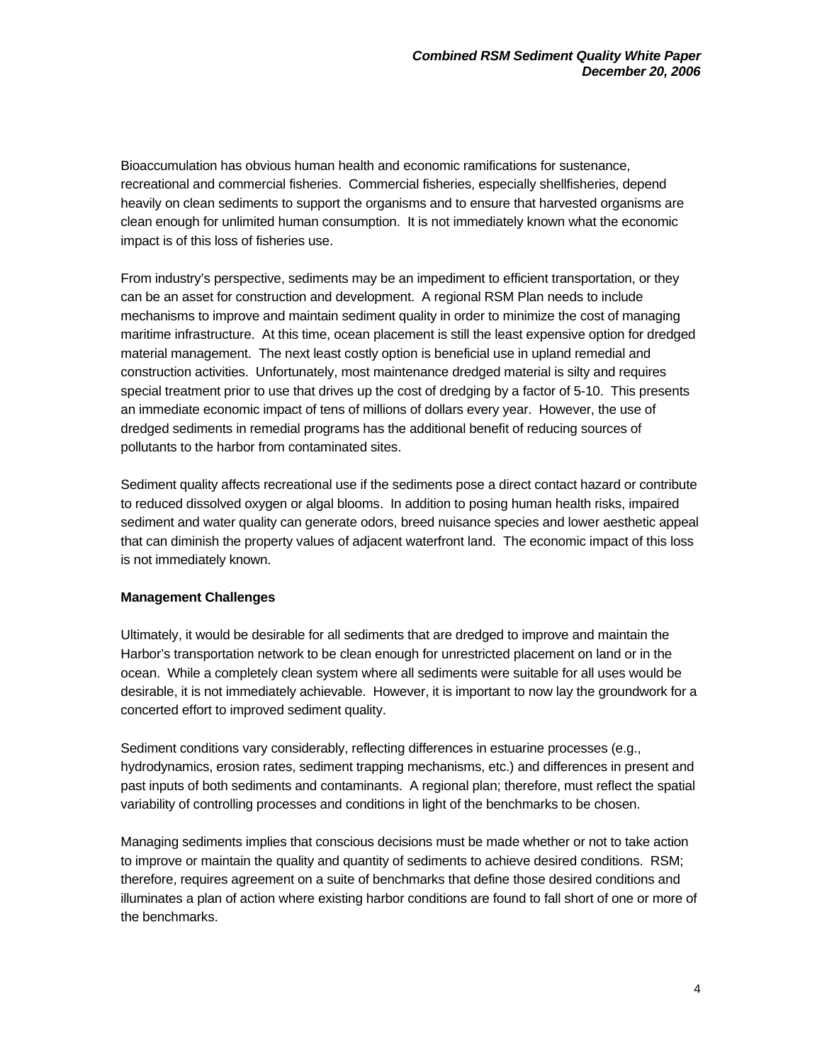Bioaccumulation has obvious human health and economic ramifications for sustenance, recreational and commercial fisheries. Commercial fisheries, especially shellfisheries, depend heavily on clean sediments to support the organisms and to ensure that harvested organisms are clean enough for unlimited human consumption. It is not immediately known what the economic impact is of this loss of fisheries use.

From industry's perspective, sediments may be an impediment to efficient transportation, or they can be an asset for construction and development. A regional RSM Plan needs to include mechanisms to improve and maintain sediment quality in order to minimize the cost of managing maritime infrastructure. At this time, ocean placement is still the least expensive option for dredged material management. The next least costly option is beneficial use in upland remedial and construction activities. Unfortunately, most maintenance dredged material is silty and requires special treatment prior to use that drives up the cost of dredging by a factor of 5-10. This presents an immediate economic impact of tens of millions of dollars every year. However, the use of dredged sediments in remedial programs has the additional benefit of reducing sources of pollutants to the harbor from contaminated sites.

Sediment quality affects recreational use if the sediments pose a direct contact hazard or contribute to reduced dissolved oxygen or algal blooms. In addition to posing human health risks, impaired sediment and water quality can generate odors, breed nuisance species and lower aesthetic appeal that can diminish the property values of adjacent waterfront land. The economic impact of this loss is not immediately known.

**Management Challenges**

Ultimately, it would be desirable for all sediments that are dredged to improve and maintain the Harbor's transportation network to be clean enough for unrestricted placement on land or in the ocean. While a completely clean system where all sediments were suitable for all uses would be desirable, it is not immediately achievable. However, it is important to now lay the groundwork for a concerted effort to improved sediment quality.

Sediment conditions vary considerably, reflecting differences in estuarine processes (e.g., hydrodynamics, erosion rates, sediment trapping mechanisms, etc.) and differences in present and past inputs of both sediments and contaminants. A regional plan; therefore, must reflect the spatial variability of controlling processes and conditions in light of the benchmarks to be chosen.

Managing sediments implies that conscious decisions must be made whether or not to take action to improve or maintain the quality and quantity of sediments to achieve desired conditions. RSM; therefore, requires agreement on a suite of benchmarks that define those desired conditions and illuminates a plan of action where existing harbor conditions are found to fall short of one or more of the benchmarks.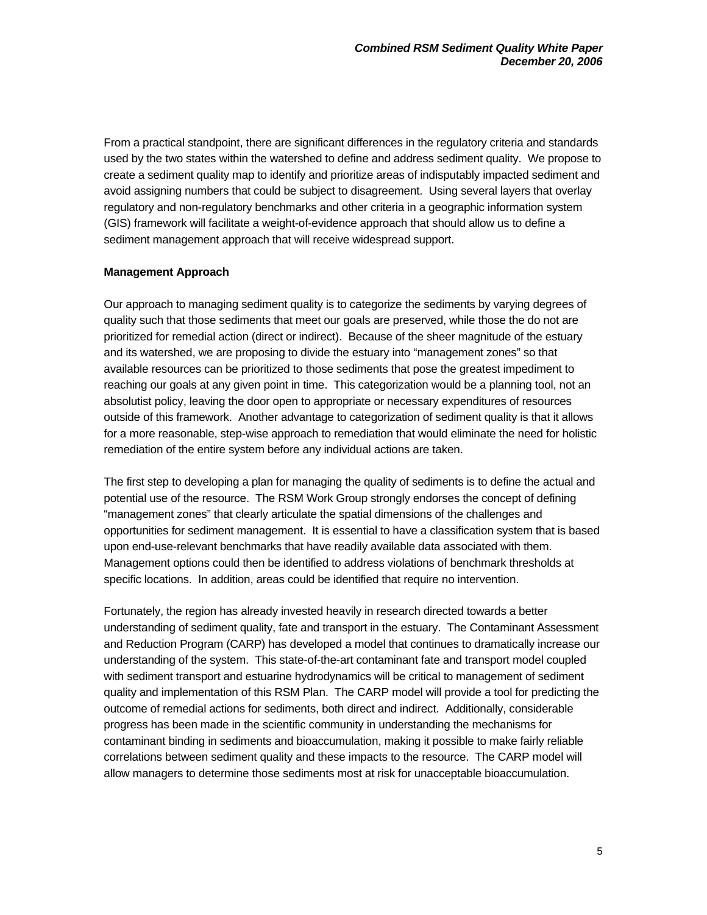From a practical standpoint, there are significant differences in the regulatory criteria and standards used by the two states within the watershed to define and address sediment quality. We propose to create a sediment quality map to identify and prioritize areas of indisputably impacted sediment and avoid assigning numbers that could be subject to disagreement. Using several layers that overlay regulatory and non-regulatory benchmarks and other criteria in a geographic information system (GIS) framework will facilitate a weight-of-evidence approach that should allow us to define a sediment management approach that will receive widespread support.

**Management Approach**

Our approach to managing sediment quality is to categorize the sediments by varying degrees of quality such that those sediments that meet our goals are preserved, while those the do not are prioritized for remedial action (direct or indirect). Because of the sheer magnitude of the estuary and its watershed, we are proposing to divide the estuary into "management zones" so that available resources can be prioritized to those sediments that pose the greatest impediment to reaching our goals at any given point in time. This categorization would be a planning tool, not an absolutist policy, leaving the door open to appropriate or necessary expenditures of resources outside of this framework. Another advantage to categorization of sediment quality is that it allows for a more reasonable, step-wise approach to remediation that would eliminate the need for holistic remediation of the entire system before any individual actions are taken.

The first step to developing a plan for managing the quality of sediments is to define the actual and potential use of the resource. The RSM Work Group strongly endorses the concept of defining "management zones" that clearly articulate the spatial dimensions of the challenges and opportunities for sediment management. It is essential to have a classification system that is based upon end-use-relevant benchmarks that have readily available data associated with them. Management options could then be identified to address violations of benchmark thresholds at specific locations. In addition, areas could be identified that require no intervention.

Fortunately, the region has already invested heavily in research directed towards a better understanding of sediment quality, fate and transport in the estuary. The Contaminant Assessment and Reduction Program (CARP) has developed a model that continues to dramatically increase our understanding of the system. This state-of-the-art contaminant fate and transport model coupled with sediment transport and estuarine hydrodynamics will be critical to management of sediment quality and implementation of this RSM Plan. The CARP model will provide a tool for predicting the outcome of remedial actions for sediments, both direct and indirect. Additionally, considerable progress has been made in the scientific community in understanding the mechanisms for contaminant binding in sediments and bioaccumulation, making it possible to make fairly reliable correlations between sediment quality and these impacts to the resource. The CARP model will allow managers to determine those sediments most at risk for unacceptable bioaccumulation.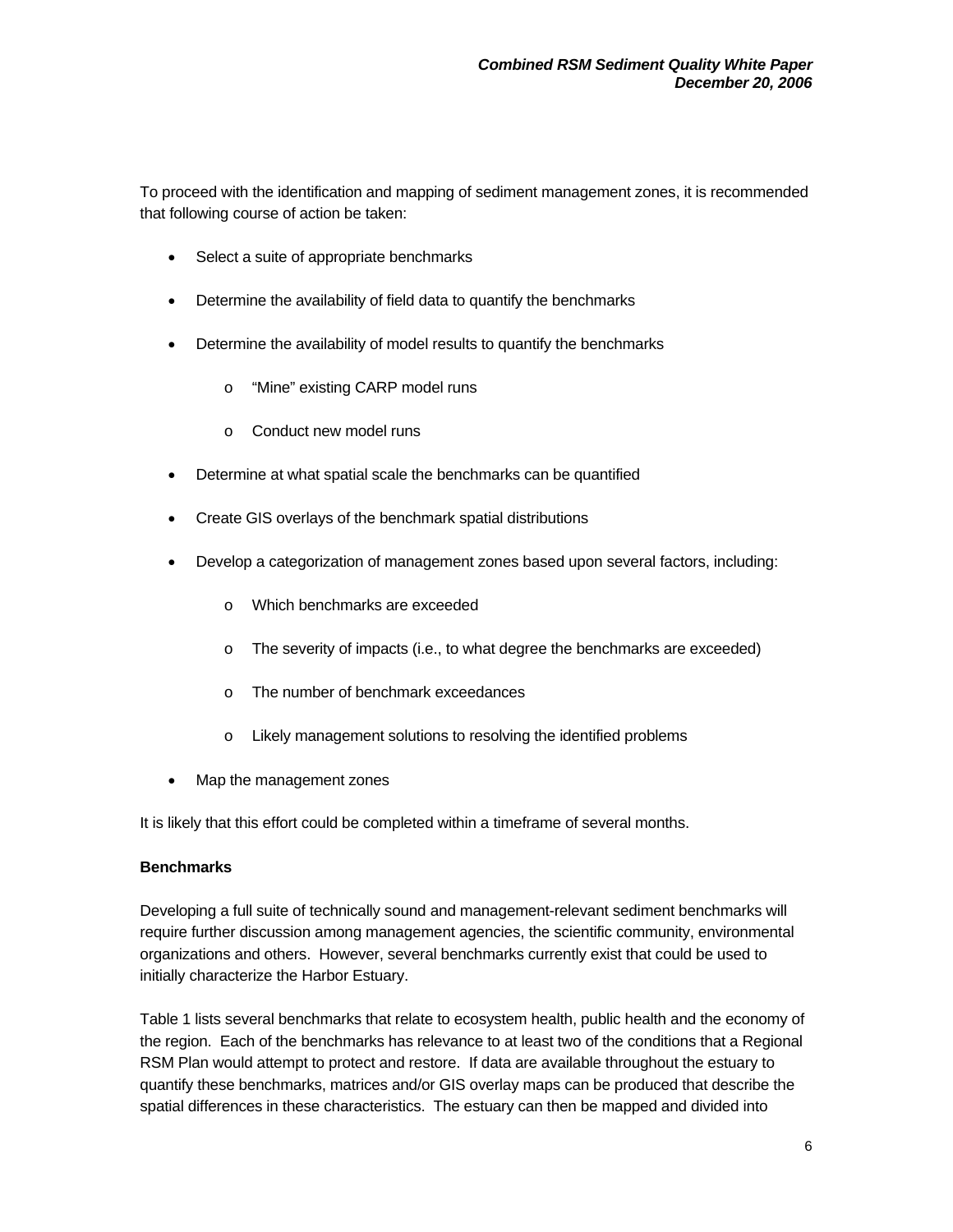To proceed with the identification and mapping of sediment management zones, it is recommended that following course of action be taken:

- Select a suite of appropriate benchmarks
- Determine the availability of field data to quantify the benchmarks
- Determine the availability of model results to quantify the benchmarks
  - "Mine" existing CARP model runs
  - Conduct new model runs
- Determine at what spatial scale the benchmarks can be quantified
- Create GIS overlays of the benchmark spatial distributions
- Develop a categorization of management zones based upon several factors, including:
  - Which benchmarks are exceeded
  - The severity of impacts (i.e., to what degree the benchmarks are exceeded)
  - The number of benchmark exceedances
  - Likely management solutions to resolving the identified problems
- Map the management zones

It is likely that this effort could be completed within a timeframe of several months.

**Benchmarks**

Developing a full suite of technically sound and management-relevant sediment benchmarks will require further discussion among management agencies, the scientific community, environmental organizations and others. However, several benchmarks currently exist that could be used to initially characterize the Harbor Estuary.

Table 1 lists several benchmarks that relate to ecosystem health, public health and the economy of the region. Each of the benchmarks has relevance to at least two of the conditions that a Regional RSM Plan would attempt to protect and restore. If data are available throughout the estuary to quantify these benchmarks, matrices and/or GIS overlay maps can be produced that describe the spatial differences in these characteristics. The estuary can then be mapped and divided into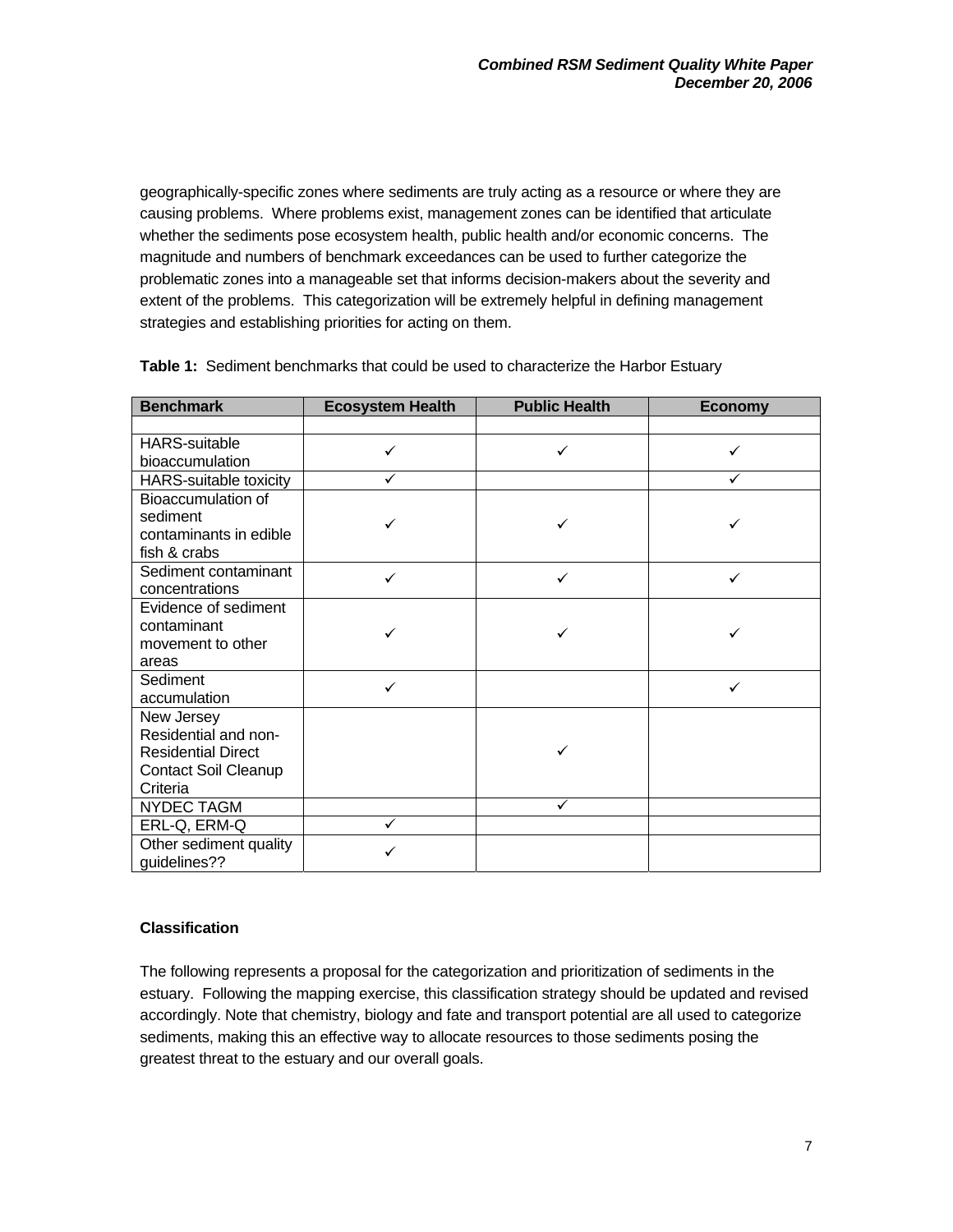geographically-specific zones where sediments are truly acting as a resource or where they are causing problems. Where problems exist, management zones can be identified that articulate whether the sediments pose ecosystem health, public health and/or economic concerns. The magnitude and numbers of benchmark exceedances can be used to further categorize the problematic zones into a manageable set that informs decision-makers about the severity and extent of the problems. This categorization will be extremely helpful in defining management strategies and establishing priorities for acting on them.

**Table 1:** Sediment benchmarks that could be used to characterize the Harbor Estuary

| Benchmark | Ecosystem Health | Public Health | Economy |
|---|---|---|---|
| | | | |
| HARS-suitable bioaccumulation | ✓ | ✓ | ✓ |
| HARS-suitable toxicity | ✓ | | ✓ |
| Bioaccumulation of sediment contaminants in edible fish & crabs | ✓ | ✓ | ✓ |
| Sediment contaminant concentrations | ✓ | ✓ | ✓ |
| Evidence of sediment contaminant movement to other areas | ✓ | ✓ | ✓ |
| Sediment accumulation | ✓ | | ✓ |
| New Jersey Residential and non-Residential Direct Contact Soil Cleanup Criteria | | ✓ | |
| NYDEC TAGM | | ✓ | |
| ERL-Q, ERM-Q | ✓ | | |
| Other sediment quality guidelines?? | ✓ | | |

**Classification**

The following represents a proposal for the categorization and prioritization of sediments in the estuary. Following the mapping exercise, this classification strategy should be updated and revised accordingly. Note that chemistry, biology and fate and transport potential are all used to categorize sediments, making this an effective way to allocate resources to those sediments posing the greatest threat to the estuary and our overall goals.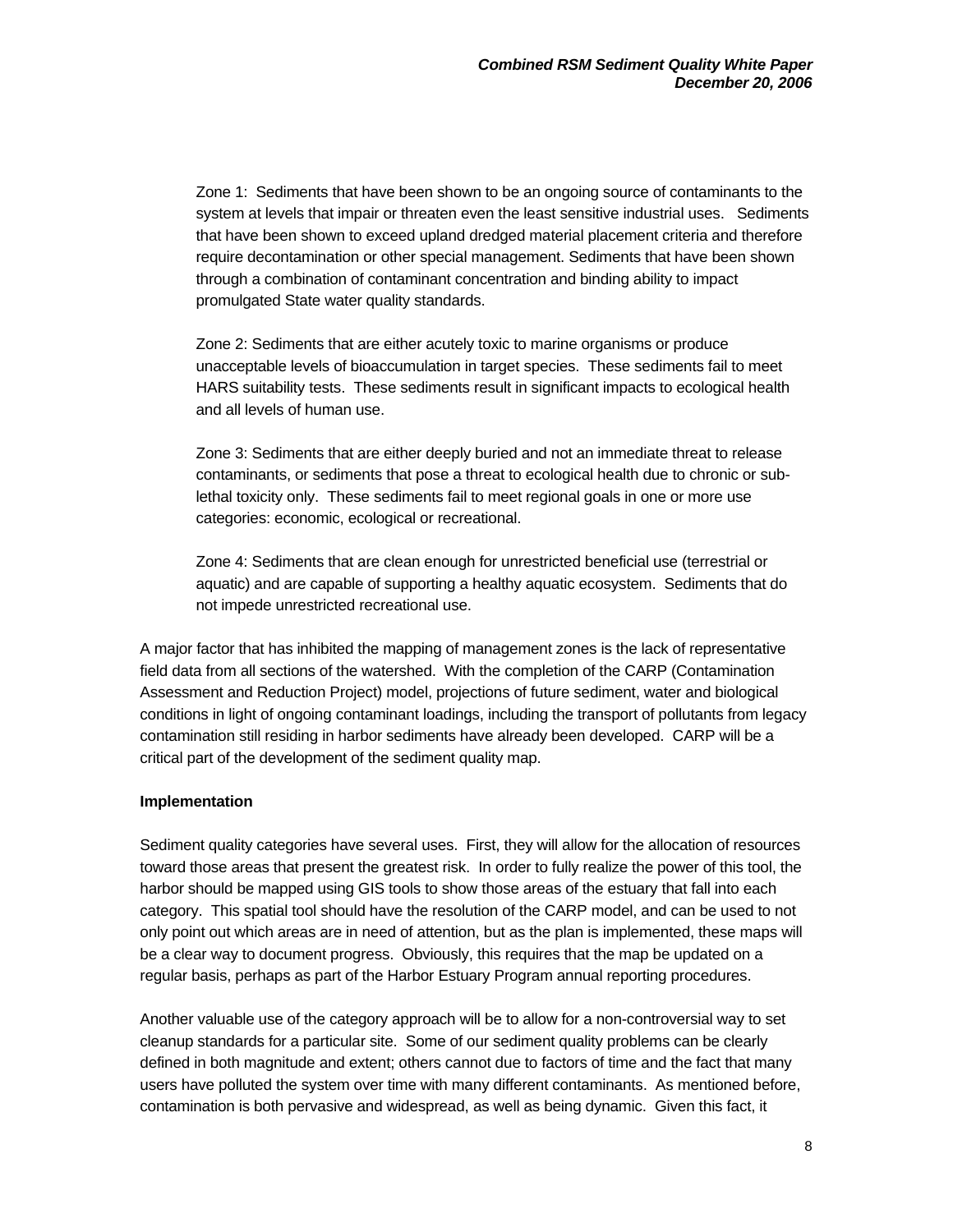Zone 1: Sediments that have been shown to be an ongoing source of contaminants to the system at levels that impair or threaten even the least sensitive industrial uses. Sediments that have been shown to exceed upland dredged material placement criteria and therefore require decontamination or other special management. Sediments that have been shown through a combination of contaminant concentration and binding ability to impact promulgated State water quality standards.

Zone 2: Sediments that are either acutely toxic to marine organisms or produce unacceptable levels of bioaccumulation in target species. These sediments fail to meet HARS suitability tests. These sediments result in significant impacts to ecological health and all levels of human use.

Zone 3: Sediments that are either deeply buried and not an immediate threat to release contaminants, or sediments that pose a threat to ecological health due to chronic or sub-lethal toxicity only. These sediments fail to meet regional goals in one or more use categories: economic, ecological or recreational.

Zone 4: Sediments that are clean enough for unrestricted beneficial use (terrestrial or aquatic) and are capable of supporting a healthy aquatic ecosystem. Sediments that do not impede unrestricted recreational use.

A major factor that has inhibited the mapping of management zones is the lack of representative field data from all sections of the watershed. With the completion of the CARP (Contamination Assessment and Reduction Project) model, projections of future sediment, water and biological conditions in light of ongoing contaminant loadings, including the transport of pollutants from legacy contamination still residing in harbor sediments have already been developed. CARP will be a critical part of the development of the sediment quality map.

**Implementation**

Sediment quality categories have several uses. First, they will allow for the allocation of resources toward those areas that present the greatest risk. In order to fully realize the power of this tool, the harbor should be mapped using GIS tools to show those areas of the estuary that fall into each category. This spatial tool should have the resolution of the CARP model, and can be used to not only point out which areas are in need of attention, but as the plan is implemented, these maps will be a clear way to document progress. Obviously, this requires that the map be updated on a regular basis, perhaps as part of the Harbor Estuary Program annual reporting procedures.

Another valuable use of the category approach will be to allow for a non-controversial way to set cleanup standards for a particular site. Some of our sediment quality problems can be clearly defined in both magnitude and extent; others cannot due to factors of time and the fact that many users have polluted the system over time with many different contaminants. As mentioned before, contamination is both pervasive and widespread, as well as being dynamic. Given this fact, it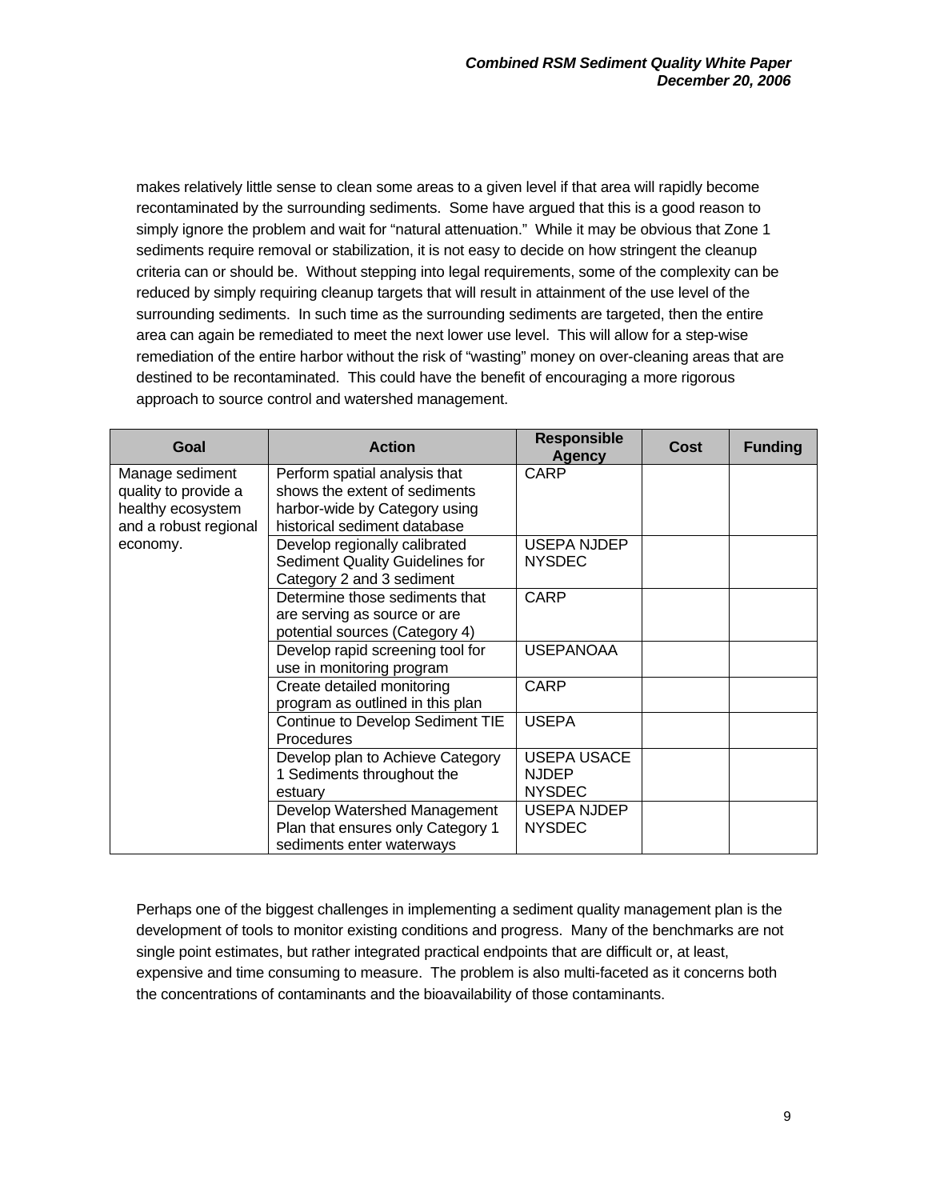makes relatively little sense to clean some areas to a given level if that area will rapidly become recontaminated by the surrounding sediments. Some have argued that this is a good reason to simply ignore the problem and wait for "natural attenuation." While it may be obvious that Zone 1 sediments require removal or stabilization, it is not easy to decide on how stringent the cleanup criteria can or should be. Without stepping into legal requirements, some of the complexity can be reduced by simply requiring cleanup targets that will result in attainment of the use level of the surrounding sediments. In such time as the surrounding sediments are targeted, then the entire area can again be remediated to meet the next lower use level. This will allow for a step-wise remediation of the entire harbor without the risk of "wasting" money on over-cleaning areas that are destined to be recontaminated. This could have the benefit of encouraging a more rigorous approach to source control and watershed management.

| Goal | Action | Responsible Agency | Cost | Funding |
|---|---|---|---|---|
| Manage sediment quality to provide a healthy ecosystem and a robust regional economy. | Perform spatial analysis that shows the extent of sediments harbor-wide by Category using historical sediment database | CARP | | |
| | Develop regionally calibrated Sediment Quality Guidelines for Category 2 and 3 sediment | USEPA NJDEP NYSDEC | | |
| | Determine those sediments that are serving as source or are potential sources (Category 4) | CARP | | |
| | Develop rapid screening tool for use in monitoring program | USEPANOAA | | |
| | Create detailed monitoring program as outlined in this plan | CARP | | |
| | Continue to Develop Sediment TIE Procedures | USEPA | | |
| | Develop plan to Achieve Category 1 Sediments throughout the estuary | USEPA USACE NJDEP NYSDEC | | |
| | Develop Watershed Management Plan that ensures only Category 1 sediments enter waterways | USEPA NJDEP NYSDEC | | |

Perhaps one of the biggest challenges in implementing a sediment quality management plan is the development of tools to monitor existing conditions and progress. Many of the benchmarks are not single point estimates, but rather integrated practical endpoints that are difficult or, at least, expensive and time consuming to measure. The problem is also multi-faceted as it concerns both the concentrations of contaminants and the bioavailability of those contaminants.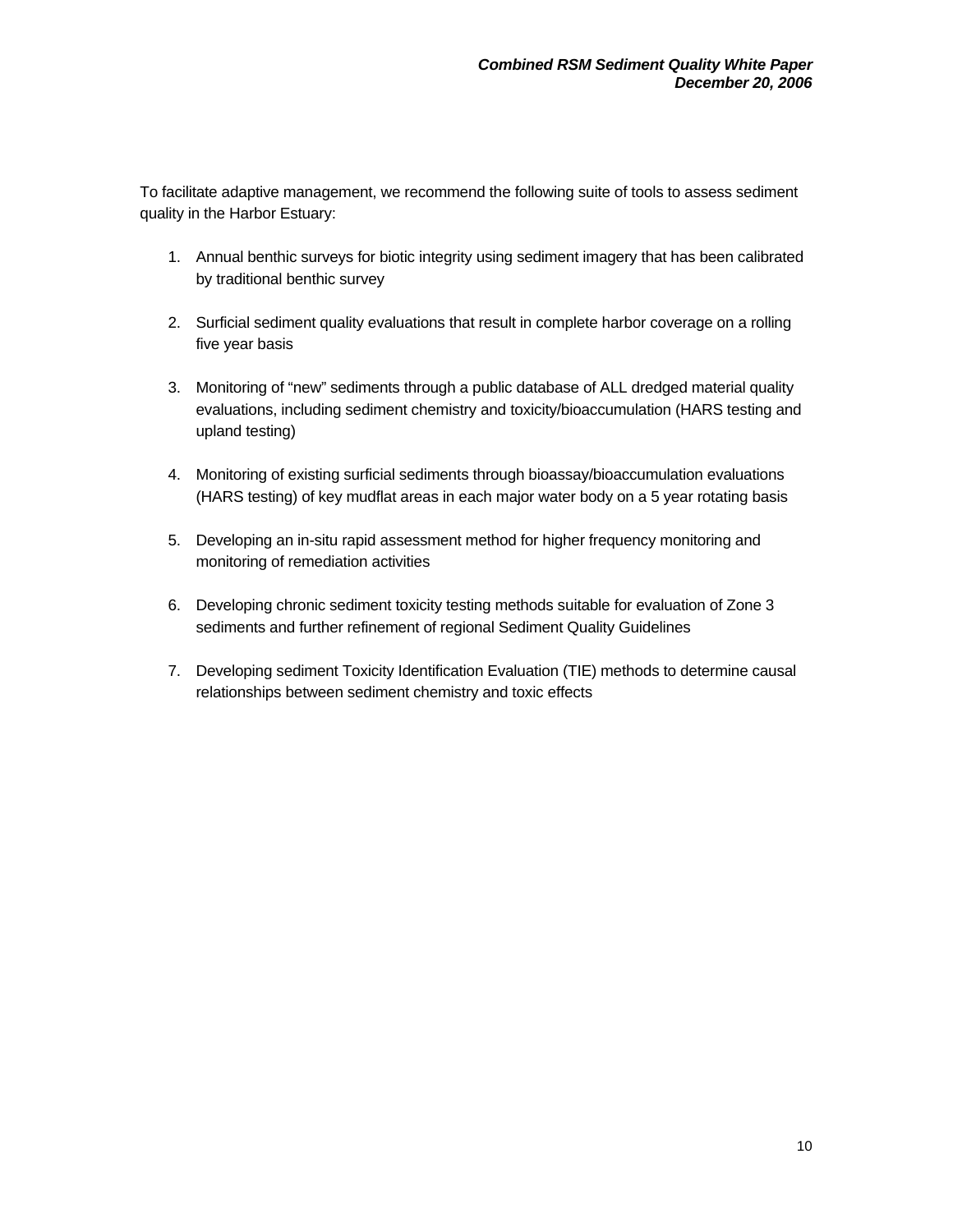To facilitate adaptive management, we recommend the following suite of tools to assess sediment quality in the Harbor Estuary:

1. Annual benthic surveys for biotic integrity using sediment imagery that has been calibrated by traditional benthic survey

2. Surficial sediment quality evaluations that result in complete harbor coverage on a rolling five year basis

3. Monitoring of "new" sediments through a public database of ALL dredged material quality evaluations, including sediment chemistry and toxicity/bioaccumulation (HARS testing and upland testing)

4. Monitoring of existing surficial sediments through bioassay/bioaccumulation evaluations (HARS testing) of key mudflat areas in each major water body on a 5 year rotating basis

5. Developing an in-situ rapid assessment method for higher frequency monitoring and monitoring of remediation activities

6. Developing chronic sediment toxicity testing methods suitable for evaluation of Zone 3 sediments and further refinement of regional Sediment Quality Guidelines

7. Developing sediment Toxicity Identification Evaluation (TIE) methods to determine causal relationships between sediment chemistry and toxic effects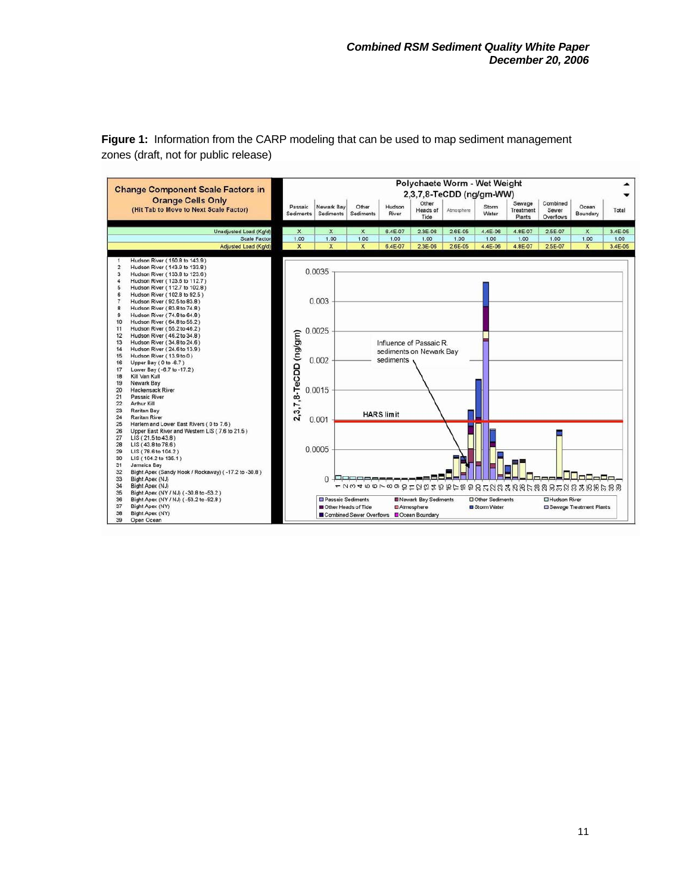**Figure 1:** Information from the CARP modeling that can be used to map sediment management zones (draft, not for public release)

**Change Component Scale Factors in Orange Cells Only**
(Hit Tab to Move to Next Scale Factor)

**Polychaete Worm - Wet Weight**
**2,3,7,8-TeCDD (ng/gm-WW)**

| | Passaic Sediments | Newark Bay Sediments | Other Sediments | Hudson River | Other Heads of Tide | Atmosphere | Storm Water | Sewage Treatment Plants | Combined Sewer Overflows | Ocean Boundary | Total |
|---|---|---|---|---|---|---|---|---|---|---|---|
| Unadjusted Load (Kg/d) | X | X | X | 6.4E-07 | 2.3E-06 | 2.6E-05 | 4.4E-06 | 4.8E-07 | 2.5E-07 | X | 3.4E-05 |
| Scale Factor | 1.00 | 1.00 | 1.00 | 1.00 | 1.00 | 1.00 | 1.00 | 1.00 | 1.00 | 1.00 | 1.00 |
| Adjusted Load (Kg/d) | X | X | X | 6.4E-07 | 2.3E-06 | 2.6E-05 | 4.4E-06 | 4.8E-07 | 2.5E-07 | X | 3.4E-05 |

1. Hudson River ( 150.8 to 143.9 )
2. Hudson River ( 143.9 to 133.8 )
3. Hudson River ( 133.8 to 123.6 )
4. Hudson River ( 123.6 to 112.7 )
5. Hudson River ( 112.7 to 102.8 )
6. Hudson River ( 102.8 to 92.5 )
7. Hudson River ( 92.5 to 83.8 )
8. Hudson River ( 83.8 to 74.8 )
9. Hudson River ( 74.8 to 64.8 )
10. Hudson River ( 64.8 to 55.2 )
11. Hudson River ( 55.2 to 46.2 )
12. Hudson River ( 46.2 to 34.8 )
13. Hudson River ( 34.8 to 24.6 )
14. Hudson River ( 24.6 to 13.9 )
15. Hudson River ( 13.9 to 0 )
16. Upper Bay ( 0 to -6.7 )
17. Lower Bay ( -6.7 to -17.2 )
18. Kill Van Kull
19. Newark Bay
20. Hackensack River
21. Passaic River
22. Arthur Kill
23. Raritan Bay
24. Raritan River
25. Harlem and Lower East Rivers ( 0 to 7.6 )
26. Upper East River and Western LIS ( 7.6 to 21.5 )
27. LIS ( 21.5 to 43.8 )
28. LIS ( 43.8 to 78.6 )
29. LIS ( 78.6 to 104.2 )
30. LIS ( 104.2 to 135.1 )
31. Jamaica Bay
32. Bight Apex (Sandy Hook / Rockaway) ( -17.2 to -30.8 )
33. Bight Apex (NJ)
34. Bight Apex (NJ)
35. Bight Apex (NY / NJ) ( -30.8 to -53.2 )
36. Bight Apex (NY / NJ) ( -53.2 to -92.8 )
37. Bight Apex (NY)
38. Bight Apex (NY)
39. Open Ocean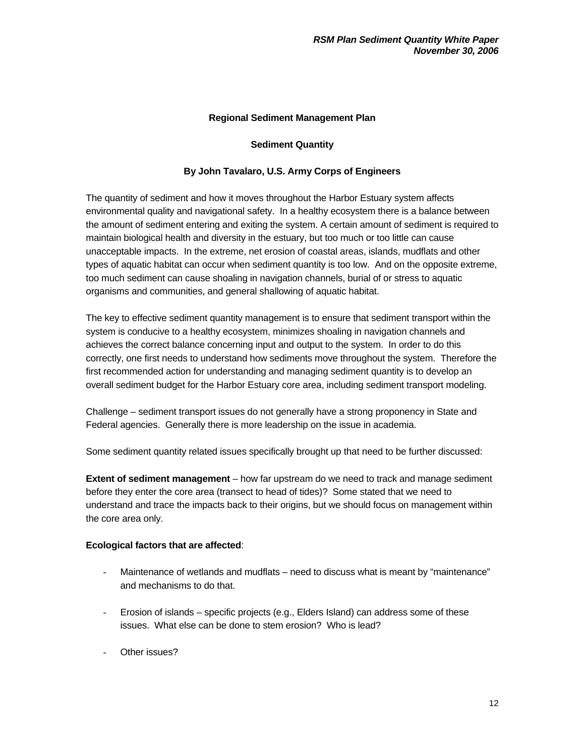## Regional Sediment Management Plan

### Sediment Quantity

**By John Tavalaro, U.S. Army Corps of Engineers**

The quantity of sediment and how it moves throughout the Harbor Estuary system affects environmental quality and navigational safety. In a healthy ecosystem there is a balance between the amount of sediment entering and exiting the system. A certain amount of sediment is required to maintain biological health and diversity in the estuary, but too much or too little can cause unacceptable impacts. In the extreme, net erosion of coastal areas, islands, mudflats and other types of aquatic habitat can occur when sediment quantity is too low. And on the opposite extreme, too much sediment can cause shoaling in navigation channels, burial of or stress to aquatic organisms and communities, and general shallowing of aquatic habitat.

The key to effective sediment quantity management is to ensure that sediment transport within the system is conducive to a healthy ecosystem, minimizes shoaling in navigation channels and achieves the correct balance concerning input and output to the system. In order to do this correctly, one first needs to understand how sediments move throughout the system. Therefore the first recommended action for understanding and managing sediment quantity is to develop an overall sediment budget for the Harbor Estuary core area, including sediment transport modeling.

Challenge – sediment transport issues do not generally have a strong proponency in State and Federal agencies. Generally there is more leadership on the issue in academia.

Some sediment quantity related issues specifically brought up that need to be further discussed:

**Extent of sediment management** – how far upstream do we need to track and manage sediment before they enter the core area (transect to head of tides)? Some stated that we need to understand and trace the impacts back to their origins, but we should focus on management within the core area only.

**Ecological factors that are affected**:

- Maintenance of wetlands and mudflats – need to discuss what is meant by "maintenance" and mechanisms to do that.

- Erosion of islands – specific projects (e.g., Elders Island) can address some of these issues. What else can be done to stem erosion? Who is lead?

- Other issues?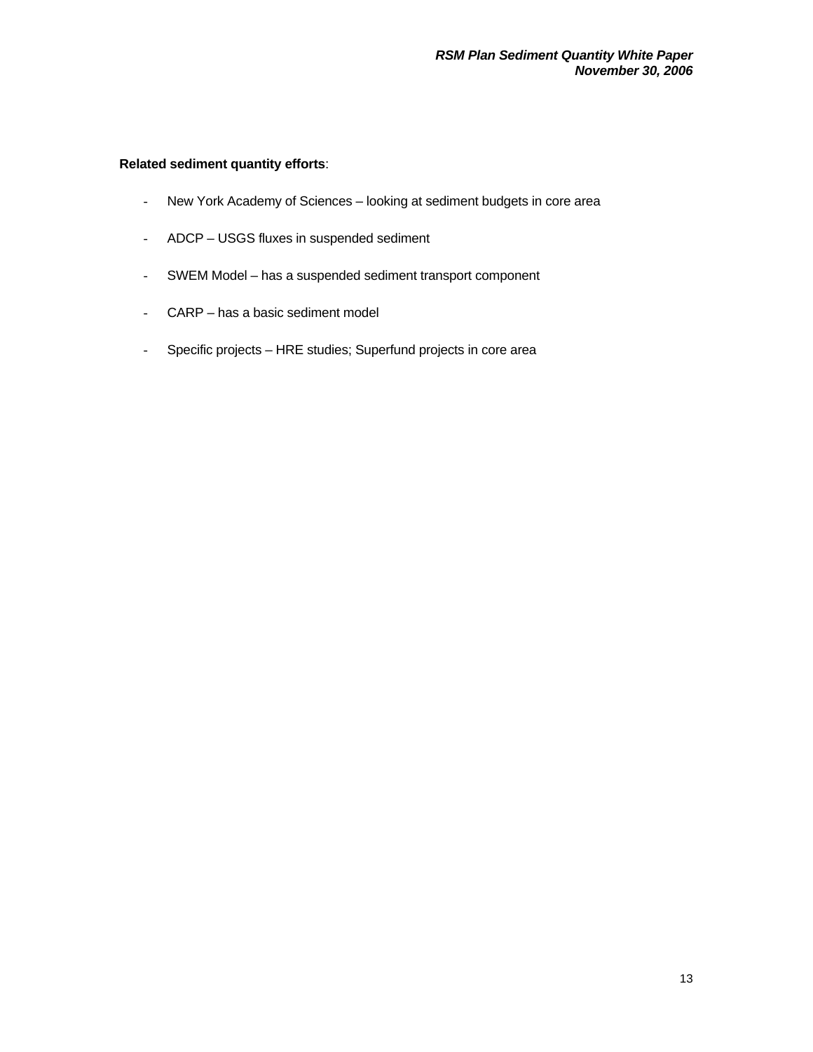**Related sediment quantity efforts**:

- New York Academy of Sciences – looking at sediment budgets in core area
- ADCP – USGS fluxes in suspended sediment
- SWEM Model – has a suspended sediment transport component
- CARP – has a basic sediment model
- Specific projects – HRE studies; Superfund projects in core area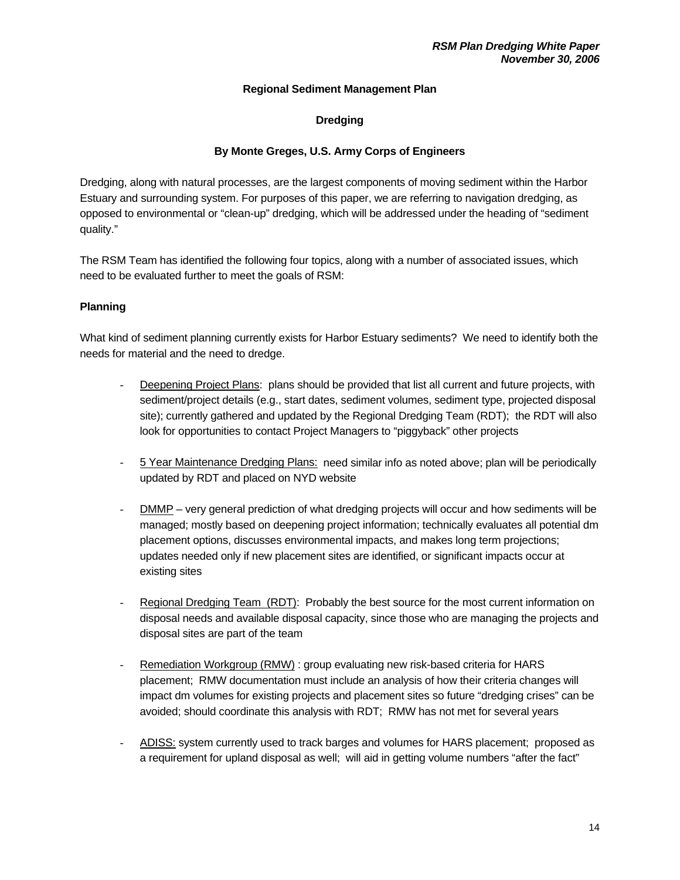**Regional Sediment Management Plan**

**Dredging**

**By Monte Greges, U.S. Army Corps of Engineers**

Dredging, along with natural processes, are the largest components of moving sediment within the Harbor Estuary and surrounding system. For purposes of this paper, we are referring to navigation dredging, as opposed to environmental or "clean-up" dredging, which will be addressed under the heading of "sediment quality."

The RSM Team has identified the following four topics, along with a number of associated issues, which need to be evaluated further to meet the goals of RSM:

**Planning**

What kind of sediment planning currently exists for Harbor Estuary sediments? We need to identify both the needs for material and the need to dredge.

- Deepening Project Plans: plans should be provided that list all current and future projects, with sediment/project details (e.g., start dates, sediment volumes, sediment type, projected disposal site); currently gathered and updated by the Regional Dredging Team (RDT); the RDT will also look for opportunities to contact Project Managers to "piggyback" other projects

- 5 Year Maintenance Dredging Plans: need similar info as noted above; plan will be periodically updated by RDT and placed on NYD website

- DMMP – very general prediction of what dredging projects will occur and how sediments will be managed; mostly based on deepening project information; technically evaluates all potential dm placement options, discusses environmental impacts, and makes long term projections; updates needed only if new placement sites are identified, or significant impacts occur at existing sites

- Regional Dredging Team (RDT): Probably the best source for the most current information on disposal needs and available disposal capacity, since those who are managing the projects and disposal sites are part of the team

- Remediation Workgroup (RMW) : group evaluating new risk-based criteria for HARS placement; RMW documentation must include an analysis of how their criteria changes will impact dm volumes for existing projects and placement sites so future "dredging crises" can be avoided; should coordinate this analysis with RDT; RMW has not met for several years

- ADISS: system currently used to track barges and volumes for HARS placement; proposed as a requirement for upland disposal as well; will aid in getting volume numbers "after the fact"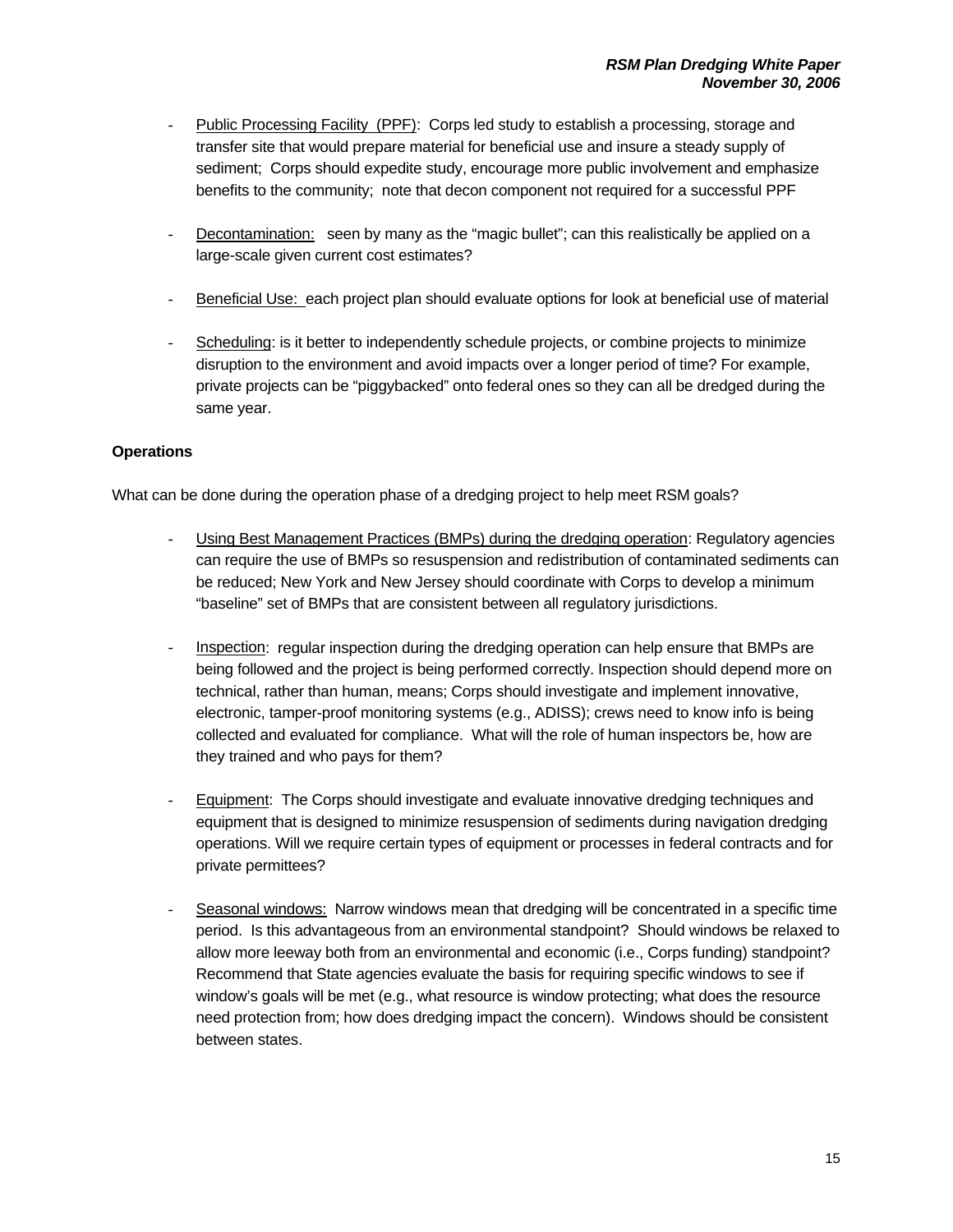- Public Processing Facility (PPF): Corps led study to establish a processing, storage and transfer site that would prepare material for beneficial use and insure a steady supply of sediment; Corps should expedite study, encourage more public involvement and emphasize benefits to the community; note that decon component not required for a successful PPF

- Decontamination: seen by many as the "magic bullet"; can this realistically be applied on a large-scale given current cost estimates?

- Beneficial Use: each project plan should evaluate options for look at beneficial use of material

- Scheduling: is it better to independently schedule projects, or combine projects to minimize disruption to the environment and avoid impacts over a longer period of time? For example, private projects can be "piggybacked" onto federal ones so they can all be dredged during the same year.

**Operations**

What can be done during the operation phase of a dredging project to help meet RSM goals?

- Using Best Management Practices (BMPs) during the dredging operation: Regulatory agencies can require the use of BMPs so resuspension and redistribution of contaminated sediments can be reduced; New York and New Jersey should coordinate with Corps to develop a minimum "baseline" set of BMPs that are consistent between all regulatory jurisdictions.

- Inspection: regular inspection during the dredging operation can help ensure that BMPs are being followed and the project is being performed correctly. Inspection should depend more on technical, rather than human, means; Corps should investigate and implement innovative, electronic, tamper-proof monitoring systems (e.g., ADISS); crews need to know info is being collected and evaluated for compliance. What will the role of human inspectors be, how are they trained and who pays for them?

- Equipment: The Corps should investigate and evaluate innovative dredging techniques and equipment that is designed to minimize resuspension of sediments during navigation dredging operations. Will we require certain types of equipment or processes in federal contracts and for private permittees?

- Seasonal windows: Narrow windows mean that dredging will be concentrated in a specific time period. Is this advantageous from an environmental standpoint? Should windows be relaxed to allow more leeway both from an environmental and economic (i.e., Corps funding) standpoint? Recommend that State agencies evaluate the basis for requiring specific windows to see if window's goals will be met (e.g., what resource is window protecting; what does the resource need protection from; how does dredging impact the concern). Windows should be consistent between states.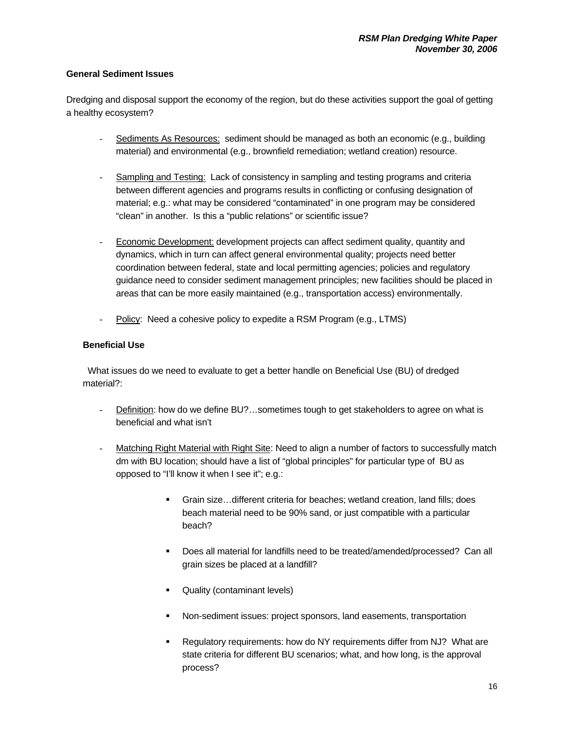**General Sediment Issues**

Dredging and disposal support the economy of the region, but do these activities support the goal of getting a healthy ecosystem?

- Sediments As Resources: sediment should be managed as both an economic (e.g., building material) and environmental (e.g., brownfield remediation; wetland creation) resource.

- Sampling and Testing: Lack of consistency in sampling and testing programs and criteria between different agencies and programs results in conflicting or confusing designation of material; e.g.: what may be considered "contaminated" in one program may be considered "clean" in another. Is this a "public relations" or scientific issue?

- Economic Development: development projects can affect sediment quality, quantity and dynamics, which in turn can affect general environmental quality; projects need better coordination between federal, state and local permitting agencies; policies and regulatory guidance need to consider sediment management principles; new facilities should be placed in areas that can be more easily maintained (e.g., transportation access) environmentally.

- Policy: Need a cohesive policy to expedite a RSM Program (e.g., LTMS)

**Beneficial Use**

What issues do we need to evaluate to get a better handle on Beneficial Use (BU) of dredged material?:

- Definition: how do we define BU?…sometimes tough to get stakeholders to agree on what is beneficial and what isn't

- Matching Right Material with Right Site: Need to align a number of factors to successfully match dm with BU location; should have a list of "global principles" for particular type of BU as opposed to "I'll know it when I see it"; e.g.:

    - Grain size…different criteria for beaches; wetland creation, land fills; does beach material need to be 90% sand, or just compatible with a particular beach?

    - Does all material for landfills need to be treated/amended/processed? Can all grain sizes be placed at a landfill?

    - Quality (contaminant levels)

    - Non-sediment issues: project sponsors, land easements, transportation

    - Regulatory requirements: how do NY requirements differ from NJ? What are state criteria for different BU scenarios; what, and how long, is the approval process?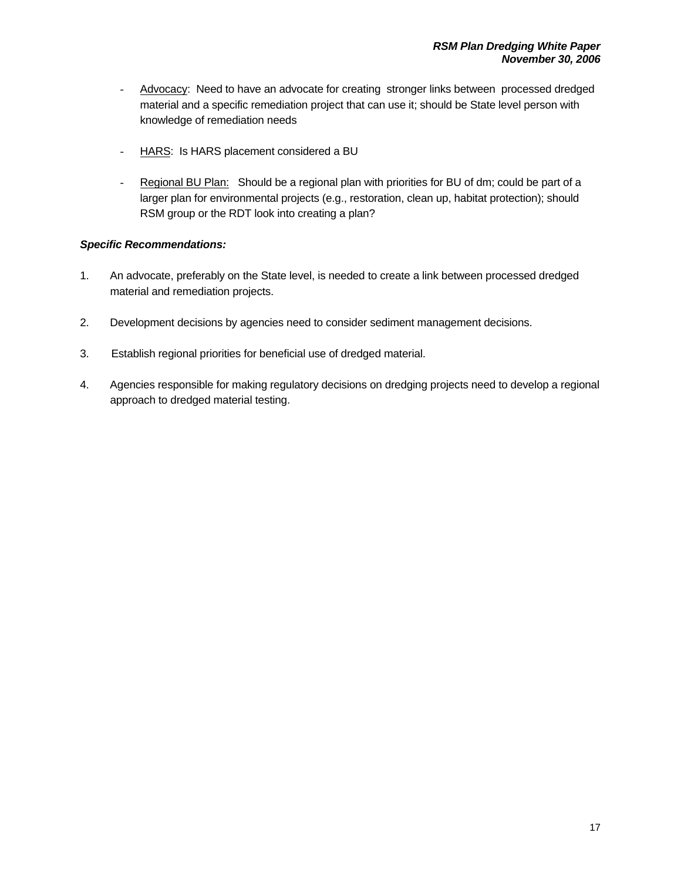- Advocacy: Need to have an advocate for creating stronger links between processed dredged material and a specific remediation project that can use it; should be State level person with knowledge of remediation needs

- HARS: Is HARS placement considered a BU

- Regional BU Plan: Should be a regional plan with priorities for BU of dm; could be part of a larger plan for environmental projects (e.g., restoration, clean up, habitat protection); should RSM group or the RDT look into creating a plan?

***Specific Recommendations:***

1. An advocate, preferably on the State level, is needed to create a link between processed dredged material and remediation projects.

2. Development decisions by agencies need to consider sediment management decisions.

3. Establish regional priorities for beneficial use of dredged material.

4. Agencies responsible for making regulatory decisions on dredging projects need to develop a regional approach to dredged material testing.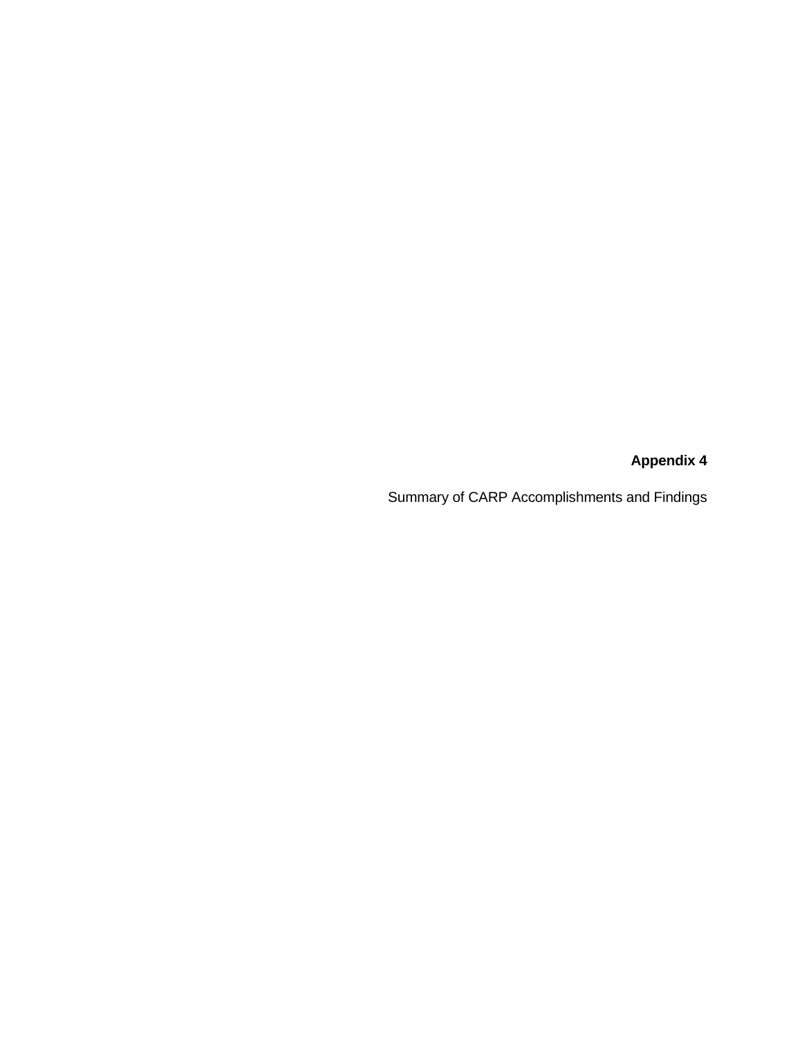**Appendix 4**

Summary of CARP Accomplishments and Findings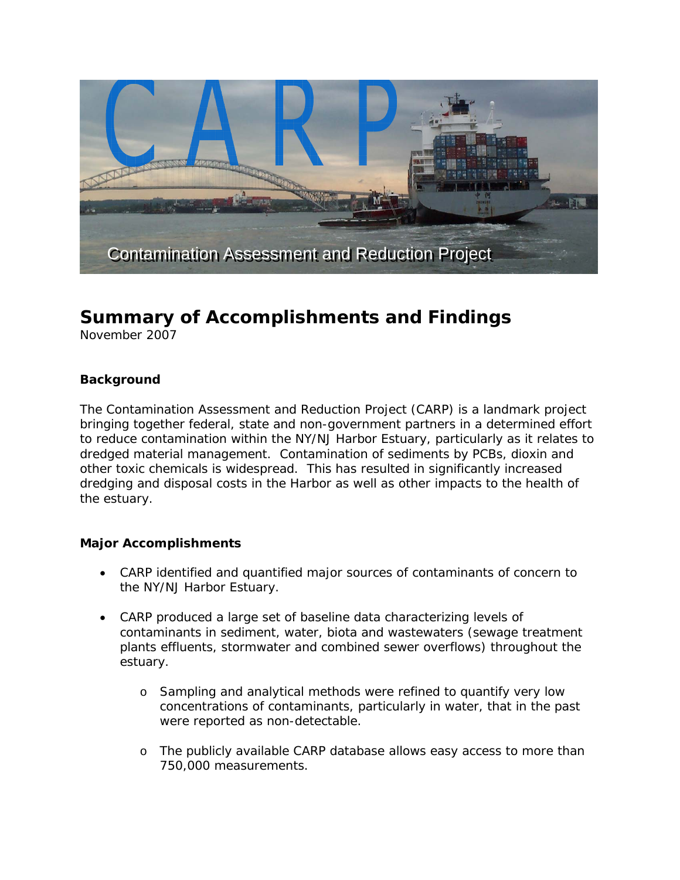# CARP

Contamination Assessment and Reduction Project

## Summary of Accomplishments and Findings

November 2007

### Background

The Contamination Assessment and Reduction Project (CARP) is a landmark project bringing together federal, state and non-government partners in a determined effort to reduce contamination within the NY/NJ Harbor Estuary, particularly as it relates to dredged material management. Contamination of sediments by PCBs, dioxin and other toxic chemicals is widespread. This has resulted in significantly increased dredging and disposal costs in the Harbor as well as other impacts to the health of the estuary.

### Major Accomplishments

- CARP identified and quantified major sources of contaminants of concern to the NY/NJ Harbor Estuary.
- CARP produced a large set of baseline data characterizing levels of contaminants in sediment, water, biota and wastewaters (sewage treatment plants effluents, stormwater and combined sewer overflows) throughout the estuary.
  - Sampling and analytical methods were refined to quantify very low concentrations of contaminants, particularly in water, that in the past were reported as non-detectable.
  - The publicly available CARP database allows easy access to more than 750,000 measurements.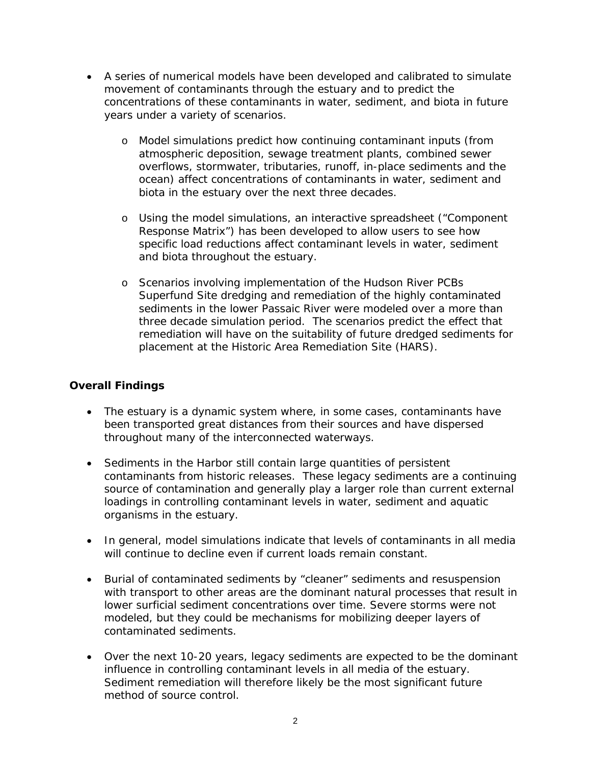- A series of numerical models have been developed and calibrated to simulate movement of contaminants through the estuary and to predict the concentrations of these contaminants in water, sediment, and biota in future years under a variety of scenarios.
    - Model simulations predict how continuing contaminant inputs (from atmospheric deposition, sewage treatment plants, combined sewer overflows, stormwater, tributaries, runoff, in-place sediments and the ocean) affect concentrations of contaminants in water, sediment and biota in the estuary over the next three decades.
    - Using the model simulations, an interactive spreadsheet ("Component Response Matrix") has been developed to allow users to see how specific load reductions affect contaminant levels in water, sediment and biota throughout the estuary.
    - Scenarios involving implementation of the Hudson River PCBs Superfund Site dredging and remediation of the highly contaminated sediments in the lower Passaic River were modeled over a more than three decade simulation period. The scenarios predict the effect that remediation will have on the suitability of future dredged sediments for placement at the Historic Area Remediation Site (HARS).

**Overall Findings**

- The estuary is a dynamic system where, in some cases, contaminants have been transported great distances from their sources and have dispersed throughout many of the interconnected waterways.
- Sediments in the Harbor still contain large quantities of persistent contaminants from historic releases. These legacy sediments are a continuing source of contamination and generally play a larger role than current external loadings in controlling contaminant levels in water, sediment and aquatic organisms in the estuary.
- In general, model simulations indicate that levels of contaminants in all media will continue to decline even if current loads remain constant.
- Burial of contaminated sediments by "cleaner" sediments and resuspension with transport to other areas are the dominant natural processes that result in lower surficial sediment concentrations over time. Severe storms were not modeled, but they could be mechanisms for mobilizing deeper layers of contaminated sediments.
- Over the next 10-20 years, legacy sediments are expected to be the dominant influence in controlling contaminant levels in all media of the estuary. Sediment remediation will therefore likely be the most significant future method of source control.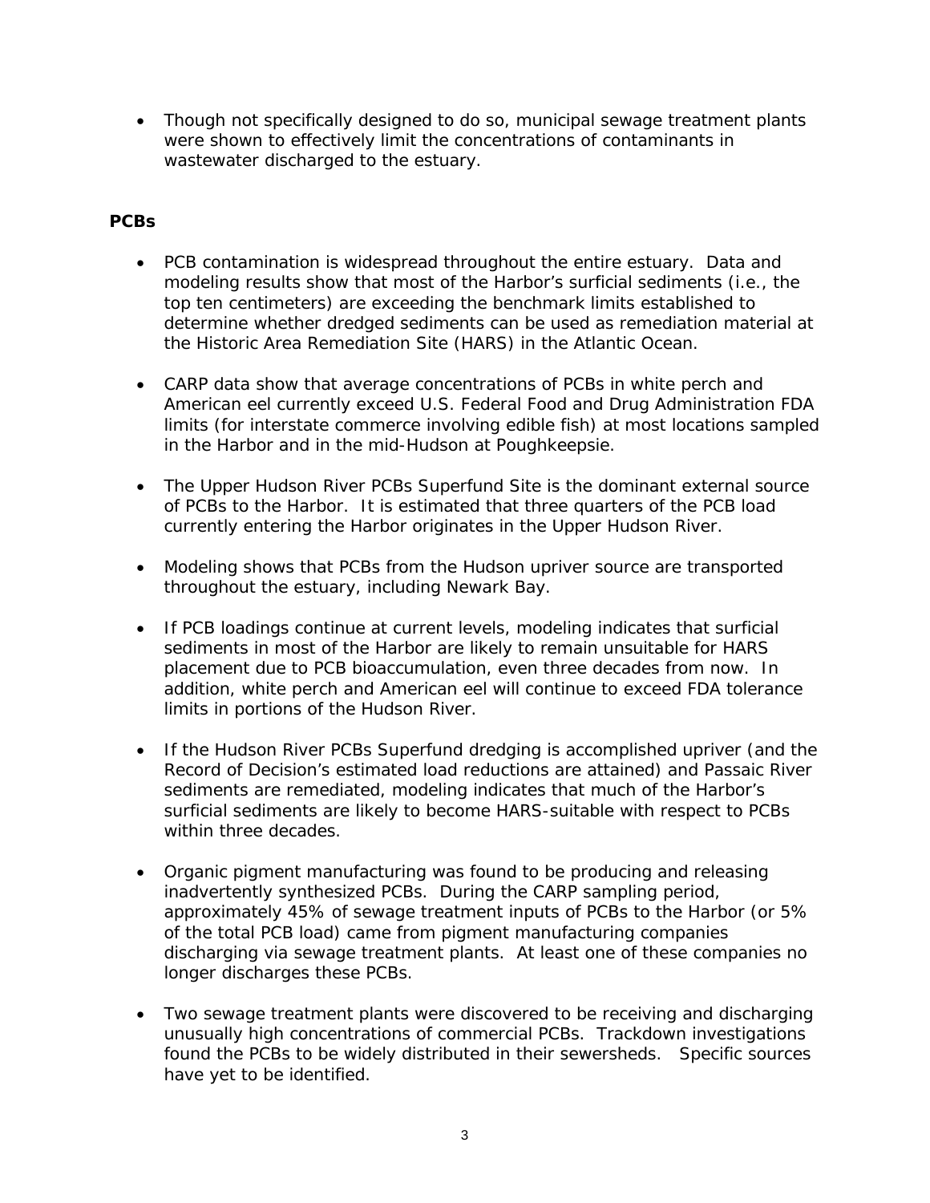- Though not specifically designed to do so, municipal sewage treatment plants were shown to effectively limit the concentrations of contaminants in wastewater discharged to the estuary.

**PCBs**

- PCB contamination is widespread throughout the entire estuary. Data and modeling results show that most of the Harbor's surficial sediments (i.e., the top ten centimeters) are exceeding the benchmark limits established to determine whether dredged sediments can be used as remediation material at the Historic Area Remediation Site (HARS) in the Atlantic Ocean.

- CARP data show that average concentrations of PCBs in white perch and American eel currently exceed U.S. Federal Food and Drug Administration FDA limits (for interstate commerce involving edible fish) at most locations sampled in the Harbor and in the mid-Hudson at Poughkeepsie.

- The Upper Hudson River PCBs Superfund Site is the dominant external source of PCBs to the Harbor. It is estimated that three quarters of the PCB load currently entering the Harbor originates in the Upper Hudson River.

- Modeling shows that PCBs from the Hudson upriver source are transported throughout the estuary, including Newark Bay.

- If PCB loadings continue at current levels, modeling indicates that surficial sediments in most of the Harbor are likely to remain unsuitable for HARS placement due to PCB bioaccumulation, even three decades from now. In addition, white perch and American eel will continue to exceed FDA tolerance limits in portions of the Hudson River.

- If the Hudson River PCBs Superfund dredging is accomplished upriver (and the Record of Decision's estimated load reductions are attained) and Passaic River sediments are remediated, modeling indicates that much of the Harbor's surficial sediments are likely to become HARS-suitable with respect to PCBs within three decades.

- Organic pigment manufacturing was found to be producing and releasing inadvertently synthesized PCBs. During the CARP sampling period, approximately 45% of sewage treatment inputs of PCBs to the Harbor (or 5% of the total PCB load) came from pigment manufacturing companies discharging via sewage treatment plants. At least one of these companies no longer discharges these PCBs.

- Two sewage treatment plants were discovered to be receiving and discharging unusually high concentrations of commercial PCBs. Trackdown investigations found the PCBs to be widely distributed in their sewersheds. Specific sources have yet to be identified.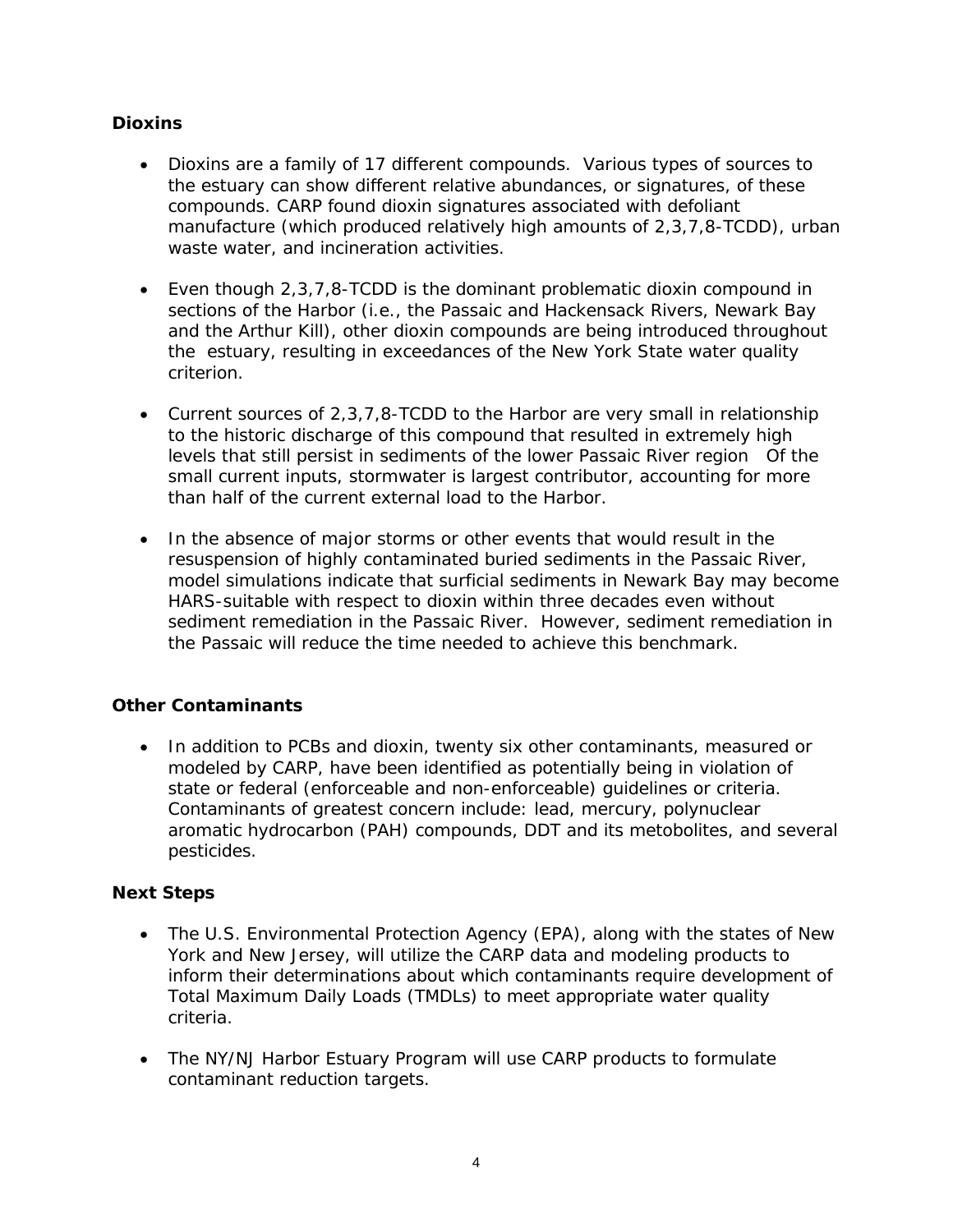### Dioxins

- Dioxins are a family of 17 different compounds. Various types of sources to the estuary can show different relative abundances, or signatures, of these compounds. CARP found dioxin signatures associated with defoliant manufacture (which produced relatively high amounts of 2,3,7,8-TCDD), urban waste water, and incineration activities.

- Even though 2,3,7,8-TCDD is the dominant problematic dioxin compound in sections of the Harbor (i.e., the Passaic and Hackensack Rivers, Newark Bay and the Arthur Kill), other dioxin compounds are being introduced throughout the estuary, resulting in exceedances of the New York State water quality criterion.

- Current sources of 2,3,7,8-TCDD to the Harbor are very small in relationship to the historic discharge of this compound that resulted in extremely high levels that still persist in sediments of the lower Passaic River region Of the small current inputs, stormwater is largest contributor, accounting for more than half of the current external load to the Harbor.

- In the absence of major storms or other events that would result in the resuspension of highly contaminated buried sediments in the Passaic River, model simulations indicate that surficial sediments in Newark Bay may become HARS-suitable with respect to dioxin within three decades even without sediment remediation in the Passaic River. However, sediment remediation in the Passaic will reduce the time needed to achieve this benchmark.

### Other Contaminants

- In addition to PCBs and dioxin, twenty six other contaminants, measured or modeled by CARP, have been identified as potentially being in violation of state or federal (enforceable and non-enforceable) guidelines or criteria. Contaminants of greatest concern include: lead, mercury, polynuclear aromatic hydrocarbon (PAH) compounds, DDT and its metobolites, and several pesticides.

### Next Steps

- The U.S. Environmental Protection Agency (EPA), along with the states of New York and New Jersey, will utilize the CARP data and modeling products to inform their determinations about which contaminants require development of Total Maximum Daily Loads (TMDLs) to meet appropriate water quality criteria.

- The NY/NJ Harbor Estuary Program will use CARP products to formulate contaminant reduction targets.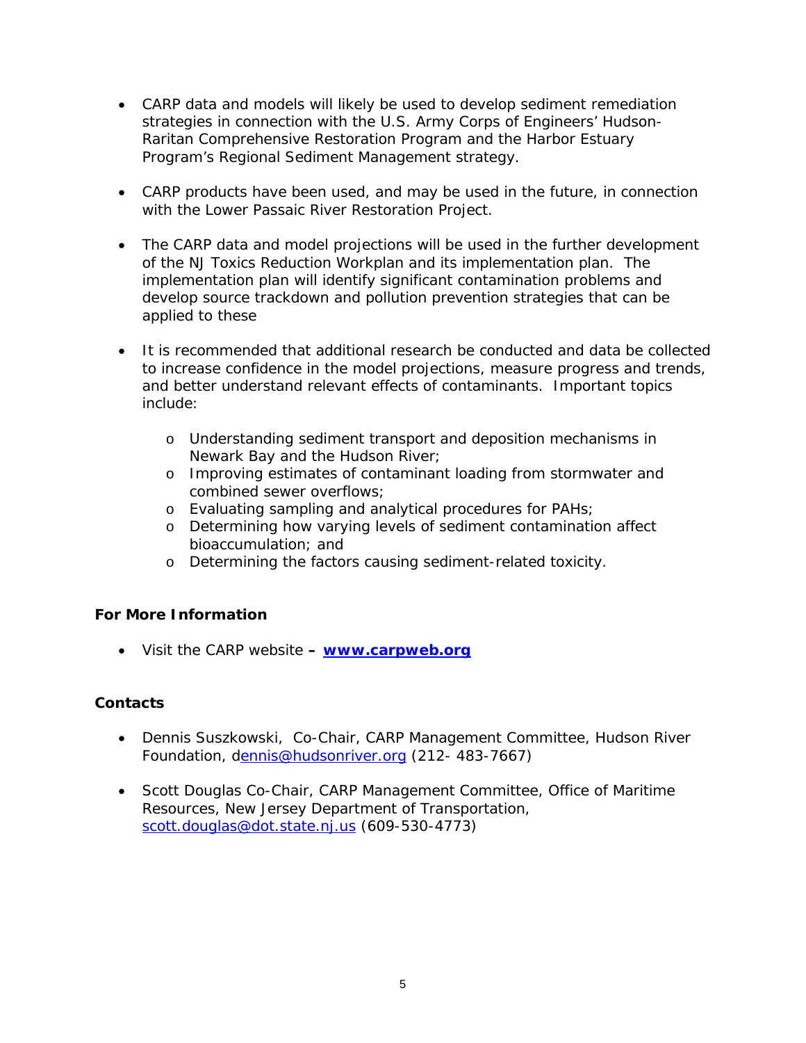- CARP data and models will likely be used to develop sediment remediation strategies in connection with the U.S. Army Corps of Engineers' Hudson-Raritan Comprehensive Restoration Program and the Harbor Estuary Program's Regional Sediment Management strategy.

- CARP products have been used, and may be used in the future, in connection with the Lower Passaic River Restoration Project.

- The CARP data and model projections will be used in the further development of the NJ Toxics Reduction Workplan and its implementation plan. The implementation plan will identify significant contamination problems and develop source trackdown and pollution prevention strategies that can be applied to these

- It is recommended that additional research be conducted and data be collected to increase confidence in the model projections, measure progress and trends, and better understand relevant effects of contaminants. Important topics include:

    - Understanding sediment transport and deposition mechanisms in Newark Bay and the Hudson River;
    - Improving estimates of contaminant loading from stormwater and combined sewer overflows;
    - Evaluating sampling and analytical procedures for PAHs;
    - Determining how varying levels of sediment contamination affect bioaccumulation; and
    - Determining the factors causing sediment-related toxicity.

**For More Information**

- Visit the CARP website **– [www.carpweb.org](http://www.carpweb.org)**

**Contacts**

- Dennis Suszkowski, Co-Chair, CARP Management Committee, Hudson River Foundation, dennis@hudsonriver.org (212- 483-7667)

- Scott Douglas Co-Chair, CARP Management Committee, Office of Maritime Resources, New Jersey Department of Transportation, scott.douglas@dot.state.nj.us (609-530-4773)